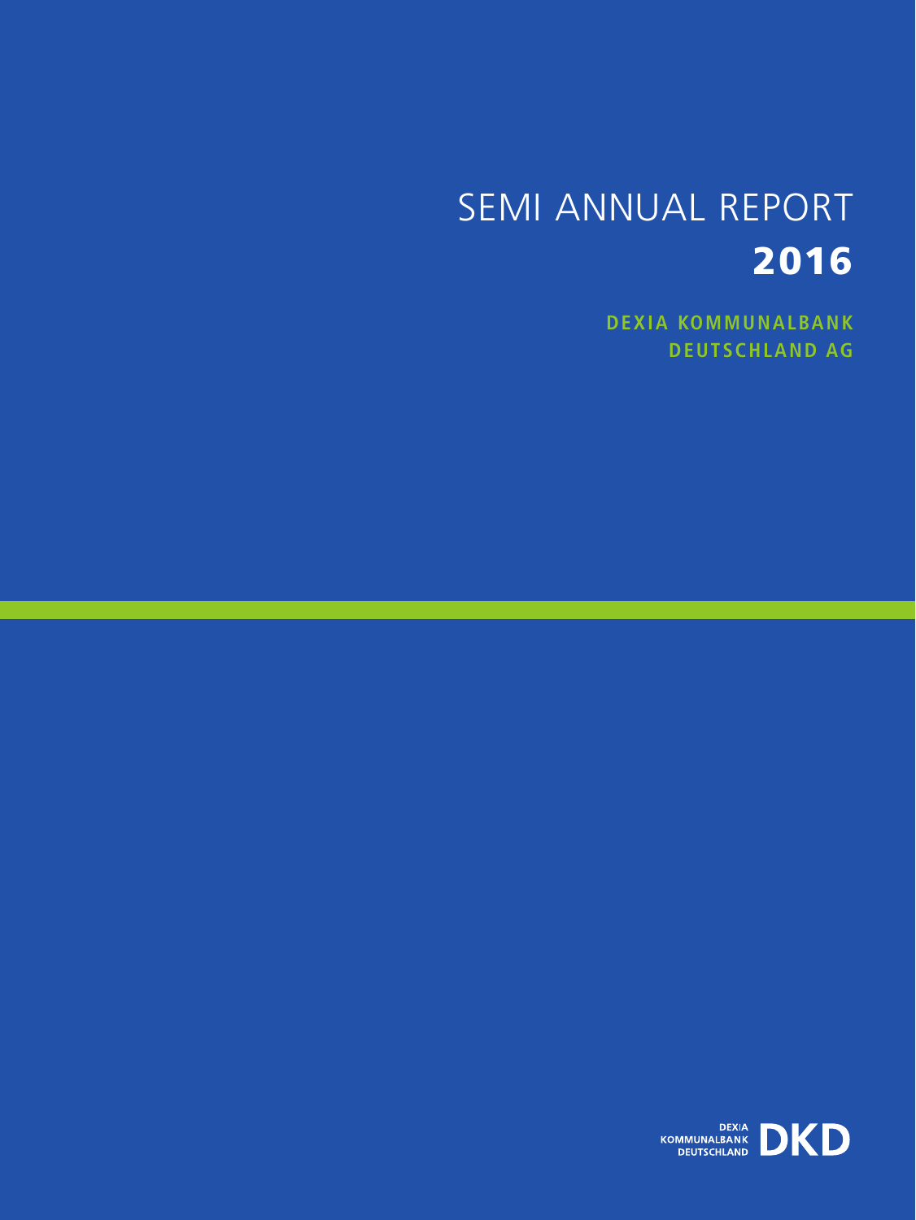# SEMI ANNUAL REPORT
# 2016

**DEXIA KOMMUNALBANK DEUTSCHLAND AG**

DEXIA KOMMUNALBANK DEUTSCHLAND DKD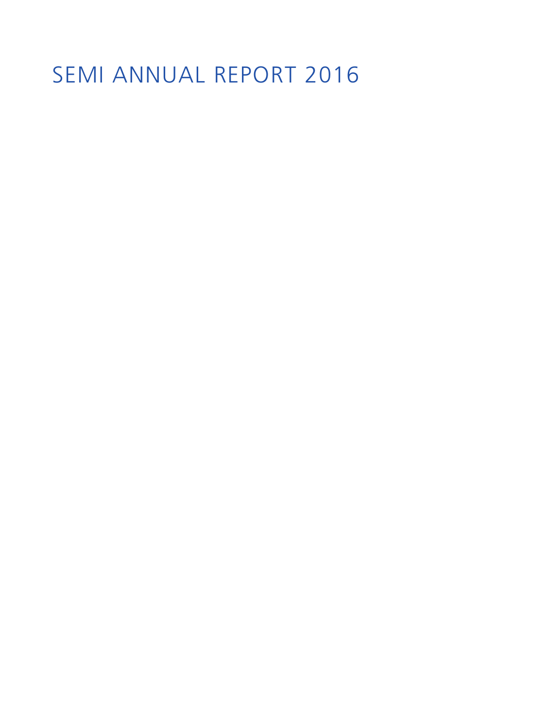# SEMI ANNUAL REPORT 2016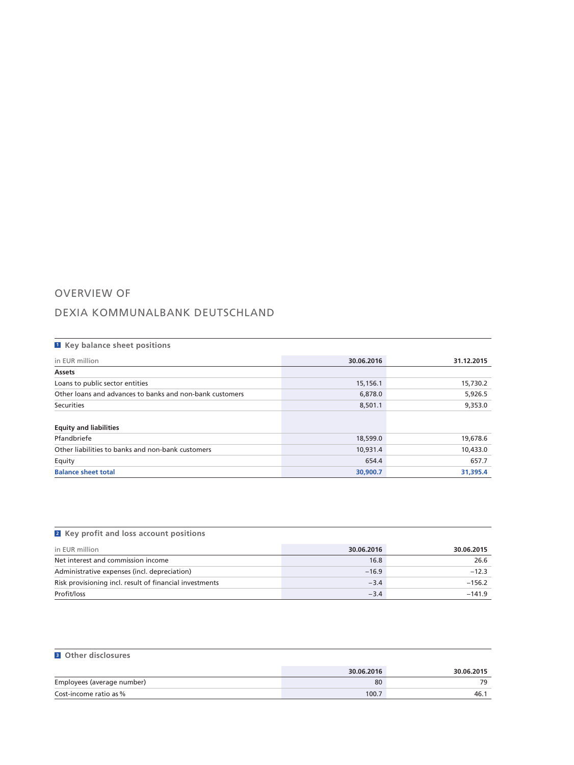# OVERVIEW OF DEXIA KOMMUNALBANK DEUTSCHLAND

**1 Key balance sheet positions**

| in EUR million | 30.06.2016 | 31.12.2015 |
|---|---|---|
| **Assets** | | |
| Loans to public sector entities | 15,156.1 | 15,730.2 |
| Other loans and advances to banks and non-bank customers | 6,878.0 | 5,926.5 |
| Securities | 8,501.1 | 9,353.0 |
| | | |
| **Equity and liabilities** | | |
| Pfandbriefe | 18,599.0 | 19,678.6 |
| Other liabilities to banks and non-bank customers | 10,931.4 | 10,433.0 |
| Equity | 654.4 | 657.7 |
| **Balance sheet total** | **30,900.7** | **31,395.4** |

**2 Key profit and loss account positions**

| in EUR million | 30.06.2016 | 30.06.2015 |
|---|---|---|
| Net interest and commission income | 16.8 | 26.6 |
| Administrative expenses (incl. depreciation) | −16.9 | −12.3 |
| Risk provisioning incl. result of financial investments | −3.4 | −156.2 |
| Profit/loss | −3.4 | −141.9 |

**3 Other disclosures**

| | 30.06.2016 | 30.06.2015 |
|---|---|---|
| Employees (average number) | 80 | 79 |
| Cost-income ratio as % | 100.7 | 46.1 |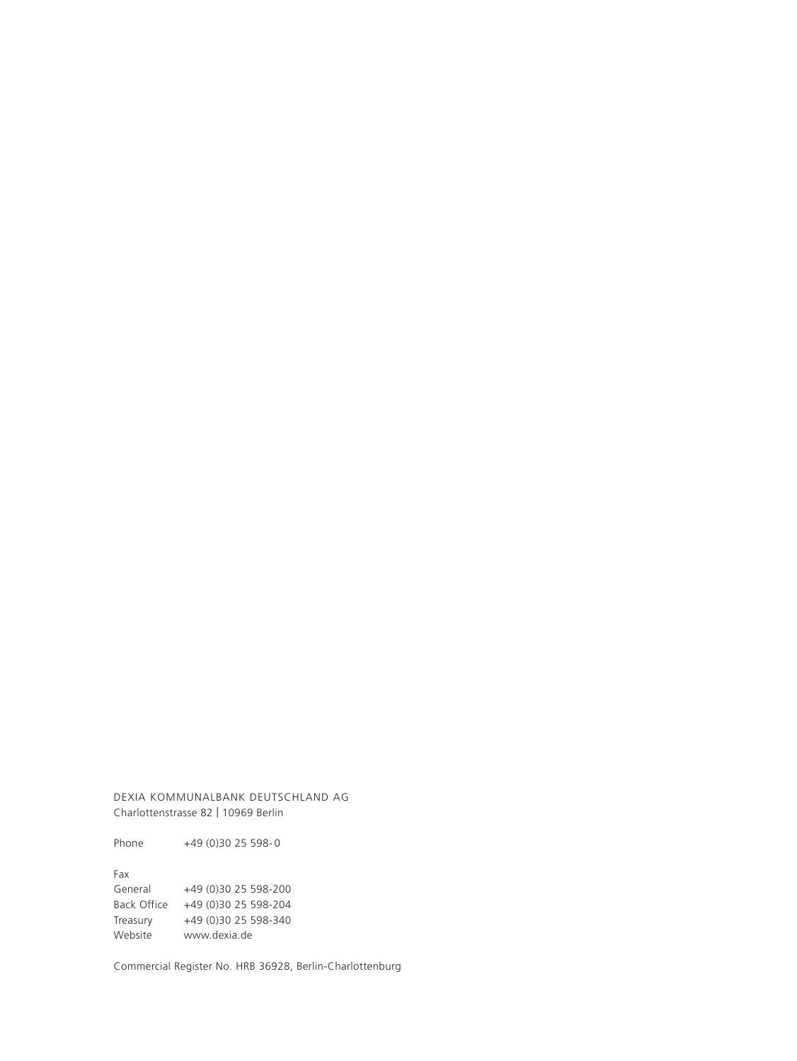DEXIA KOMMUNALBANK DEUTSCHLAND AG

Charlottenstrasse 82 | 10969 Berlin

Phone +49 (0)30 25 598-0

Fax

General +49 (0)30 25 598-200

Back Office +49 (0)30 25 598-204

Treasury +49 (0)30 25 598-340

Website www.dexia.de

Commercial Register No. HRB 36928, Berlin-Charlottenburg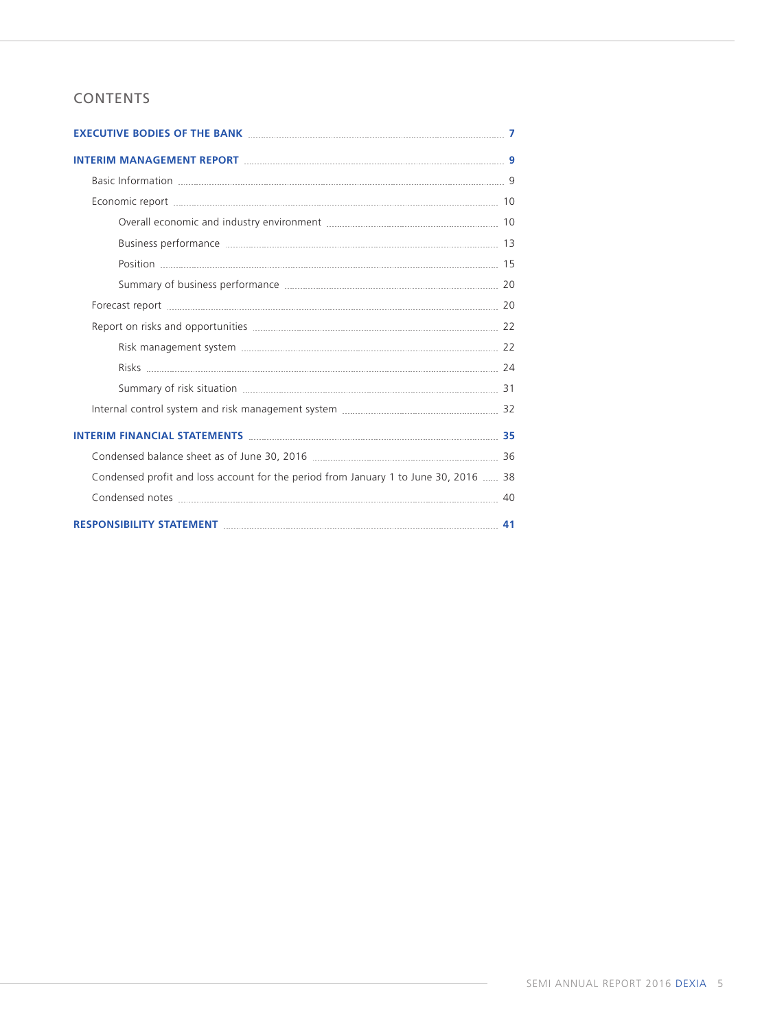## CONTENTS

**EXECUTIVE BODIES OF THE BANK** ..... **7**

**INTERIM MANAGEMENT REPORT** ..... **9**

- Basic Information ..... 9
- Economic report ..... 10
  - Overall economic and industry environment ..... 10
  - Business performance ..... 13
  - Position ..... 15
  - Summary of business performance ..... 20
- Forecast report ..... 20
- Report on risks and opportunities ..... 22
  - Risk management system ..... 22
  - Risks ..... 24
  - Summary of risk situation ..... 31
- Internal control system and risk management system ..... 32

**INTERIM FINANCIAL STATEMENTS** ..... **35**

- Condensed balance sheet as of June 30, 2016 ..... 36
- Condensed profit and loss account for the period from January 1 to June 30, 2016 ..... 38
- Condensed notes ..... 40

**RESPONSIBILITY STATEMENT** ..... **41**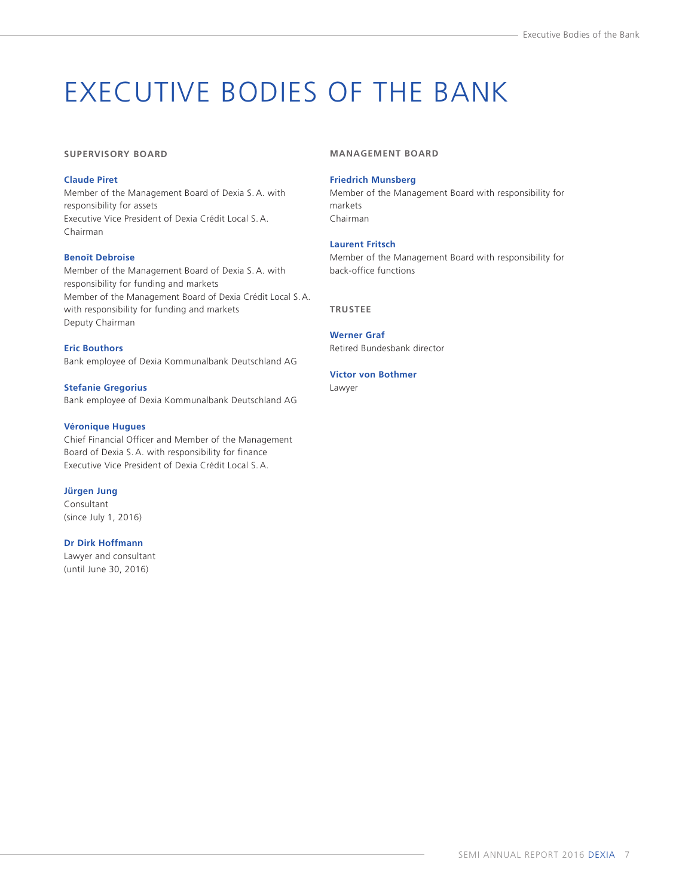# EXECUTIVE BODIES OF THE BANK

## SUPERVISORY BOARD

**Claude Piret**
Member of the Management Board of Dexia S. A. with responsibility for assets
Executive Vice President of Dexia Crédit Local S. A.
Chairman

**Benoît Debroise**
Member of the Management Board of Dexia S. A. with responsibility for funding and markets
Member of the Management Board of Dexia Crédit Local S. A. with responsibility for funding and markets
Deputy Chairman

**Eric Bouthors**
Bank employee of Dexia Kommunalbank Deutschland AG

**Stefanie Gregorius**
Bank employee of Dexia Kommunalbank Deutschland AG

**Véronique Hugues**
Chief Financial Officer and Member of the Management Board of Dexia S. A. with responsibility for finance
Executive Vice President of Dexia Crédit Local S. A.

**Jürgen Jung**
Consultant
(since July 1, 2016)

**Dr Dirk Hoffmann**
Lawyer and consultant
(until June 30, 2016)

## MANAGEMENT BOARD

**Friedrich Munsberg**
Member of the Management Board with responsibility for markets
Chairman

**Laurent Fritsch**
Member of the Management Board with responsibility for back-office functions

## TRUSTEE

**Werner Graf**
Retired Bundesbank director

**Victor von Bothmer**
Lawyer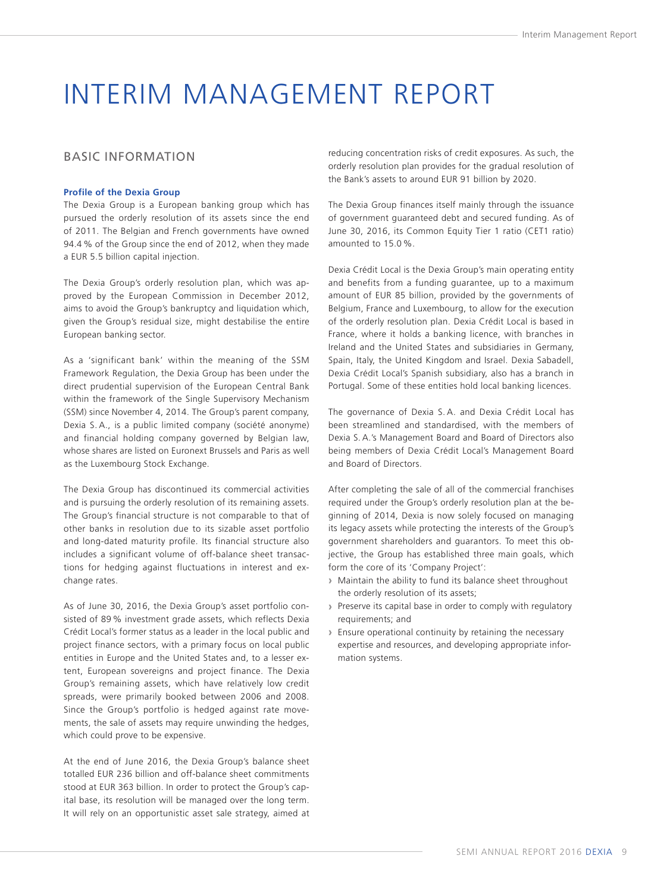# INTERIM MANAGEMENT REPORT

## BASIC INFORMATION

### Profile of the Dexia Group

The Dexia Group is a European banking group which has pursued the orderly resolution of its assets since the end of 2011. The Belgian and French governments have owned 94.4 % of the Group since the end of 2012, when they made a EUR 5.5 billion capital injection.

The Dexia Group's orderly resolution plan, which was approved by the European Commission in December 2012, aims to avoid the Group's bankruptcy and liquidation which, given the Group's residual size, might destabilise the entire European banking sector.

As a 'significant bank' within the meaning of the SSM Framework Regulation, the Dexia Group has been under the direct prudential supervision of the European Central Bank within the framework of the Single Supervisory Mechanism (SSM) since November 4, 2014. The Group's parent company, Dexia S.A., is a public limited company (société anonyme) and financial holding company governed by Belgian law, whose shares are listed on Euronext Brussels and Paris as well as the Luxembourg Stock Exchange.

The Dexia Group has discontinued its commercial activities and is pursuing the orderly resolution of its remaining assets. The Group's financial structure is not comparable to that of other banks in resolution due to its sizable asset portfolio and long-dated maturity profile. Its financial structure also includes a significant volume of off-balance sheet transactions for hedging against fluctuations in interest and exchange rates.

As of June 30, 2016, the Dexia Group's asset portfolio consisted of 89 % investment grade assets, which reflects Dexia Crédit Local's former status as a leader in the local public and project finance sectors, with a primary focus on local public entities in Europe and the United States and, to a lesser extent, European sovereigns and project finance. The Dexia Group's remaining assets, which have relatively low credit spreads, were primarily booked between 2006 and 2008. Since the Group's portfolio is hedged against rate movements, the sale of assets may require unwinding the hedges, which could prove to be expensive.

At the end of June 2016, the Dexia Group's balance sheet totalled EUR 236 billion and off-balance sheet commitments stood at EUR 363 billion. In order to protect the Group's capital base, its resolution will be managed over the long term. It will rely on an opportunistic asset sale strategy, aimed at reducing concentration risks of credit exposures. As such, the orderly resolution plan provides for the gradual resolution of the Bank's assets to around EUR 91 billion by 2020.

The Dexia Group finances itself mainly through the issuance of government guaranteed debt and secured funding. As of June 30, 2016, its Common Equity Tier 1 ratio (CET1 ratio) amounted to 15.0 %.

Dexia Crédit Local is the Dexia Group's main operating entity and benefits from a funding guarantee, up to a maximum amount of EUR 85 billion, provided by the governments of Belgium, France and Luxembourg, to allow for the execution of the orderly resolution plan. Dexia Crédit Local is based in France, where it holds a banking licence, with branches in Ireland and the United States and subsidiaries in Germany, Spain, Italy, the United Kingdom and Israel. Dexia Sabadell, Dexia Crédit Local's Spanish subsidiary, also has a branch in Portugal. Some of these entities hold local banking licences.

The governance of Dexia S.A. and Dexia Crédit Local has been streamlined and standardised, with the members of Dexia S.A.'s Management Board and Board of Directors also being members of Dexia Crédit Local's Management Board and Board of Directors.

After completing the sale of all of the commercial franchises required under the Group's orderly resolution plan at the beginning of 2014, Dexia is now solely focused on managing its legacy assets while protecting the interests of the Group's government shareholders and guarantors. To meet this objective, the Group has established three main goals, which form the core of its 'Company Project':

- Maintain the ability to fund its balance sheet throughout the orderly resolution of its assets;
- Preserve its capital base in order to comply with regulatory requirements; and
- Ensure operational continuity by retaining the necessary expertise and resources, and developing appropriate information systems.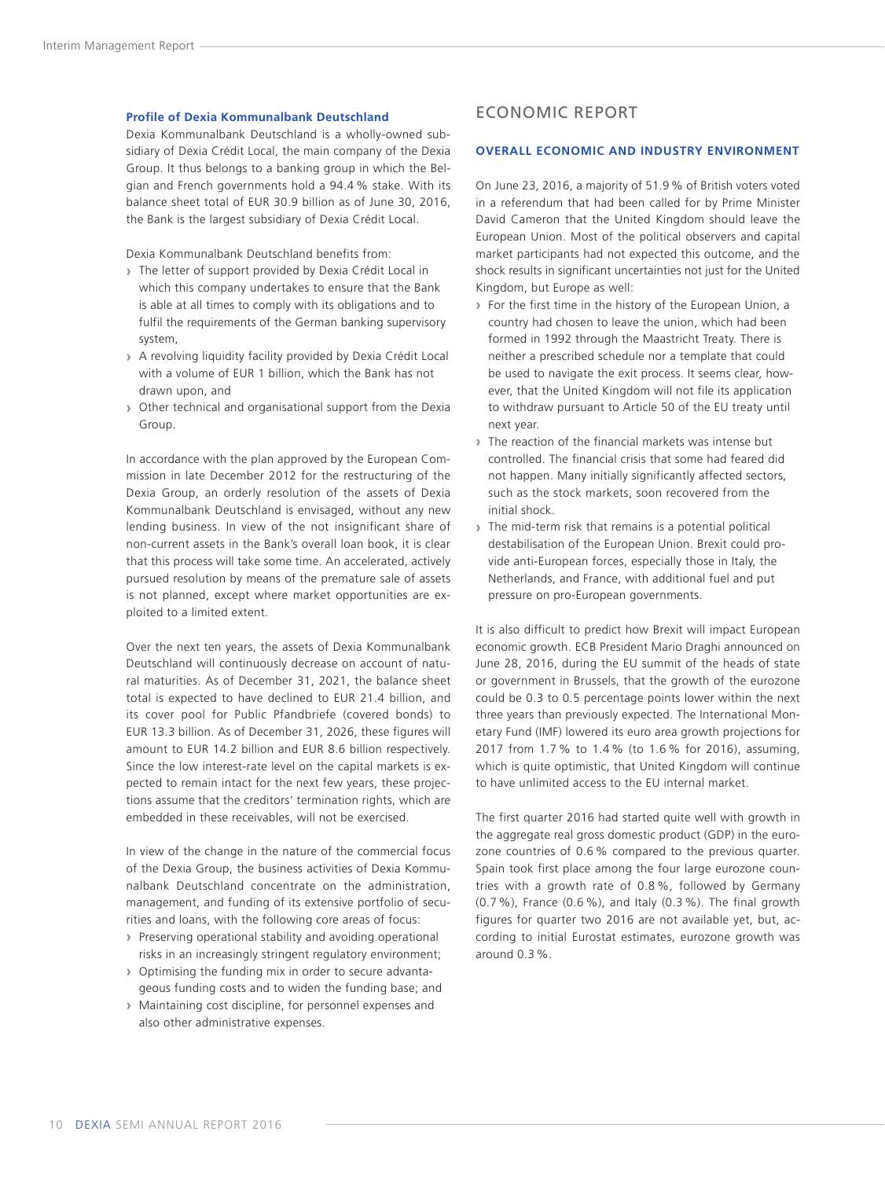### Profile of Dexia Kommunalbank Deutschland

Dexia Kommunalbank Deutschland is a wholly-owned subsidiary of Dexia Crédit Local, the main company of the Dexia Group. It thus belongs to a banking group in which the Belgian and French governments hold a 94.4 % stake. With its balance sheet total of EUR 30.9 billion as of June 30, 2016, the Bank is the largest subsidiary of Dexia Crédit Local.

Dexia Kommunalbank Deutschland benefits from:

- The letter of support provided by Dexia Crédit Local in which this company undertakes to ensure that the Bank is able at all times to comply with its obligations and to fulfil the requirements of the German banking supervisory system,
- A revolving liquidity facility provided by Dexia Crédit Local with a volume of EUR 1 billion, which the Bank has not drawn upon, and
- Other technical and organisational support from the Dexia Group.

In accordance with the plan approved by the European Commission in late December 2012 for the restructuring of the Dexia Group, an orderly resolution of the assets of Dexia Kommunalbank Deutschland is envisaged, without any new lending business. In view of the not insignificant share of non-current assets in the Bank's overall loan book, it is clear that this process will take some time. An accelerated, actively pursued resolution by means of the premature sale of assets is not planned, except where market opportunities are exploited to a limited extent.

Over the next ten years, the assets of Dexia Kommunalbank Deutschland will continuously decrease on account of natural maturities. As of December 31, 2021, the balance sheet total is expected to have declined to EUR 21.4 billion, and its cover pool for Public Pfandbriefe (covered bonds) to EUR 13.3 billion. As of December 31, 2026, these figures will amount to EUR 14.2 billion and EUR 8.6 billion respectively. Since the low interest-rate level on the capital markets is expected to remain intact for the next few years, these projections assume that the creditors' termination rights, which are embedded in these receivables, will not be exercised.

In view of the change in the nature of the commercial focus of the Dexia Group, the business activities of Dexia Kommunalbank Deutschland concentrate on the administration, management, and funding of its extensive portfolio of securities and loans, with the following core areas of focus:

- Preserving operational stability and avoiding operational risks in an increasingly stringent regulatory environment;
- Optimising the funding mix in order to secure advantageous funding costs and to widen the funding base; and
- Maintaining cost discipline, for personnel expenses and also other administrative expenses.

## ECONOMIC REPORT

### OVERALL ECONOMIC AND INDUSTRY ENVIRONMENT

On June 23, 2016, a majority of 51.9 % of British voters voted in a referendum that had been called for by Prime Minister David Cameron that the United Kingdom should leave the European Union. Most of the political observers and capital market participants had not expected this outcome, and the shock results in significant uncertainties not just for the United Kingdom, but Europe as well:

- For the first time in the history of the European Union, a country had chosen to leave the union, which had been formed in 1992 through the Maastricht Treaty. There is neither a prescribed schedule nor a template that could be used to navigate the exit process. It seems clear, however, that the United Kingdom will not file its application to withdraw pursuant to Article 50 of the EU treaty until next year.
- The reaction of the financial markets was intense but controlled. The financial crisis that some had feared did not happen. Many initially significantly affected sectors, such as the stock markets, soon recovered from the initial shock.
- The mid-term risk that remains is a potential political destabilisation of the European Union. Brexit could provide anti-European forces, especially those in Italy, the Netherlands, and France, with additional fuel and put pressure on pro-European governments.

It is also difficult to predict how Brexit will impact European economic growth. ECB President Mario Draghi announced on June 28, 2016, during the EU summit of the heads of state or government in Brussels, that the growth of the eurozone could be 0.3 to 0.5 percentage points lower within the next three years than previously expected. The International Monetary Fund (IMF) lowered its euro area growth projections for 2017 from 1.7 % to 1.4 % (to 1.6 % for 2016), assuming, which is quite optimistic, that United Kingdom will continue to have unlimited access to the EU internal market.

The first quarter 2016 had started quite well with growth in the aggregate real gross domestic product (GDP) in the eurozone countries of 0.6 % compared to the previous quarter. Spain took first place among the four large eurozone countries with a growth rate of 0.8 %, followed by Germany (0.7 %), France (0.6 %), and Italy (0.3 %). The final growth figures for quarter two 2016 are not available yet, but, according to initial Eurostat estimates, eurozone growth was around 0.3 %.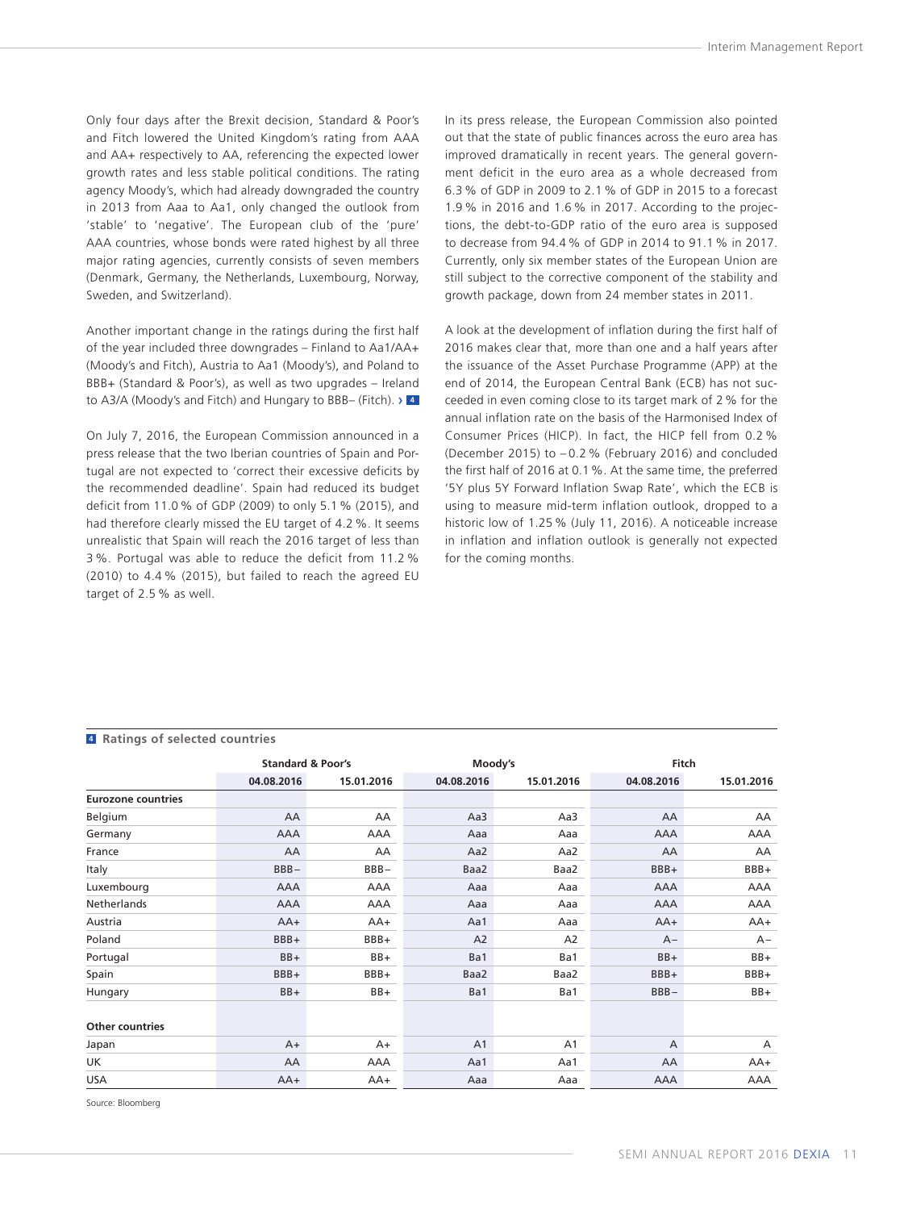Only four days after the Brexit decision, Standard & Poor's and Fitch lowered the United Kingdom's rating from AAA and AA+ respectively to AA, referencing the expected lower growth rates and less stable political conditions. The rating agency Moody's, which had already downgraded the country in 2013 from Aaa to Aa1, only changed the outlook from 'stable' to 'negative'. The European club of the 'pure' AAA countries, whose bonds were rated highest by all three major rating agencies, currently consists of seven members (Denmark, Germany, the Netherlands, Luxembourg, Norway, Sweden, and Switzerland).

Another important change in the ratings during the first half of the year included three downgrades – Finland to Aa1/AA+ (Moody's and Fitch), Austria to Aa1 (Moody's), and Poland to BBB+ (Standard & Poor's), as well as two upgrades – Ireland to A3/A (Moody's and Fitch) and Hungary to BBB– (Fitch). › 4

On July 7, 2016, the European Commission announced in a press release that the two Iberian countries of Spain and Portugal are not expected to 'correct their excessive deficits by the recommended deadline'. Spain had reduced its budget deficit from 11.0 % of GDP (2009) to only 5.1 % (2015), and had therefore clearly missed the EU target of 4.2 %. It seems unrealistic that Spain will reach the 2016 target of less than 3 %. Portugal was able to reduce the deficit from 11.2 % (2010) to 4.4 % (2015), but failed to reach the agreed EU target of 2.5 % as well.

In its press release, the European Commission also pointed out that the state of public finances across the euro area has improved dramatically in recent years. The general government deficit in the euro area as a whole decreased from 6.3 % of GDP in 2009 to 2.1 % of GDP in 2015 to a forecast 1.9 % in 2016 and 1.6 % in 2017. According to the projections, the debt-to-GDP ratio of the euro area is supposed to decrease from 94.4 % of GDP in 2014 to 91.1 % in 2017. Currently, only six member states of the European Union are still subject to the corrective component of the stability and growth package, down from 24 member states in 2011.

A look at the development of inflation during the first half of 2016 makes clear that, more than one and a half years after the issuance of the Asset Purchase Programme (APP) at the end of 2014, the European Central Bank (ECB) has not succeeded in even coming close to its target mark of 2 % for the annual inflation rate on the basis of the Harmonised Index of Consumer Prices (HICP). In fact, the HICP fell from 0.2 % (December 2015) to –0.2 % (February 2016) and concluded the first half of 2016 at 0.1 %. At the same time, the preferred '5Y plus 5Y Forward Inflation Swap Rate', which the ECB is using to measure mid-term inflation outlook, dropped to a historic low of 1.25 % (July 11, 2016). A noticeable increase in inflation and inflation outlook is generally not expected for the coming months.

**4 Ratings of selected countries**

| | Standard & Poor's | | Moody's | | Fitch | |
|---|---|---|---|---|---|---|
| | 04.08.2016 | 15.01.2016 | 04.08.2016 | 15.01.2016 | 04.08.2016 | 15.01.2016 |
| **Eurozone countries** | | | | | | |
| Belgium | AA | AA | Aa3 | Aa3 | AA | AA |
| Germany | AAA | AAA | Aaa | Aaa | AAA | AAA |
| France | AA | AA | Aa2 | Aa2 | AA | AA |
| Italy | BBB– | BBB– | Baa2 | Baa2 | BBB+ | BBB+ |
| Luxembourg | AAA | AAA | Aaa | Aaa | AAA | AAA |
| Netherlands | AAA | AAA | Aaa | Aaa | AAA | AAA |
| Austria | AA+ | AA+ | Aa1 | Aaa | AA+ | AA+ |
| Poland | BBB+ | BBB+ | A2 | A2 | A– | A– |
| Portugal | BB+ | BB+ | Ba1 | Ba1 | BB+ | BB+ |
| Spain | BBB+ | BBB+ | Baa2 | Baa2 | BBB+ | BBB+ |
| Hungary | BB+ | BB+ | Ba1 | Ba1 | BBB– | BB+ |
| **Other countries** | | | | | | |
| Japan | A+ | A+ | A1 | A1 | A | A |
| UK | AA | AAA | Aa1 | Aa1 | AA | AA+ |
| USA | AA+ | AA+ | Aaa | Aaa | AAA | AAA |

Source: Bloomberg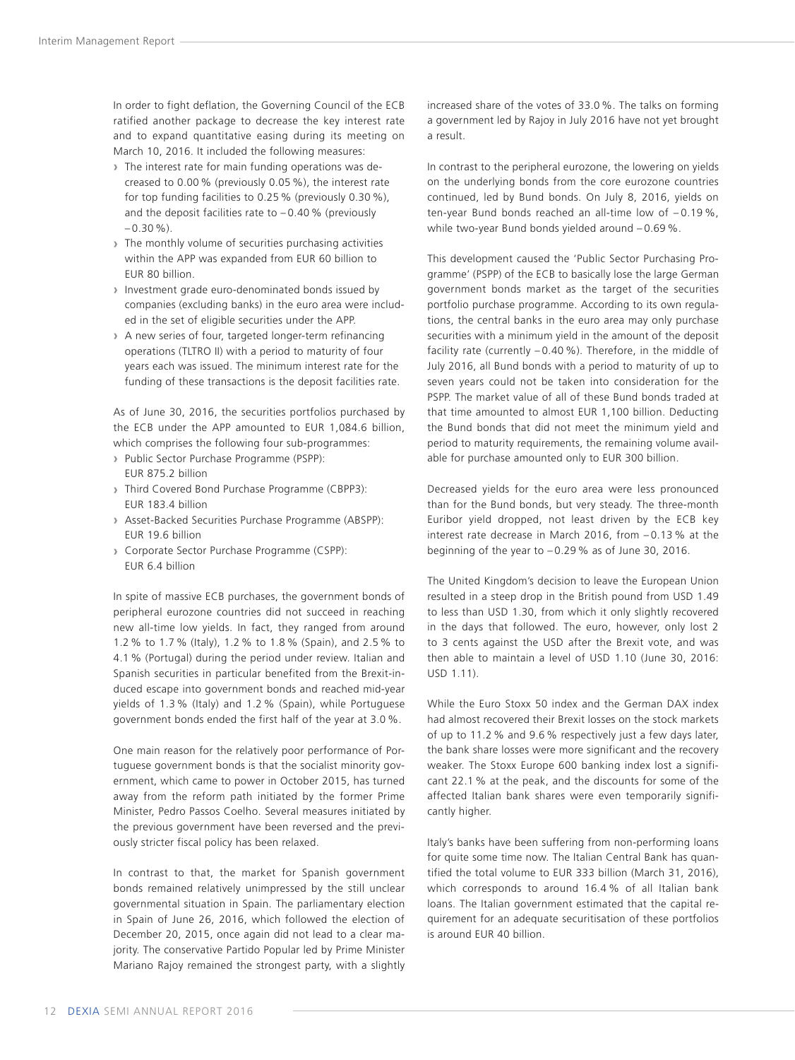In order to fight deflation, the Governing Council of the ECB ratified another package to decrease the key interest rate and to expand quantitative easing during its meeting on March 10, 2016. It included the following measures:

- The interest rate for main funding operations was decreased to 0.00 % (previously 0.05 %), the interest rate for top funding facilities to 0.25 % (previously 0.30 %), and the deposit facilities rate to – 0.40 % (previously – 0.30 %).
- The monthly volume of securities purchasing activities within the APP was expanded from EUR 60 billion to EUR 80 billion.
- Investment grade euro-denominated bonds issued by companies (excluding banks) in the euro area were included in the set of eligible securities under the APP.
- A new series of four, targeted longer-term refinancing operations (TLTRO II) with a period to maturity of four years each was issued. The minimum interest rate for the funding of these transactions is the deposit facilities rate.

As of June 30, 2016, the securities portfolios purchased by the ECB under the APP amounted to EUR 1,084.6 billion, which comprises the following four sub-programmes:

- Public Sector Purchase Programme (PSPP): EUR 875.2 billion
- Third Covered Bond Purchase Programme (CBPP3): EUR 183.4 billion
- Asset-Backed Securities Purchase Programme (ABSPP): EUR 19.6 billion
- Corporate Sector Purchase Programme (CSPP): EUR 6.4 billion

In spite of massive ECB purchases, the government bonds of peripheral eurozone countries did not succeed in reaching new all-time low yields. In fact, they ranged from around 1.2 % to 1.7 % (Italy), 1.2 % to 1.8 % (Spain), and 2.5 % to 4.1 % (Portugal) during the period under review. Italian and Spanish securities in particular benefited from the Brexit-induced escape into government bonds and reached mid-year yields of 1.3 % (Italy) and 1.2 % (Spain), while Portuguese government bonds ended the first half of the year at 3.0 %.

One main reason for the relatively poor performance of Portuguese government bonds is that the socialist minority government, which came to power in October 2015, has turned away from the reform path initiated by the former Prime Minister, Pedro Passos Coelho. Several measures initiated by the previous government have been reversed and the previously stricter fiscal policy has been relaxed.

In contrast to that, the market for Spanish government bonds remained relatively unimpressed by the still unclear governmental situation in Spain. The parliamentary election in Spain of June 26, 2016, which followed the election of December 20, 2015, once again did not lead to a clear majority. The conservative Partido Popular led by Prime Minister Mariano Rajoy remained the strongest party, with a slightly increased share of the votes of 33.0 %. The talks on forming a government led by Rajoy in July 2016 have not yet brought a result.

In contrast to the peripheral eurozone, the lowering on yields on the underlying bonds from the core eurozone countries continued, led by Bund bonds. On July 8, 2016, yields on ten-year Bund bonds reached an all-time low of – 0.19 %, while two-year Bund bonds yielded around – 0.69 %.

This development caused the 'Public Sector Purchasing Programme' (PSPP) of the ECB to basically lose the large German government bonds market as the target of the securities portfolio purchase programme. According to its own regulations, the central banks in the euro area may only purchase securities with a minimum yield in the amount of the deposit facility rate (currently – 0.40 %). Therefore, in the middle of July 2016, all Bund bonds with a period to maturity of up to seven years could not be taken into consideration for the PSPP. The market value of all of these Bund bonds traded at that time amounted to almost EUR 1,100 billion. Deducting the Bund bonds that did not meet the minimum yield and period to maturity requirements, the remaining volume available for purchase amounted only to EUR 300 billion.

Decreased yields for the euro area were less pronounced than for the Bund bonds, but very steady. The three-month Euribor yield dropped, not least driven by the ECB key interest rate decrease in March 2016, from – 0.13 % at the beginning of the year to – 0.29 % as of June 30, 2016.

The United Kingdom's decision to leave the European Union resulted in a steep drop in the British pound from USD 1.49 to less than USD 1.30, from which it only slightly recovered in the days that followed. The euro, however, only lost 2 to 3 cents against the USD after the Brexit vote, and was then able to maintain a level of USD 1.10 (June 30, 2016: USD 1.11).

While the Euro Stoxx 50 index and the German DAX index had almost recovered their Brexit losses on the stock markets of up to 11.2 % and 9.6 % respectively just a few days later, the bank share losses were more significant and the recovery weaker. The Stoxx Europe 600 banking index lost a significant 22.1 % at the peak, and the discounts for some of the affected Italian bank shares were even temporarily significantly higher.

Italy's banks have been suffering from non-performing loans for quite some time now. The Italian Central Bank has quantified the total volume to EUR 333 billion (March 31, 2016), which corresponds to around 16.4 % of all Italian bank loans. The Italian government estimated that the capital requirement for an adequate securitisation of these portfolios is around EUR 40 billion.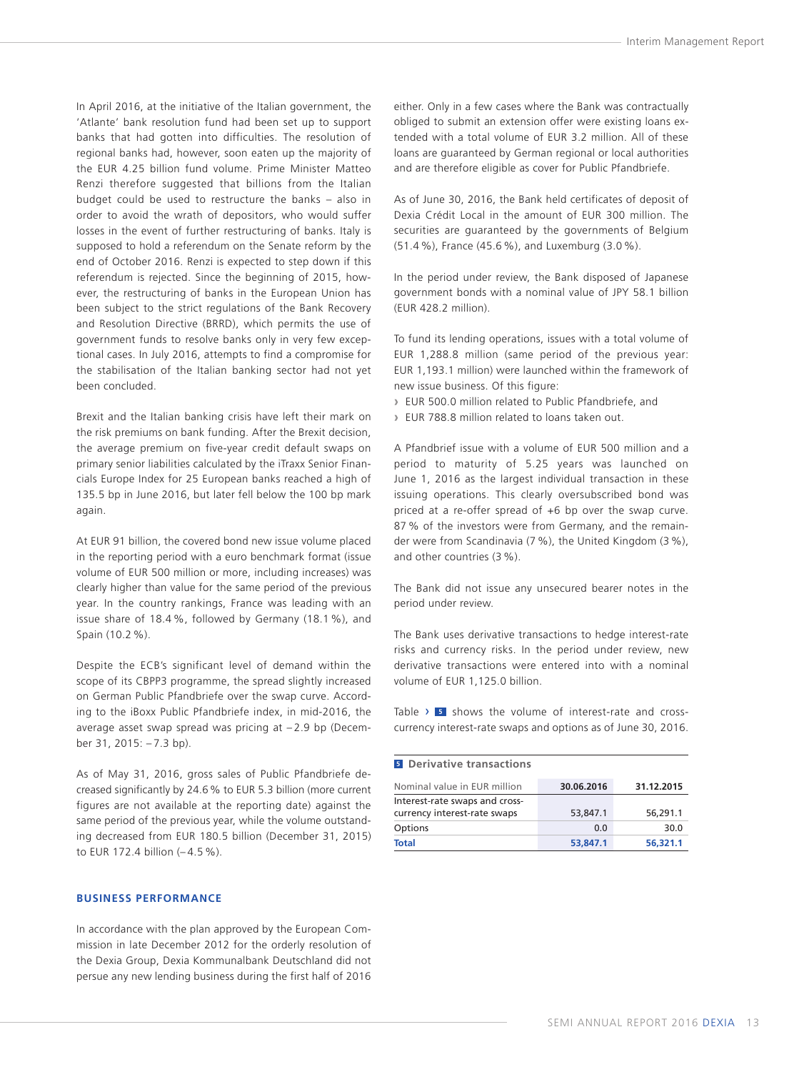In April 2016, at the initiative of the Italian government, the 'Atlante' bank resolution fund had been set up to support banks that had gotten into difficulties. The resolution of regional banks had, however, soon eaten up the majority of the EUR 4.25 billion fund volume. Prime Minister Matteo Renzi therefore suggested that billions from the Italian budget could be used to restructure the banks – also in order to avoid the wrath of depositors, who would suffer losses in the event of further restructuring of banks. Italy is supposed to hold a referendum on the Senate reform by the end of October 2016. Renzi is expected to step down if this referendum is rejected. Since the beginning of 2015, however, the restructuring of banks in the European Union has been subject to the strict regulations of the Bank Recovery and Resolution Directive (BRRD), which permits the use of government funds to resolve banks only in very few exceptional cases. In July 2016, attempts to find a compromise for the stabilisation of the Italian banking sector had not yet been concluded.

Brexit and the Italian banking crisis have left their mark on the risk premiums on bank funding. After the Brexit decision, the average premium on five-year credit default swaps on primary senior liabilities calculated by the iTraxx Senior Financials Europe Index for 25 European banks reached a high of 135.5 bp in June 2016, but later fell below the 100 bp mark again.

At EUR 91 billion, the covered bond new issue volume placed in the reporting period with a euro benchmark format (issue volume of EUR 500 million or more, including increases) was clearly higher than value for the same period of the previous year. In the country rankings, France was leading with an issue share of 18.4 %, followed by Germany (18.1 %), and Spain (10.2 %).

Despite the ECB's significant level of demand within the scope of its CBPP3 programme, the spread slightly increased on German Public Pfandbriefe over the swap curve. According to the iBoxx Public Pfandbriefe index, in mid-2016, the average asset swap spread was pricing at −2.9 bp (December 31, 2015: −7.3 bp).

As of May 31, 2016, gross sales of Public Pfandbriefe decreased significantly by 24.6 % to EUR 5.3 billion (more current figures are not available at the reporting date) against the same period of the previous year, while the volume outstanding decreased from EUR 180.5 billion (December 31, 2015) to EUR 172.4 billion (−4.5 %).

## BUSINESS PERFORMANCE

In accordance with the plan approved by the European Commission in late December 2012 for the orderly resolution of the Dexia Group, Dexia Kommunalbank Deutschland did not persue any new lending business during the first half of 2016 either. Only in a few cases where the Bank was contractually obliged to submit an extension offer were existing loans extended with a total volume of EUR 3.2 million. All of these loans are guaranteed by German regional or local authorities and are therefore eligible as cover for Public Pfandbriefe.

As of June 30, 2016, the Bank held certificates of deposit of Dexia Crédit Local in the amount of EUR 300 million. The securities are guaranteed by the governments of Belgium (51.4 %), France (45.6 %), and Luxemburg (3.0 %).

In the period under review, the Bank disposed of Japanese government bonds with a nominal value of JPY 58.1 billion (EUR 428.2 million).

To fund its lending operations, issues with a total volume of EUR 1,288.8 million (same period of the previous year: EUR 1,193.1 million) were launched within the framework of new issue business. Of this figure:

- EUR 500.0 million related to Public Pfandbriefe, and
- EUR 788.8 million related to loans taken out.

A Pfandbrief issue with a volume of EUR 500 million and a period to maturity of 5.25 years was launched on June 1, 2016 as the largest individual transaction in these issuing operations. This clearly oversubscribed bond was priced at a re-offer spread of +6 bp over the swap curve. 87 % of the investors were from Germany, and the remainder were from Scandinavia (7 %), the United Kingdom (3 %), and other countries (3 %).

The Bank did not issue any unsecured bearer notes in the period under review.

The Bank uses derivative transactions to hedge interest-rate risks and currency risks. In the period under review, new derivative transactions were entered into with a nominal volume of EUR 1,125.0 billion.

Table › 5 shows the volume of interest-rate and cross-currency interest-rate swaps and options as of June 30, 2016.

**5 Derivative transactions**

| Nominal value in EUR million | 30.06.2016 | 31.12.2015 |
|---|---|---|
| Interest-rate swaps and cross-currency interest-rate swaps | 53,847.1 | 56,291.1 |
| Options | 0.0 | 30.0 |
| **Total** | **53,847.1** | **56,321.1** |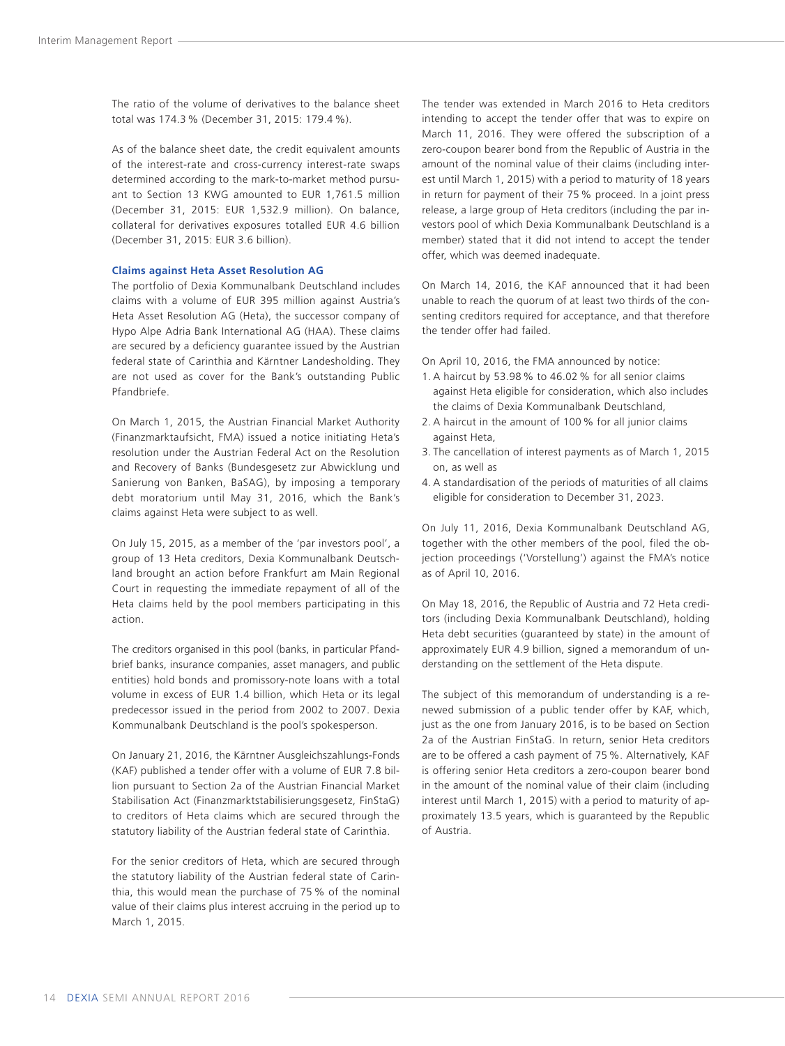The ratio of the volume of derivatives to the balance sheet total was 174.3 % (December 31, 2015: 179.4 %).

As of the balance sheet date, the credit equivalent amounts of the interest-rate and cross-currency interest-rate swaps determined according to the mark-to-market method pursuant to Section 13 KWG amounted to EUR 1,761.5 million (December 31, 2015: EUR 1,532.9 million). On balance, collateral for derivatives exposures totalled EUR 4.6 billion (December 31, 2015: EUR 3.6 billion).

### Claims against Heta Asset Resolution AG

The portfolio of Dexia Kommunalbank Deutschland includes claims with a volume of EUR 395 million against Austria's Heta Asset Resolution AG (Heta), the successor company of Hypo Alpe Adria Bank International AG (HAA). These claims are secured by a deficiency guarantee issued by the Austrian federal state of Carinthia and Kärntner Landesholding. They are not used as cover for the Bank's outstanding Public Pfandbriefe.

On March 1, 2015, the Austrian Financial Market Authority (Finanzmarktaufsicht, FMA) issued a notice initiating Heta's resolution under the Austrian Federal Act on the Resolution and Recovery of Banks (Bundesgesetz zur Abwicklung und Sanierung von Banken, BaSAG), by imposing a temporary debt moratorium until May 31, 2016, which the Bank's claims against Heta were subject to as well.

On July 15, 2015, as a member of the 'par investors pool', a group of 13 Heta creditors, Dexia Kommunalbank Deutschland brought an action before Frankfurt am Main Regional Court in requesting the immediate repayment of all of the Heta claims held by the pool members participating in this action.

The creditors organised in this pool (banks, in particular Pfandbrief banks, insurance companies, asset managers, and public entities) hold bonds and promissory-note loans with a total volume in excess of EUR 1.4 billion, which Heta or its legal predecessor issued in the period from 2002 to 2007. Dexia Kommunalbank Deutschland is the pool's spokesperson.

On January 21, 2016, the Kärntner Ausgleichszahlungs-Fonds (KAF) published a tender offer with a volume of EUR 7.8 billion pursuant to Section 2a of the Austrian Financial Market Stabilisation Act (Finanzmarktstabilisierungsgesetz, FinStaG) to creditors of Heta claims which are secured through the statutory liability of the Austrian federal state of Carinthia.

For the senior creditors of Heta, which are secured through the statutory liability of the Austrian federal state of Carinthia, this would mean the purchase of 75 % of the nominal value of their claims plus interest accruing in the period up to March 1, 2015.

The tender was extended in March 2016 to Heta creditors intending to accept the tender offer that was to expire on March 11, 2016. They were offered the subscription of a zero-coupon bearer bond from the Republic of Austria in the amount of the nominal value of their claims (including interest until March 1, 2015) with a period to maturity of 18 years in return for payment of their 75 % proceed. In a joint press release, a large group of Heta creditors (including the par investors pool of which Dexia Kommunalbank Deutschland is a member) stated that it did not intend to accept the tender offer, which was deemed inadequate.

On March 14, 2016, the KAF announced that it had been unable to reach the quorum of at least two thirds of the consenting creditors required for acceptance, and that therefore the tender offer had failed.

On April 10, 2016, the FMA announced by notice:

1. A haircut by 53.98 % to 46.02 % for all senior claims against Heta eligible for consideration, which also includes the claims of Dexia Kommunalbank Deutschland,
2. A haircut in the amount of 100 % for all junior claims against Heta,
3. The cancellation of interest payments as of March 1, 2015 on, as well as
4. A standardisation of the periods of maturities of all claims eligible for consideration to December 31, 2023.

On July 11, 2016, Dexia Kommunalbank Deutschland AG, together with the other members of the pool, filed the objection proceedings ('Vorstellung') against the FMA's notice as of April 10, 2016.

On May 18, 2016, the Republic of Austria and 72 Heta creditors (including Dexia Kommunalbank Deutschland), holding Heta debt securities (guaranteed by state) in the amount of approximately EUR 4.9 billion, signed a memorandum of understanding on the settlement of the Heta dispute.

The subject of this memorandum of understanding is a renewed submission of a public tender offer by KAF, which, just as the one from January 2016, is to be based on Section 2a of the Austrian FinStaG. In return, senior Heta creditors are to be offered a cash payment of 75 %. Alternatively, KAF is offering senior Heta creditors a zero-coupon bearer bond in the amount of the nominal value of their claim (including interest until March 1, 2015) with a period to maturity of approximately 13.5 years, which is guaranteed by the Republic of Austria.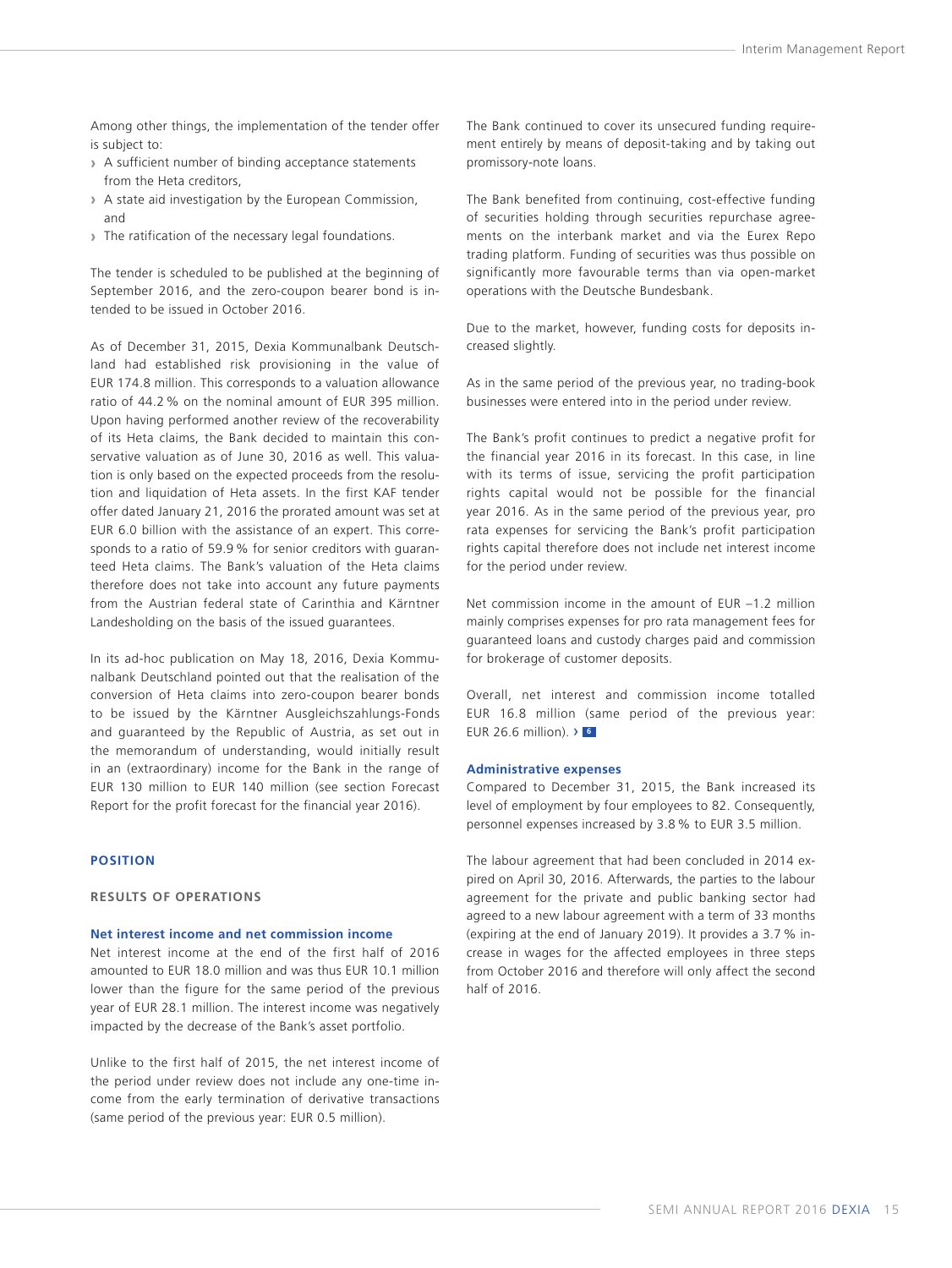Among other things, the implementation of the tender offer is subject to:

- A sufficient number of binding acceptance statements from the Heta creditors,
- A state aid investigation by the European Commission, and
- The ratification of the necessary legal foundations.

The tender is scheduled to be published at the beginning of September 2016, and the zero-coupon bearer bond is intended to be issued in October 2016.

As of December 31, 2015, Dexia Kommunalbank Deutschland had established risk provisioning in the value of EUR 174.8 million. This corresponds to a valuation allowance ratio of 44.2 % on the nominal amount of EUR 395 million. Upon having performed another review of the recoverability of its Heta claims, the Bank decided to maintain this conservative valuation as of June 30, 2016 as well. This valuation is only based on the expected proceeds from the resolution and liquidation of Heta assets. In the first KAF tender offer dated January 21, 2016 the prorated amount was set at EUR 6.0 billion with the assistance of an expert. This corresponds to a ratio of 59.9 % for senior creditors with guaranteed Heta claims. The Bank's valuation of the Heta claims therefore does not take into account any future payments from the Austrian federal state of Carinthia and Kärntner Landesholding on the basis of the issued guarantees.

In its ad-hoc publication on May 18, 2016, Dexia Kommunalbank Deutschland pointed out that the realisation of the conversion of Heta claims into zero-coupon bearer bonds to be issued by the Kärntner Ausgleichszahlungs-Fonds and guaranteed by the Republic of Austria, as set out in the memorandum of understanding, would initially result in an (extraordinary) income for the Bank in the range of EUR 130 million to EUR 140 million (see section Forecast Report for the profit forecast for the financial year 2016).

## POSITION

### RESULTS OF OPERATIONS

#### Net interest income and net commission income

Net interest income at the end of the first half of 2016 amounted to EUR 18.0 million and was thus EUR 10.1 million lower than the figure for the same period of the previous year of EUR 28.1 million. The interest income was negatively impacted by the decrease of the Bank's asset portfolio.

Unlike to the first half of 2015, the net interest income of the period under review does not include any one-time income from the early termination of derivative transactions (same period of the previous year: EUR 0.5 million).

The Bank continued to cover its unsecured funding requirement entirely by means of deposit-taking and by taking out promissory-note loans.

The Bank benefited from continuing, cost-effective funding of securities holding through securities repurchase agreements on the interbank market and via the Eurex Repo trading platform. Funding of securities was thus possible on significantly more favourable terms than via open-market operations with the Deutsche Bundesbank.

Due to the market, however, funding costs for deposits increased slightly.

As in the same period of the previous year, no trading-book businesses were entered into in the period under review.

The Bank's profit continues to predict a negative profit for the financial year 2016 in its forecast. In this case, in line with its terms of issue, servicing the profit participation rights capital would not be possible for the financial year 2016. As in the same period of the previous year, pro rata expenses for servicing the Bank's profit participation rights capital therefore does not include net interest income for the period under review.

Net commission income in the amount of EUR –1.2 million mainly comprises expenses for pro rata management fees for guaranteed loans and custody charges paid and commission for brokerage of customer deposits.

Overall, net interest and commission income totalled EUR 16.8 million (same period of the previous year: EUR 26.6 million). › 6

#### Administrative expenses

Compared to December 31, 2015, the Bank increased its level of employment by four employees to 82. Consequently, personnel expenses increased by 3.8 % to EUR 3.5 million.

The labour agreement that had been concluded in 2014 expired on April 30, 2016. Afterwards, the parties to the labour agreement for the private and public banking sector had agreed to a new labour agreement with a term of 33 months (expiring at the end of January 2019). It provides a 3.7 % increase in wages for the affected employees in three steps from October 2016 and therefore will only affect the second half of 2016.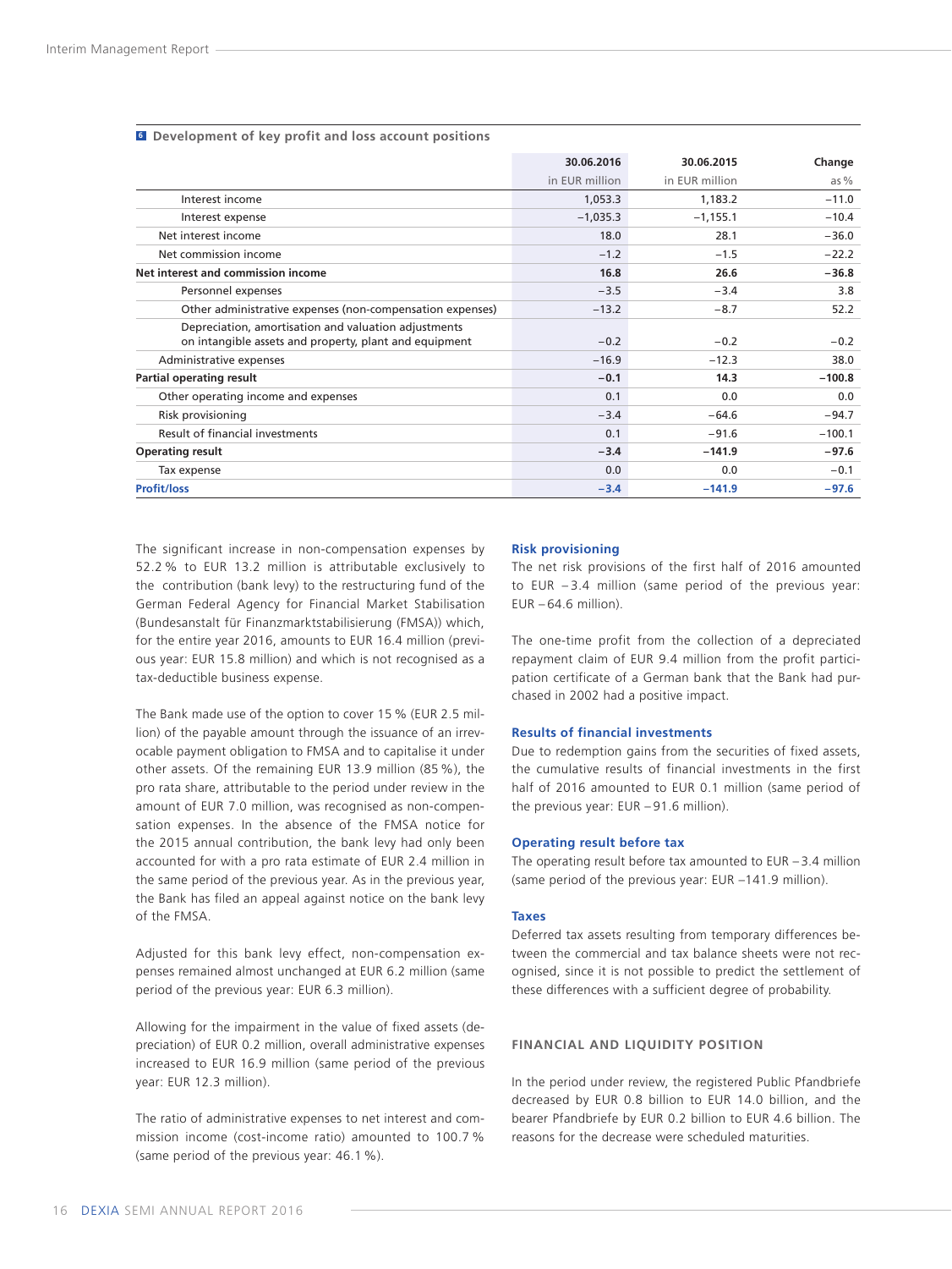**6 Development of key profit and loss account positions**

| | 30.06.2016 | 30.06.2015 | Change |
|---|---|---|---|
| | in EUR million | in EUR million | as % |
| Interest income | 1,053.3 | 1,183.2 | −11.0 |
| Interest expense | −1,035.3 | −1,155.1 | −10.4 |
| Net interest income | 18.0 | 28.1 | −36.0 |
| Net commission income | −1.2 | −1.5 | −22.2 |
| **Net interest and commission income** | **16.8** | **26.6** | **−36.8** |
| Personnel expenses | −3.5 | −3.4 | 3.8 |
| Other administrative expenses (non-compensation expenses) | −13.2 | −8.7 | 52.2 |
| Depreciation, amortisation and valuation adjustments on intangible assets and property, plant and equipment | −0.2 | −0.2 | −0.2 |
| Administrative expenses | −16.9 | −12.3 | 38.0 |
| **Partial operating result** | **−0.1** | **14.3** | **−100.8** |
| Other operating income and expenses | 0.1 | 0.0 | 0.0 |
| Risk provisioning | −3.4 | −64.6 | −94.7 |
| Result of financial investments | 0.1 | −91.6 | −100.1 |
| **Operating result** | **−3.4** | **−141.9** | **−97.6** |
| Tax expense | 0.0 | 0.0 | −0.1 |
| **Profit/loss** | **−3.4** | **−141.9** | **−97.6** |

The significant increase in non-compensation expenses by 52.2 % to EUR 13.2 million is attributable exclusively to the contribution (bank levy) to the restructuring fund of the German Federal Agency for Financial Market Stabilisation (Bundesanstalt für Finanzmarktstabilisierung (FMSA)) which, for the entire year 2016, amounts to EUR 16.4 million (previous year: EUR 15.8 million) and which is not recognised as a tax-deductible business expense.

The Bank made use of the option to cover 15 % (EUR 2.5 million) of the payable amount through the issuance of an irrevocable payment obligation to FMSA and to capitalise it under other assets. Of the remaining EUR 13.9 million (85 %), the pro rata share, attributable to the period under review in the amount of EUR 7.0 million, was recognised as non-compensation expenses. In the absence of the FMSA notice for the 2015 annual contribution, the bank levy had only been accounted for with a pro rata estimate of EUR 2.4 million in the same period of the previous year. As in the previous year, the Bank has filed an appeal against notice on the bank levy of the FMSA.

Adjusted for this bank levy effect, non-compensation expenses remained almost unchanged at EUR 6.2 million (same period of the previous year: EUR 6.3 million).

Allowing for the impairment in the value of fixed assets (depreciation) of EUR 0.2 million, overall administrative expenses increased to EUR 16.9 million (same period of the previous year: EUR 12.3 million).

The ratio of administrative expenses to net interest and commission income (cost-income ratio) amounted to 100.7 % (same period of the previous year: 46.1 %).

### Risk provisioning

The net risk provisions of the first half of 2016 amounted to EUR −3.4 million (same period of the previous year: EUR −64.6 million).

The one-time profit from the collection of a depreciated repayment claim of EUR 9.4 million from the profit participation certificate of a German bank that the Bank had purchased in 2002 had a positive impact.

### Results of financial investments

Due to redemption gains from the securities of fixed assets, the cumulative results of financial investments in the first half of 2016 amounted to EUR 0.1 million (same period of the previous year: EUR −91.6 million).

### Operating result before tax

The operating result before tax amounted to EUR −3.4 million (same period of the previous year: EUR –141.9 million).

### Taxes

Deferred tax assets resulting from temporary differences between the commercial and tax balance sheets were not recognised, since it is not possible to predict the settlement of these differences with a sufficient degree of probability.

## FINANCIAL AND LIQUIDITY POSITION

In the period under review, the registered Public Pfandbriefe decreased by EUR 0.8 billion to EUR 14.0 billion, and the bearer Pfandbriefe by EUR 0.2 billion to EUR 4.6 billion. The reasons for the decrease were scheduled maturities.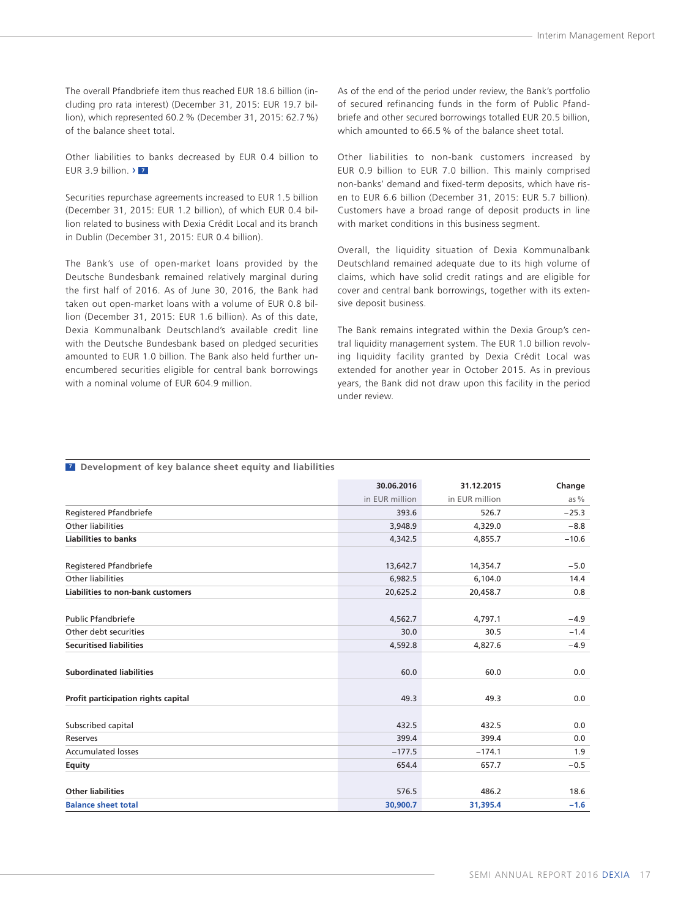The overall Pfandbriefe item thus reached EUR 18.6 billion (including pro rata interest) (December 31, 2015: EUR 19.7 billion), which represented 60.2 % (December 31, 2015: 62.7 %) of the balance sheet total.

Other liabilities to banks decreased by EUR 0.4 billion to EUR 3.9 billion. › 7

Securities repurchase agreements increased to EUR 1.5 billion (December 31, 2015: EUR 1.2 billion), of which EUR 0.4 billion related to business with Dexia Crédit Local and its branch in Dublin (December 31, 2015: EUR 0.4 billion).

The Bank's use of open-market loans provided by the Deutsche Bundesbank remained relatively marginal during the first half of 2016. As of June 30, 2016, the Bank had taken out open-market loans with a volume of EUR 0.8 billion (December 31, 2015: EUR 1.6 billion). As of this date, Dexia Kommunalbank Deutschland's available credit line with the Deutsche Bundesbank based on pledged securities amounted to EUR 1.0 billion. The Bank also held further unencumbered securities eligible for central bank borrowings with a nominal volume of EUR 604.9 million.

As of the end of the period under review, the Bank's portfolio of secured refinancing funds in the form of Public Pfandbriefe and other secured borrowings totalled EUR 20.5 billion, which amounted to 66.5 % of the balance sheet total.

Other liabilities to non-bank customers increased by EUR 0.9 billion to EUR 7.0 billion. This mainly comprised non-banks' demand and fixed-term deposits, which have risen to EUR 6.6 billion (December 31, 2015: EUR 5.7 billion). Customers have a broad range of deposit products in line with market conditions in this business segment.

Overall, the liquidity situation of Dexia Kommunalbank Deutschland remained adequate due to its high volume of claims, which have solid credit ratings and are eligible for cover and central bank borrowings, together with its extensive deposit business.

The Bank remains integrated within the Dexia Group's central liquidity management system. The EUR 1.0 billion revolving liquidity facility granted by Dexia Crédit Local was extended for another year in October 2015. As in previous years, the Bank did not draw upon this facility in the period under review.

**7 Development of key balance sheet equity and liabilities**

| | 30.06.2016 | 31.12.2015 | Change |
|---|---|---|---|
| | in EUR million | in EUR million | as % |
| Registered Pfandbriefe | 393.6 | 526.7 | −25.3 |
| Other liabilities | 3,948.9 | 4,329.0 | −8.8 |
| **Liabilities to banks** | 4,342.5 | 4,855.7 | −10.6 |
| Registered Pfandbriefe | 13,642.7 | 14,354.7 | −5.0 |
| Other liabilities | 6,982.5 | 6,104.0 | 14.4 |
| **Liabilities to non-bank customers** | 20,625.2 | 20,458.7 | 0.8 |
| Public Pfandbriefe | 4,562.7 | 4,797.1 | −4.9 |
| Other debt securities | 30.0 | 30.5 | −1.4 |
| **Securitised liabilities** | 4,592.8 | 4,827.6 | −4.9 |
| **Subordinated liabilities** | 60.0 | 60.0 | 0.0 |
| **Profit participation rights capital** | 49.3 | 49.3 | 0.0 |
| Subscribed capital | 432.5 | 432.5 | 0.0 |
| Reserves | 399.4 | 399.4 | 0.0 |
| Accumulated losses | −177.5 | −174.1 | 1.9 |
| **Equity** | 654.4 | 657.7 | −0.5 |
| **Other liabilities** | 576.5 | 486.2 | 18.6 |
| **Balance sheet total** | **30,900.7** | **31,395.4** | **−1.6** |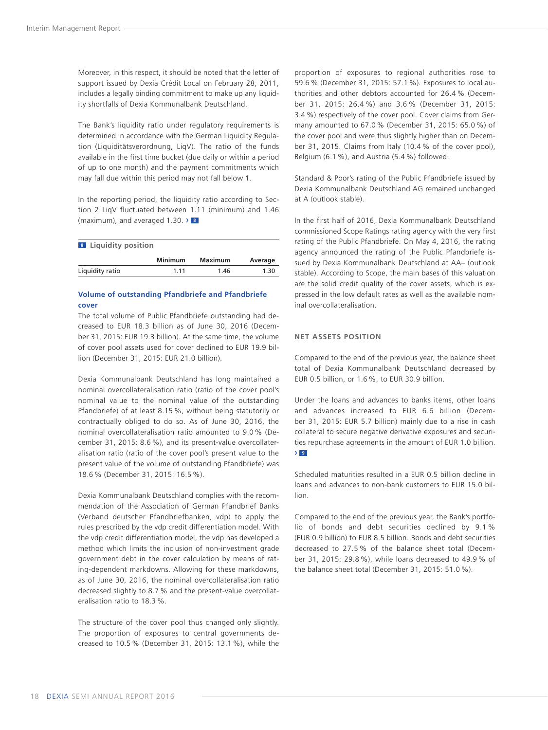Moreover, in this respect, it should be noted that the letter of support issued by Dexia Crédit Local on February 28, 2011, includes a legally binding commitment to make up any liquidity shortfalls of Dexia Kommunalbank Deutschland.

The Bank's liquidity ratio under regulatory requirements is determined in accordance with the German Liquidity Regulation (Liquiditätsverordnung, LiqV). The ratio of the funds available in the first time bucket (due daily or within a period of up to one month) and the payment commitments which may fall due within this period may not fall below 1.

In the reporting period, the liquidity ratio according to Section 2 LiqV fluctuated between 1.11 (minimum) and 1.46 (maximum), and averaged 1.30. › 8

**8 Liquidity position**

| | Minimum | Maximum | Average |
|---|---|---|---|
| Liquidity ratio | 1.11 | 1.46 | 1.30 |

### Volume of outstanding Pfandbriefe and Pfandbriefe cover

The total volume of Public Pfandbriefe outstanding had decreased to EUR 18.3 billion as of June 30, 2016 (December 31, 2015: EUR 19.3 billion). At the same time, the volume of cover pool assets used for cover declined to EUR 19.9 billion (December 31, 2015: EUR 21.0 billion).

Dexia Kommunalbank Deutschland has long maintained a nominal overcollateralisation ratio (ratio of the cover pool's nominal value to the nominal value of the outstanding Pfandbriefe) of at least 8.15 %, without being statutorily or contractually obliged to do so. As of June 30, 2016, the nominal overcollateralisation ratio amounted to 9.0 % (December 31, 2015: 8.6 %), and its present-value overcollateralisation ratio (ratio of the cover pool's present value to the present value of the volume of outstanding Pfandbriefe) was 18.6 % (December 31, 2015: 16.5 %).

Dexia Kommunalbank Deutschland complies with the recommendation of the Association of German Pfandbrief Banks (Verband deutscher Pfandbriefbanken, vdp) to apply the rules prescribed by the vdp credit differentiation model. With the vdp credit differentiation model, the vdp has developed a method which limits the inclusion of non-investment grade government debt in the cover calculation by means of rating-dependent markdowns. Allowing for these markdowns, as of June 30, 2016, the nominal overcollateralisation ratio decreased slightly to 8.7 % and the present-value overcollateralisation ratio to 18.3 %.

The structure of the cover pool thus changed only slightly. The proportion of exposures to central governments decreased to 10.5 % (December 31, 2015: 13.1 %), while the proportion of exposures to regional authorities rose to 59.6 % (December 31, 2015: 57.1 %). Exposures to local authorities and other debtors accounted for 26.4 % (December 31, 2015: 26.4 %) and 3.6 % (December 31, 2015: 3.4 %) respectively of the cover pool. Cover claims from Germany amounted to 67.0 % (December 31, 2015: 65.0 %) of the cover pool and were thus slightly higher than on December 31, 2015. Claims from Italy (10.4 % of the cover pool), Belgium (6.1 %), and Austria (5.4 %) followed.

Standard & Poor's rating of the Public Pfandbriefe issued by Dexia Kommunalbank Deutschland AG remained unchanged at A (outlook stable).

In the first half of 2016, Dexia Kommunalbank Deutschland commissioned Scope Ratings rating agency with the very first rating of the Public Pfandbriefe. On May 4, 2016, the rating agency announced the rating of the Public Pfandbriefe issued by Dexia Kommunalbank Deutschland at AA– (outlook stable). According to Scope, the main bases of this valuation are the solid credit quality of the cover assets, which is expressed in the low default rates as well as the available nominal overcollateralisation.

## NET ASSETS POSITION

Compared to the end of the previous year, the balance sheet total of Dexia Kommunalbank Deutschland decreased by EUR 0.5 billion, or 1.6 %, to EUR 30.9 billion.

Under the loans and advances to banks items, other loans and advances increased to EUR 6.6 billion (December 31, 2015: EUR 5.7 billion) mainly due to a rise in cash collateral to secure negative derivative exposures and securities repurchase agreements in the amount of EUR 1.0 billion. › 9

Scheduled maturities resulted in a EUR 0.5 billion decline in loans and advances to non-bank customers to EUR 15.0 billion.

Compared to the end of the previous year, the Bank's portfolio of bonds and debt securities declined by 9.1 % (EUR 0.9 billion) to EUR 8.5 billion. Bonds and debt securities decreased to 27.5 % of the balance sheet total (December 31, 2015: 29.8 %), while loans decreased to 49.9 % of the balance sheet total (December 31, 2015: 51.0 %).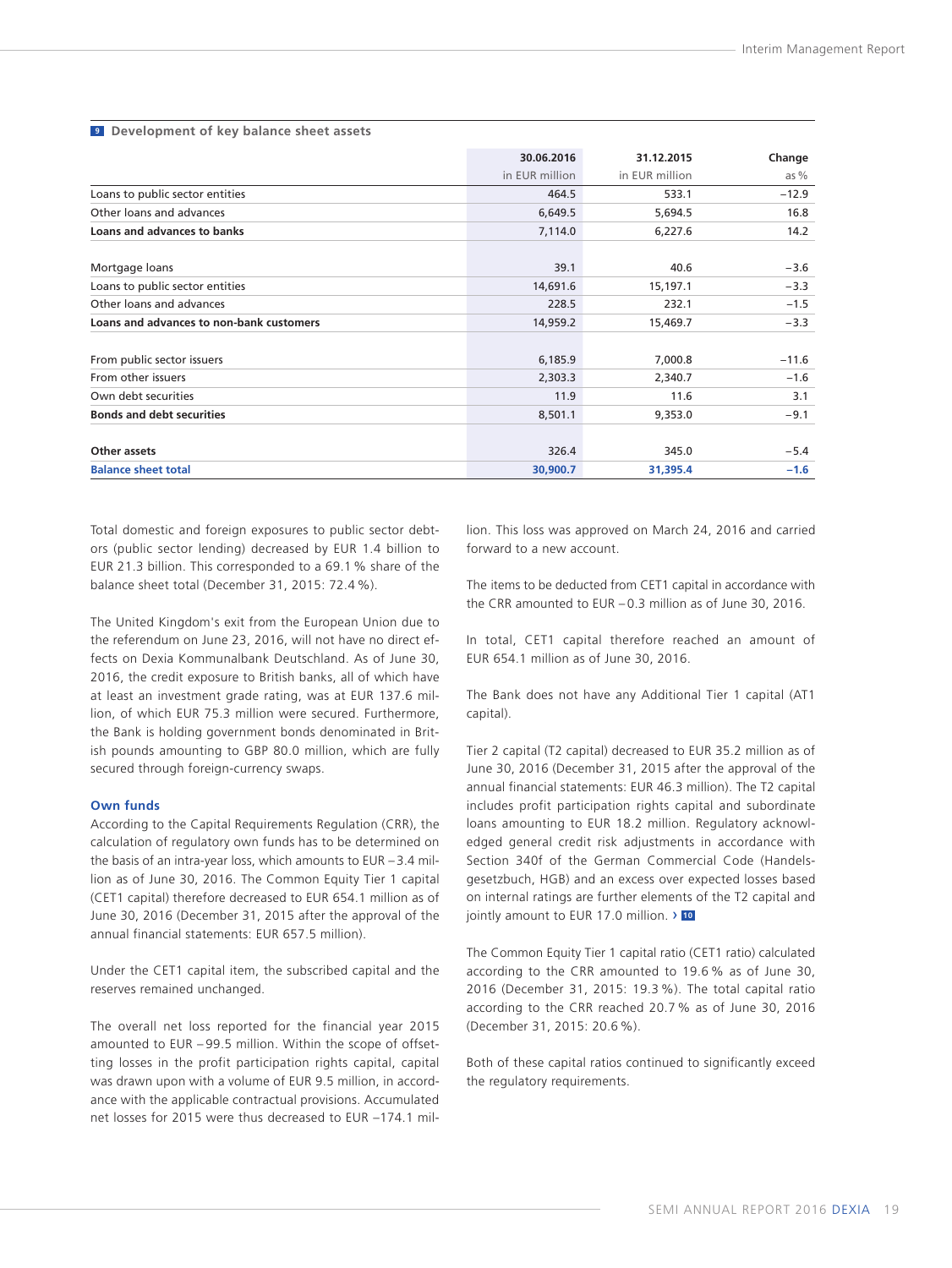**9 Development of key balance sheet assets**

| | 30.06.2016 in EUR million | 31.12.2015 in EUR million | Change as % |
|---|---|---|---|
| Loans to public sector entities | 464.5 | 533.1 | −12.9 |
| Other loans and advances | 6,649.5 | 5,694.5 | 16.8 |
| **Loans and advances to banks** | **7,114.0** | **6,227.6** | **14.2** |
| | | | |
| Mortgage loans | 39.1 | 40.6 | −3.6 |
| Loans to public sector entities | 14,691.6 | 15,197.1 | −3.3 |
| Other loans and advances | 228.5 | 232.1 | −1.5 |
| **Loans and advances to non-bank customers** | **14,959.2** | **15,469.7** | **−3.3** |
| | | | |
| From public sector issuers | 6,185.9 | 7,000.8 | −11.6 |
| From other issuers | 2,303.3 | 2,340.7 | −1.6 |
| Own debt securities | 11.9 | 11.6 | 3.1 |
| **Bonds and debt securities** | **8,501.1** | **9,353.0** | **−9.1** |
| | | | |
| **Other assets** | 326.4 | 345.0 | −5.4 |
| **Balance sheet total** | **30,900.7** | **31,395.4** | **−1.6** |

Total domestic and foreign exposures to public sector debtors (public sector lending) decreased by EUR 1.4 billion to EUR 21.3 billion. This corresponded to a 69.1 % share of the balance sheet total (December 31, 2015: 72.4 %).

The United Kingdom's exit from the European Union due to the referendum on June 23, 2016, will not have no direct effects on Dexia Kommunalbank Deutschland. As of June 30, 2016, the credit exposure to British banks, all of which have at least an investment grade rating, was at EUR 137.6 million, of which EUR 75.3 million were secured. Furthermore, the Bank is holding government bonds denominated in British pounds amounting to GBP 80.0 million, which are fully secured through foreign-currency swaps.

### Own funds

According to the Capital Requirements Regulation (CRR), the calculation of regulatory own funds has to be determined on the basis of an intra-year loss, which amounts to EUR −3.4 million as of June 30, 2016. The Common Equity Tier 1 capital (CET1 capital) therefore decreased to EUR 654.1 million as of June 30, 2016 (December 31, 2015 after the approval of the annual financial statements: EUR 657.5 million).

Under the CET1 capital item, the subscribed capital and the reserves remained unchanged.

The overall net loss reported for the financial year 2015 amounted to EUR −99.5 million. Within the scope of offsetting losses in the profit participation rights capital, capital was drawn upon with a volume of EUR 9.5 million, in accordance with the applicable contractual provisions. Accumulated net losses for 2015 were thus decreased to EUR −174.1 million. This loss was approved on March 24, 2016 and carried forward to a new account.

The items to be deducted from CET1 capital in accordance with the CRR amounted to EUR −0.3 million as of June 30, 2016.

In total, CET1 capital therefore reached an amount of EUR 654.1 million as of June 30, 2016.

The Bank does not have any Additional Tier 1 capital (AT1 capital).

Tier 2 capital (T2 capital) decreased to EUR 35.2 million as of June 30, 2016 (December 31, 2015 after the approval of the annual financial statements: EUR 46.3 million). The T2 capital includes profit participation rights capital and subordinate loans amounting to EUR 18.2 million. Regulatory acknowledged general credit risk adjustments in accordance with Section 340f of the German Commercial Code (Handelsgesetzbuch, HGB) and an excess over expected losses based on internal ratings are further elements of the T2 capital and jointly amount to EUR 17.0 million. › 10

The Common Equity Tier 1 capital ratio (CET1 ratio) calculated according to the CRR amounted to 19.6 % as of June 30, 2016 (December 31, 2015: 19.3 %). The total capital ratio according to the CRR reached 20.7 % as of June 30, 2016 (December 31, 2015: 20.6 %).

Both of these capital ratios continued to significantly exceed the regulatory requirements.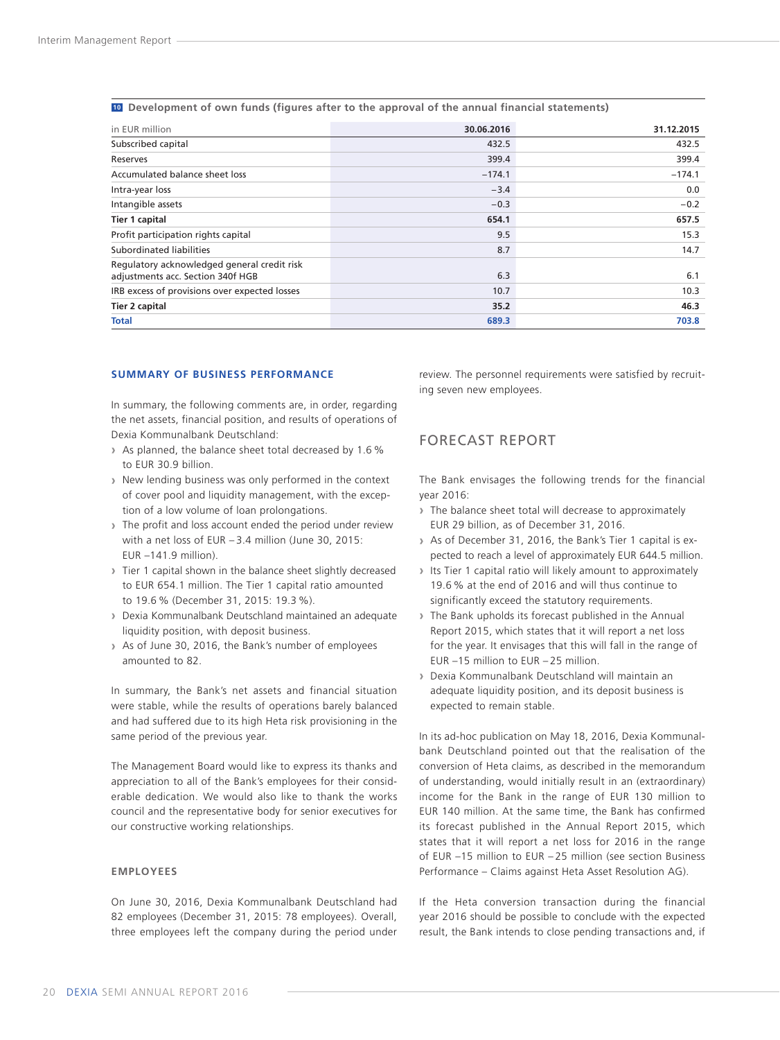**10 Development of own funds (figures after to the approval of the annual financial statements)**

| in EUR million | 30.06.2016 | 31.12.2015 |
|---|---|---|
| Subscribed capital | 432.5 | 432.5 |
| Reserves | 399.4 | 399.4 |
| Accumulated balance sheet loss | −174.1 | −174.1 |
| Intra-year loss | −3.4 | 0.0 |
| Intangible assets | −0.3 | −0.2 |
| **Tier 1 capital** | **654.1** | **657.5** |
| Profit participation rights capital | 9.5 | 15.3 |
| Subordinated liabilities | 8.7 | 14.7 |
| Regulatory acknowledged general credit risk adjustments acc. Section 340f HGB | 6.3 | 6.1 |
| IRB excess of provisions over expected losses | 10.7 | 10.3 |
| **Tier 2 capital** | **35.2** | **46.3** |
| **Total** | **689.3** | **703.8** |

### SUMMARY OF BUSINESS PERFORMANCE

In summary, the following comments are, in order, regarding the net assets, financial position, and results of operations of Dexia Kommunalbank Deutschland:

- As planned, the balance sheet total decreased by 1.6 % to EUR 30.9 billion.
- New lending business was only performed in the context of cover pool and liquidity management, with the exception of a low volume of loan prolongations.
- The profit and loss account ended the period under review with a net loss of EUR −3.4 million (June 30, 2015: EUR −141.9 million).
- Tier 1 capital shown in the balance sheet slightly decreased to EUR 654.1 million. The Tier 1 capital ratio amounted to 19.6 % (December 31, 2015: 19.3 %).
- Dexia Kommunalbank Deutschland maintained an adequate liquidity position, with deposit business.
- As of June 30, 2016, the Bank's number of employees amounted to 82.

In summary, the Bank's net assets and financial situation were stable, while the results of operations barely balanced and had suffered due to its high Heta risk provisioning in the same period of the previous year.

The Management Board would like to express its thanks and appreciation to all of the Bank's employees for their considerable dedication. We would also like to thank the works council and the representative body for senior executives for our constructive working relationships.

### EMPLOYEES

On June 30, 2016, Dexia Kommunalbank Deutschland had 82 employees (December 31, 2015: 78 employees). Overall, three employees left the company during the period under review. The personnel requirements were satisfied by recruiting seven new employees.

## FORECAST REPORT

The Bank envisages the following trends for the financial year 2016:

- The balance sheet total will decrease to approximately EUR 29 billion, as of December 31, 2016.
- As of December 31, 2016, the Bank's Tier 1 capital is expected to reach a level of approximately EUR 644.5 million.
- Its Tier 1 capital ratio will likely amount to approximately 19.6 % at the end of 2016 and will thus continue to significantly exceed the statutory requirements.
- The Bank upholds its forecast published in the Annual Report 2015, which states that it will report a net loss for the year. It envisages that this will fall in the range of EUR −15 million to EUR −25 million.
- Dexia Kommunalbank Deutschland will maintain an adequate liquidity position, and its deposit business is expected to remain stable.

In its ad-hoc publication on May 18, 2016, Dexia Kommunalbank Deutschland pointed out that the realisation of the conversion of Heta claims, as described in the memorandum of understanding, would initially result in an (extraordinary) income for the Bank in the range of EUR 130 million to EUR 140 million. At the same time, the Bank has confirmed its forecast published in the Annual Report 2015, which states that it will report a net loss for 2016 in the range of EUR −15 million to EUR −25 million (see section Business Performance – Claims against Heta Asset Resolution AG).

If the Heta conversion transaction during the financial year 2016 should be possible to conclude with the expected result, the Bank intends to close pending transactions and, if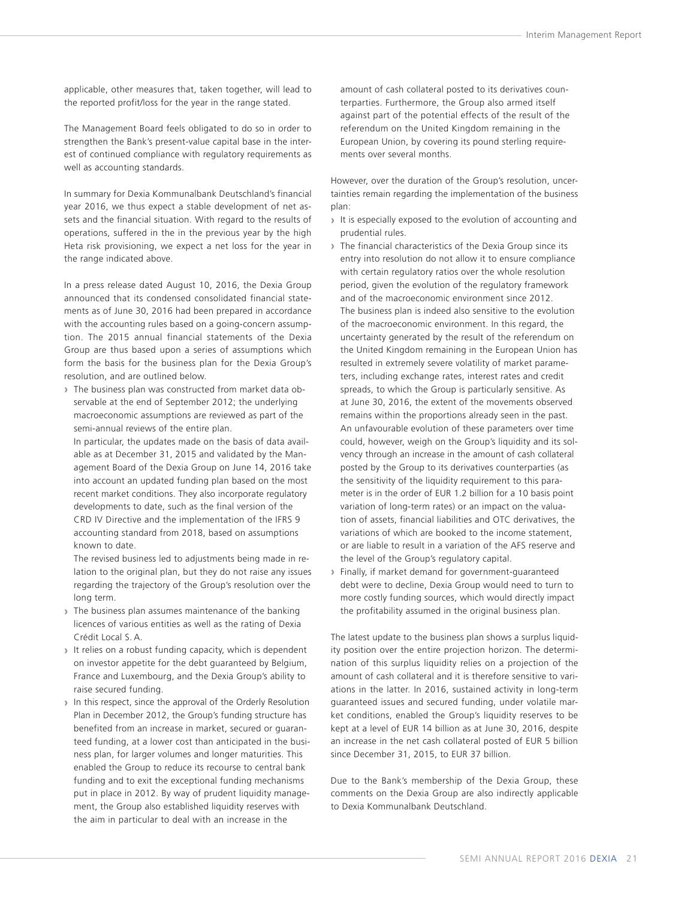applicable, other measures that, taken together, will lead to the reported profit/loss for the year in the range stated.

The Management Board feels obligated to do so in order to strengthen the Bank's present-value capital base in the interest of continued compliance with regulatory requirements as well as accounting standards.

In summary for Dexia Kommunalbank Deutschland's financial year 2016, we thus expect a stable development of net assets and the financial situation. With regard to the results of operations, suffered in the in the previous year by the high Heta risk provisioning, we expect a net loss for the year in the range indicated above.

In a press release dated August 10, 2016, the Dexia Group announced that its condensed consolidated financial statements as of June 30, 2016 had been prepared in accordance with the accounting rules based on a going-concern assumption. The 2015 annual financial statements of the Dexia Group are thus based upon a series of assumptions which form the basis for the business plan for the Dexia Group's resolution, and are outlined below.

- The business plan was constructed from market data observable at the end of September 2012; the underlying macroeconomic assumptions are reviewed as part of the semi-annual reviews of the entire plan.
  In particular, the updates made on the basis of data available as at December 31, 2015 and validated by the Management Board of the Dexia Group on June 14, 2016 take into account an updated funding plan based on the most recent market conditions. They also incorporate regulatory developments to date, such as the final version of the CRD IV Directive and the implementation of the IFRS 9 accounting standard from 2018, based on assumptions known to date.
  The revised business led to adjustments being made in relation to the original plan, but they do not raise any issues regarding the trajectory of the Group's resolution over the long term.
- The business plan assumes maintenance of the banking licences of various entities as well as the rating of Dexia Crédit Local S. A.
- It relies on a robust funding capacity, which is dependent on investor appetite for the debt guaranteed by Belgium, France and Luxembourg, and the Dexia Group's ability to raise secured funding.
- In this respect, since the approval of the Orderly Resolution Plan in December 2012, the Group's funding structure has benefited from an increase in market, secured or guaranteed funding, at a lower cost than anticipated in the business plan, for larger volumes and longer maturities. This enabled the Group to reduce its recourse to central bank funding and to exit the exceptional funding mechanisms put in place in 2012. By way of prudent liquidity management, the Group also established liquidity reserves with the aim in particular to deal with an increase in the amount of cash collateral posted to its derivatives counterparties. Furthermore, the Group also armed itself against part of the potential effects of the result of the referendum on the United Kingdom remaining in the European Union, by covering its pound sterling requirements over several months.

However, over the duration of the Group's resolution, uncertainties remain regarding the implementation of the business plan:

- It is especially exposed to the evolution of accounting and prudential rules.
- The financial characteristics of the Dexia Group since its entry into resolution do not allow it to ensure compliance with certain regulatory ratios over the whole resolution period, given the evolution of the regulatory framework and of the macroeconomic environment since 2012.
  The business plan is indeed also sensitive to the evolution of the macroeconomic environment. In this regard, the uncertainty generated by the result of the referendum on the United Kingdom remaining in the European Union has resulted in extremely severe volatility of market parameters, including exchange rates, interest rates and credit spreads, to which the Group is particularly sensitive. As at June 30, 2016, the extent of the movements observed remains within the proportions already seen in the past. An unfavourable evolution of these parameters over time could, however, weigh on the Group's liquidity and its solvency through an increase in the amount of cash collateral posted by the Group to its derivatives counterparties (as the sensitivity of the liquidity requirement to this parameter is in the order of EUR 1.2 billion for a 10 basis point variation of long-term rates) or an impact on the valuation of assets, financial liabilities and OTC derivatives, the variations of which are booked to the income statement, or are liable to result in a variation of the AFS reserve and the level of the Group's regulatory capital.
- Finally, if market demand for government-guaranteed debt were to decline, Dexia Group would need to turn to more costly funding sources, which would directly impact the profitability assumed in the original business plan.

The latest update to the business plan shows a surplus liquidity position over the entire projection horizon. The determination of this surplus liquidity relies on a projection of the amount of cash collateral and it is therefore sensitive to variations in the latter. In 2016, sustained activity in long-term guaranteed issues and secured funding, under volatile market conditions, enabled the Group's liquidity reserves to be kept at a level of EUR 14 billion as at June 30, 2016, despite an increase in the net cash collateral posted of EUR 5 billion since December 31, 2015, to EUR 37 billion.

Due to the Bank's membership of the Dexia Group, these comments on the Dexia Group are also indirectly applicable to Dexia Kommunalbank Deutschland.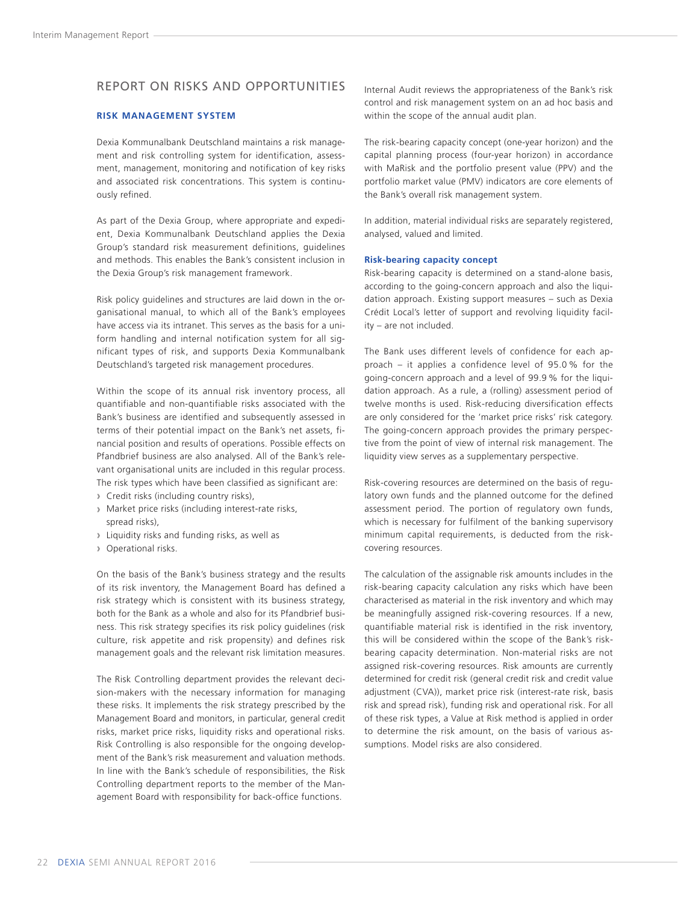## REPORT ON RISKS AND OPPORTUNITIES

### RISK MANAGEMENT SYSTEM

Dexia Kommunalbank Deutschland maintains a risk management and risk controlling system for identification, assessment, management, monitoring and notification of key risks and associated risk concentrations. This system is continuously refined.

As part of the Dexia Group, where appropriate and expedient, Dexia Kommunalbank Deutschland applies the Dexia Group's standard risk measurement definitions, guidelines and methods. This enables the Bank's consistent inclusion in the Dexia Group's risk management framework.

Risk policy guidelines and structures are laid down in the organisational manual, to which all of the Bank's employees have access via its intranet. This serves as the basis for a uniform handling and internal notification system for all significant types of risk, and supports Dexia Kommunalbank Deutschland's targeted risk management procedures.

Within the scope of its annual risk inventory process, all quantifiable and non-quantifiable risks associated with the Bank's business are identified and subsequently assessed in terms of their potential impact on the Bank's net assets, financial position and results of operations. Possible effects on Pfandbrief business are also analysed. All of the Bank's relevant organisational units are included in this regular process. The risk types which have been classified as significant are:

- Credit risks (including country risks),
- Market price risks (including interest-rate risks, spread risks),
- Liquidity risks and funding risks, as well as
- Operational risks.

On the basis of the Bank's business strategy and the results of its risk inventory, the Management Board has defined a risk strategy which is consistent with its business strategy, both for the Bank as a whole and also for its Pfandbrief business. This risk strategy specifies its risk policy guidelines (risk culture, risk appetite and risk propensity) and defines risk management goals and the relevant risk limitation measures.

The Risk Controlling department provides the relevant decision-makers with the necessary information for managing these risks. It implements the risk strategy prescribed by the Management Board and monitors, in particular, general credit risks, market price risks, liquidity risks and operational risks. Risk Controlling is also responsible for the ongoing development of the Bank's risk measurement and valuation methods. In line with the Bank's schedule of responsibilities, the Risk Controlling department reports to the member of the Management Board with responsibility for back-office functions.

Internal Audit reviews the appropriateness of the Bank's risk control and risk management system on an ad hoc basis and within the scope of the annual audit plan.

The risk-bearing capacity concept (one-year horizon) and the capital planning process (four-year horizon) in accordance with MaRisk and the portfolio present value (PPV) and the portfolio market value (PMV) indicators are core elements of the Bank's overall risk management system.

In addition, material individual risks are separately registered, analysed, valued and limited.

#### Risk-bearing capacity concept

Risk-bearing capacity is determined on a stand-alone basis, according to the going-concern approach and also the liquidation approach. Existing support measures – such as Dexia Crédit Local's letter of support and revolving liquidity facility – are not included.

The Bank uses different levels of confidence for each approach – it applies a confidence level of 95.0 % for the going-concern approach and a level of 99.9 % for the liquidation approach. As a rule, a (rolling) assessment period of twelve months is used. Risk-reducing diversification effects are only considered for the 'market price risks' risk category. The going-concern approach provides the primary perspective from the point of view of internal risk management. The liquidity view serves as a supplementary perspective.

Risk-covering resources are determined on the basis of regulatory own funds and the planned outcome for the defined assessment period. The portion of regulatory own funds, which is necessary for fulfilment of the banking supervisory minimum capital requirements, is deducted from the risk-covering resources.

The calculation of the assignable risk amounts includes in the risk-bearing capacity calculation any risks which have been characterised as material in the risk inventory and which may be meaningfully assigned risk-covering resources. If a new, quantifiable material risk is identified in the risk inventory, this will be considered within the scope of the Bank's risk-bearing capacity determination. Non-material risks are not assigned risk-covering resources. Risk amounts are currently determined for credit risk (general credit risk and credit value adjustment (CVA)), market price risk (interest-rate risk, basis risk and spread risk), funding risk and operational risk. For all of these risk types, a Value at Risk method is applied in order to determine the risk amount, on the basis of various assumptions. Model risks are also considered.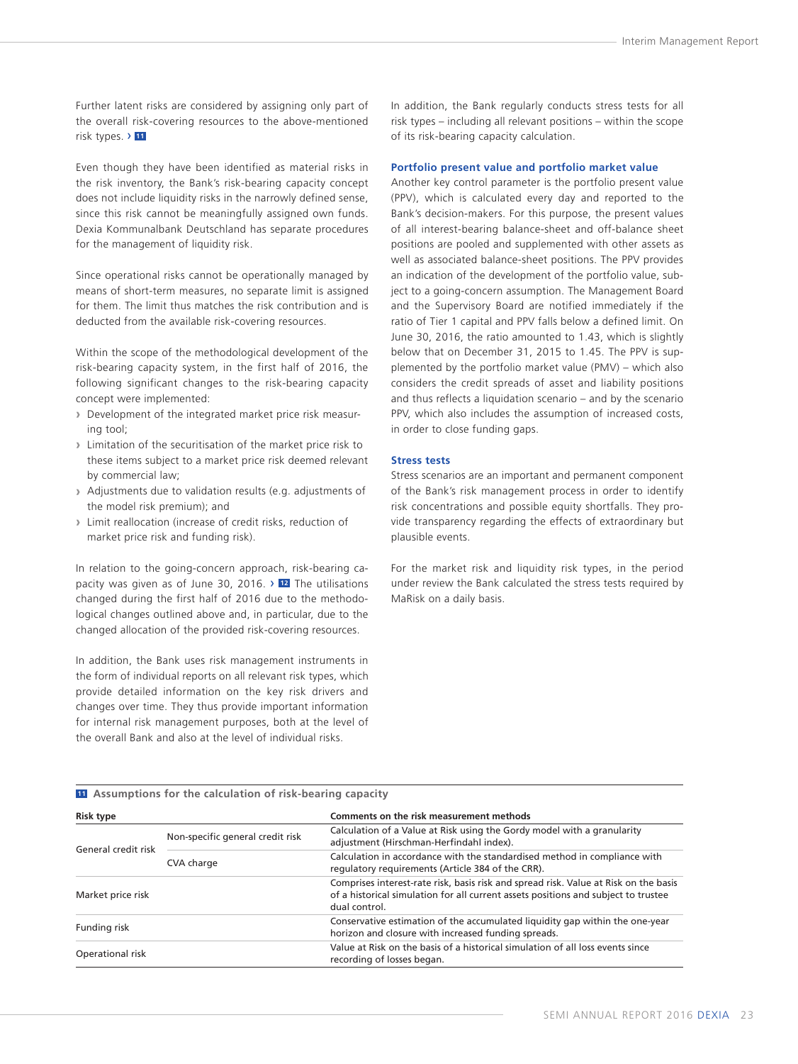Further latent risks are considered by assigning only part of the overall risk-covering resources to the above-mentioned risk types. › 11

Even though they have been identified as material risks in the risk inventory, the Bank's risk-bearing capacity concept does not include liquidity risks in the narrowly defined sense, since this risk cannot be meaningfully assigned own funds. Dexia Kommunalbank Deutschland has separate procedures for the management of liquidity risk.

Since operational risks cannot be operationally managed by means of short-term measures, no separate limit is assigned for them. The limit thus matches the risk contribution and is deducted from the available risk-covering resources.

Within the scope of the methodological development of the risk-bearing capacity system, in the first half of 2016, the following significant changes to the risk-bearing capacity concept were implemented:

- Development of the integrated market price risk measuring tool;
- Limitation of the securitisation of the market price risk to these items subject to a market price risk deemed relevant by commercial law;
- Adjustments due to validation results (e.g. adjustments of the model risk premium); and
- Limit reallocation (increase of credit risks, reduction of market price risk and funding risk).

In relation to the going-concern approach, risk-bearing capacity was given as of June 30, 2016. › 12 The utilisations changed during the first half of 2016 due to the methodological changes outlined above and, in particular, due to the changed allocation of the provided risk-covering resources.

In addition, the Bank uses risk management instruments in the form of individual reports on all relevant risk types, which provide detailed information on the key risk drivers and changes over time. They thus provide important information for internal risk management purposes, both at the level of the overall Bank and also at the level of individual risks.

In addition, the Bank regularly conducts stress tests for all risk types – including all relevant positions – within the scope of its risk-bearing capacity calculation.

### Portfolio present value and portfolio market value

Another key control parameter is the portfolio present value (PPV), which is calculated every day and reported to the Bank's decision-makers. For this purpose, the present values of all interest-bearing balance-sheet and off-balance sheet positions are pooled and supplemented with other assets as well as associated balance-sheet positions. The PPV provides an indication of the development of the portfolio value, subject to a going-concern assumption. The Management Board and the Supervisory Board are notified immediately if the ratio of Tier 1 capital and PPV falls below a defined limit. On June 30, 2016, the ratio amounted to 1.43, which is slightly below that on December 31, 2015 to 1.45. The PPV is supplemented by the portfolio market value (PMV) – which also considers the credit spreads of asset and liability positions and thus reflects a liquidation scenario – and by the scenario PPV, which also includes the assumption of increased costs, in order to close funding gaps.

### Stress tests

Stress scenarios are an important and permanent component of the Bank's risk management process in order to identify risk concentrations and possible equity shortfalls. They provide transparency regarding the effects of extraordinary but plausible events.

For the market risk and liquidity risk types, in the period under review the Bank calculated the stress tests required by MaRisk on a daily basis.

**11 Assumptions for the calculation of risk-bearing capacity**

| Risk type | | Comments on the risk measurement methods |
|---|---|---|
| General credit risk | Non-specific general credit risk | Calculation of a Value at Risk using the Gordy model with a granularity adjustment (Hirschman-Herfindahl index). |
| | CVA charge | Calculation in accordance with the standardised method in compliance with regulatory requirements (Article 384 of the CRR). |
| Market price risk | | Comprises interest-rate risk, basis risk and spread risk. Value at Risk on the basis of a historical simulation for all current assets positions and subject to trustee dual control. |
| Funding risk | | Conservative estimation of the accumulated liquidity gap within the one-year horizon and closure with increased funding spreads. |
| Operational risk | | Value at Risk on the basis of a historical simulation of all loss events since recording of losses began. |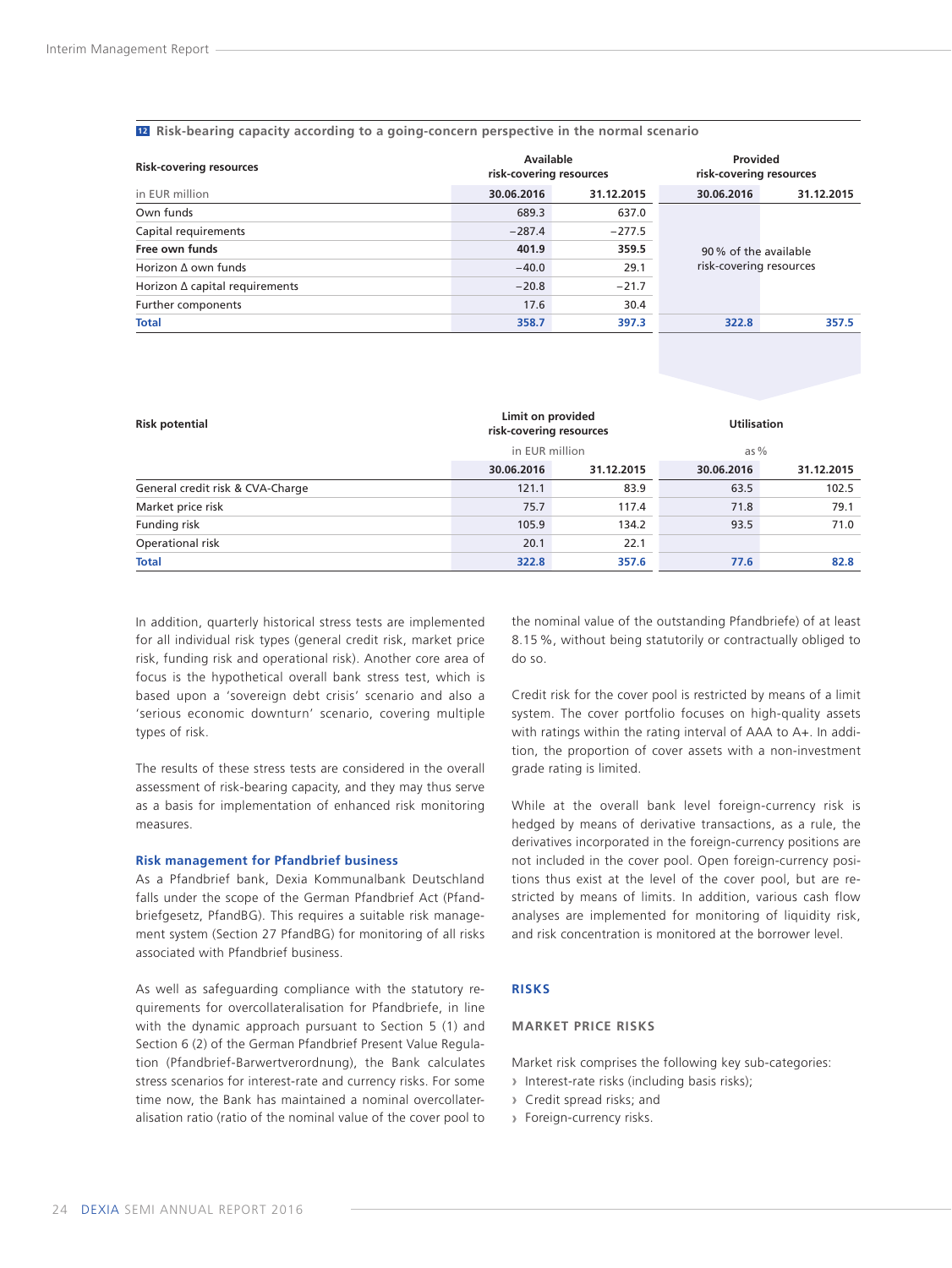**12 Risk-bearing capacity according to a going-concern perspective in the normal scenario**

| Risk-covering resources | Available risk-covering resources | | Provided risk-covering resources | |
|---|---|---|---|---|
| in EUR million | 30.06.2016 | 31.12.2015 | 30.06.2016 | 31.12.2015 |
| Own funds | 689.3 | 637.0 | | |
| Capital requirements | −287.4 | −277.5 | | |
| **Free own funds** | **401.9** | **359.5** | 90 % of the available risk-covering resources | |
| Horizon Δ own funds | −40.0 | 29.1 | | |
| Horizon Δ capital requirements | −20.8 | −21.7 | | |
| Further components | 17.6 | 30.4 | | |
| **Total** | **358.7** | **397.3** | **322.8** | **357.5** |

| Risk potential | Limit on provided risk-covering resources | | Utilisation | |
|---|---|---|---|---|
| | in EUR million | | as % | |
| | 30.06.2016 | 31.12.2015 | 30.06.2016 | 31.12.2015 |
| General credit risk & CVA-Charge | 121.1 | 83.9 | 63.5 | 102.5 |
| Market price risk | 75.7 | 117.4 | 71.8 | 79.1 |
| Funding risk | 105.9 | 134.2 | 93.5 | 71.0 |
| Operational risk | 20.1 | 22.1 | | |
| **Total** | **322.8** | **357.6** | **77.6** | **82.8** |

In addition, quarterly historical stress tests are implemented for all individual risk types (general credit risk, market price risk, funding risk and operational risk). Another core area of focus is the hypothetical overall bank stress test, which is based upon a 'sovereign debt crisis' scenario and also a 'serious economic downturn' scenario, covering multiple types of risk.

The results of these stress tests are considered in the overall assessment of risk-bearing capacity, and they may thus serve as a basis for implementation of enhanced risk monitoring measures.

### Risk management for Pfandbrief business

As a Pfandbrief bank, Dexia Kommunalbank Deutschland falls under the scope of the German Pfandbrief Act (Pfandbriefgesetz, PfandBG). This requires a suitable risk management system (Section 27 PfandBG) for monitoring of all risks associated with Pfandbrief business.

As well as safeguarding compliance with the statutory requirements for overcollateralisation for Pfandbriefe, in line with the dynamic approach pursuant to Section 5 (1) and Section 6 (2) of the German Pfandbrief Present Value Regulation (Pfandbrief-Barwertverordnung), the Bank calculates stress scenarios for interest-rate and currency risks. For some time now, the Bank has maintained a nominal overcollateralisation ratio (ratio of the nominal value of the cover pool to the nominal value of the outstanding Pfandbriefe) of at least 8.15 %, without being statutorily or contractually obliged to do so.

Credit risk for the cover pool is restricted by means of a limit system. The cover portfolio focuses on high-quality assets with ratings within the rating interval of AAA to A+. In addition, the proportion of cover assets with a non-investment grade rating is limited.

While at the overall bank level foreign-currency risk is hedged by means of derivative transactions, as a rule, the derivatives incorporated in the foreign-currency positions are not included in the cover pool. Open foreign-currency positions thus exist at the level of the cover pool, but are restricted by means of limits. In addition, various cash flow analyses are implemented for monitoring of liquidity risk, and risk concentration is monitored at the borrower level.

## RISKS

### MARKET PRICE RISKS

Market risk comprises the following key sub-categories:

- Interest-rate risks (including basis risks);
- Credit spread risks; and
- Foreign-currency risks.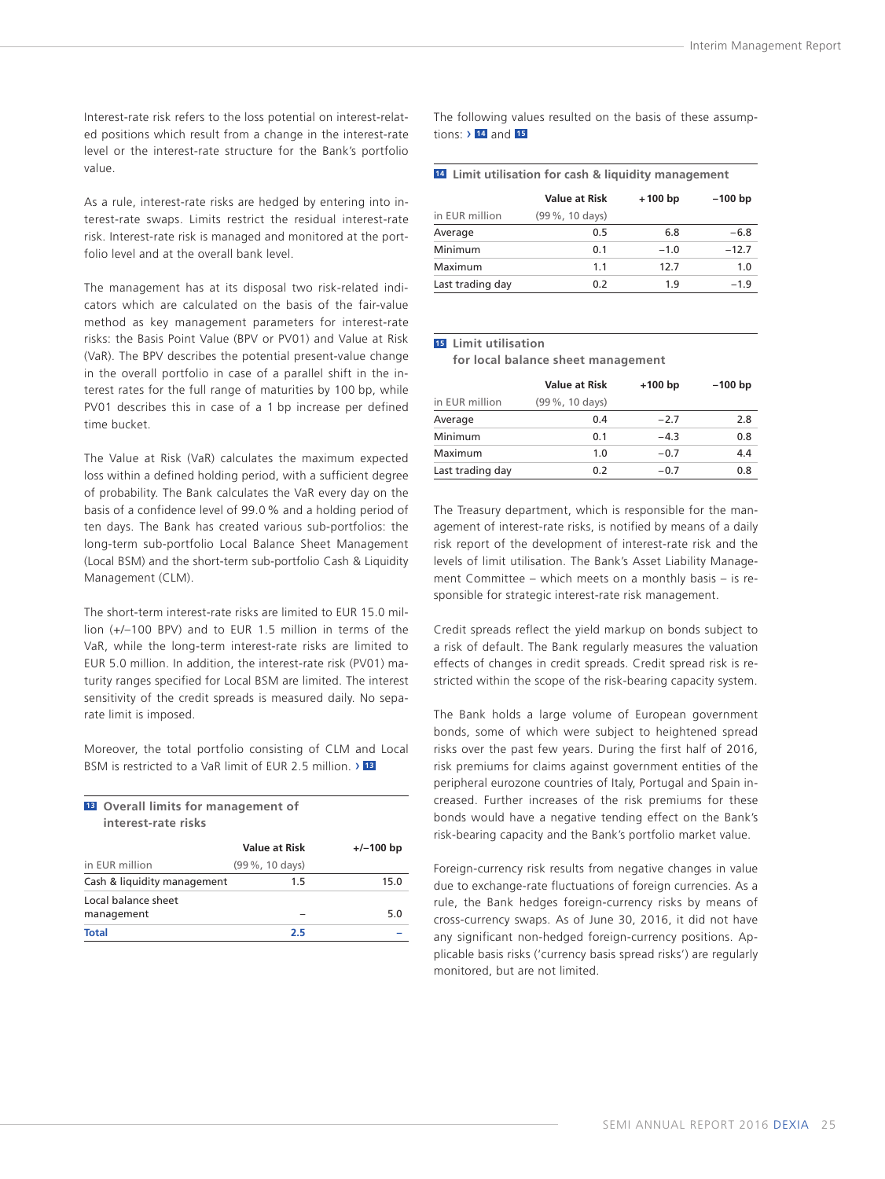Interest-rate risk refers to the loss potential on interest-related positions which result from a change in the interest-rate level or the interest-rate structure for the Bank's portfolio value.

As a rule, interest-rate risks are hedged by entering into interest-rate swaps. Limits restrict the residual interest-rate risk. Interest-rate risk is managed and monitored at the portfolio level and at the overall bank level.

The management has at its disposal two risk-related indicators which are calculated on the basis of the fair-value method as key management parameters for interest-rate risks: the Basis Point Value (BPV or PV01) and Value at Risk (VaR). The BPV describes the potential present-value change in the overall portfolio in case of a parallel shift in the interest rates for the full range of maturities by 100 bp, while PV01 describes this in case of a 1 bp increase per defined time bucket.

The Value at Risk (VaR) calculates the maximum expected loss within a defined holding period, with a sufficient degree of probability. The Bank calculates the VaR every day on the basis of a confidence level of 99.0 % and a holding period of ten days. The Bank has created various sub-portfolios: the long-term sub-portfolio Local Balance Sheet Management (Local BSM) and the short-term sub-portfolio Cash & Liquidity Management (CLM).

The short-term interest-rate risks are limited to EUR 15.0 million (+/–100 BPV) and to EUR 1.5 million in terms of the VaR, while the long-term interest-rate risks are limited to EUR 5.0 million. In addition, the interest-rate risk (PV01) maturity ranges specified for Local BSM are limited. The interest sensitivity of the credit spreads is measured daily. No separate limit is imposed.

Moreover, the total portfolio consisting of CLM and Local BSM is restricted to a VaR limit of EUR 2.5 million. › 13

**13 Overall limits for management of interest-rate risks**

| in EUR million | Value at Risk (99 %, 10 days) | +/–100 bp |
|---|---|---|
| Cash & liquidity management | 1.5 | 15.0 |
| Local balance sheet management | – | 5.0 |
| **Total** | **2.5** | – |

The following values resulted on the basis of these assumptions: › 14 and 15

**14 Limit utilisation for cash & liquidity management**

| in EUR million | Value at Risk (99 %, 10 days) | +100 bp | –100 bp |
|---|---|---|---|
| Average | 0.5 | 6.8 | –6.8 |
| Minimum | 0.1 | –1.0 | –12.7 |
| Maximum | 1.1 | 12.7 | 1.0 |
| Last trading day | 0.2 | 1.9 | –1.9 |

**15 Limit utilisation for local balance sheet management**

| in EUR million | Value at Risk (99 %, 10 days) | +100 bp | –100 bp |
|---|---|---|---|
| Average | 0.4 | –2.7 | 2.8 |
| Minimum | 0.1 | –4.3 | 0.8 |
| Maximum | 1.0 | –0.7 | 4.4 |
| Last trading day | 0.2 | –0.7 | 0.8 |

The Treasury department, which is responsible for the management of interest-rate risks, is notified by means of a daily risk report of the development of interest-rate risk and the levels of limit utilisation. The Bank's Asset Liability Management Committee – which meets on a monthly basis – is responsible for strategic interest-rate risk management.

Credit spreads reflect the yield markup on bonds subject to a risk of default. The Bank regularly measures the valuation effects of changes in credit spreads. Credit spread risk is restricted within the scope of the risk-bearing capacity system.

The Bank holds a large volume of European government bonds, some of which were subject to heightened spread risks over the past few years. During the first half of 2016, risk premiums for claims against government entities of the peripheral eurozone countries of Italy, Portugal and Spain increased. Further increases of the risk premiums for these bonds would have a negative tending effect on the Bank's risk-bearing capacity and the Bank's portfolio market value.

Foreign-currency risk results from negative changes in value due to exchange-rate fluctuations of foreign currencies. As a rule, the Bank hedges foreign-currency risks by means of cross-currency swaps. As of June 30, 2016, it did not have any significant non-hedged foreign-currency positions. Applicable basis risks ('currency basis spread risks') are regularly monitored, but are not limited.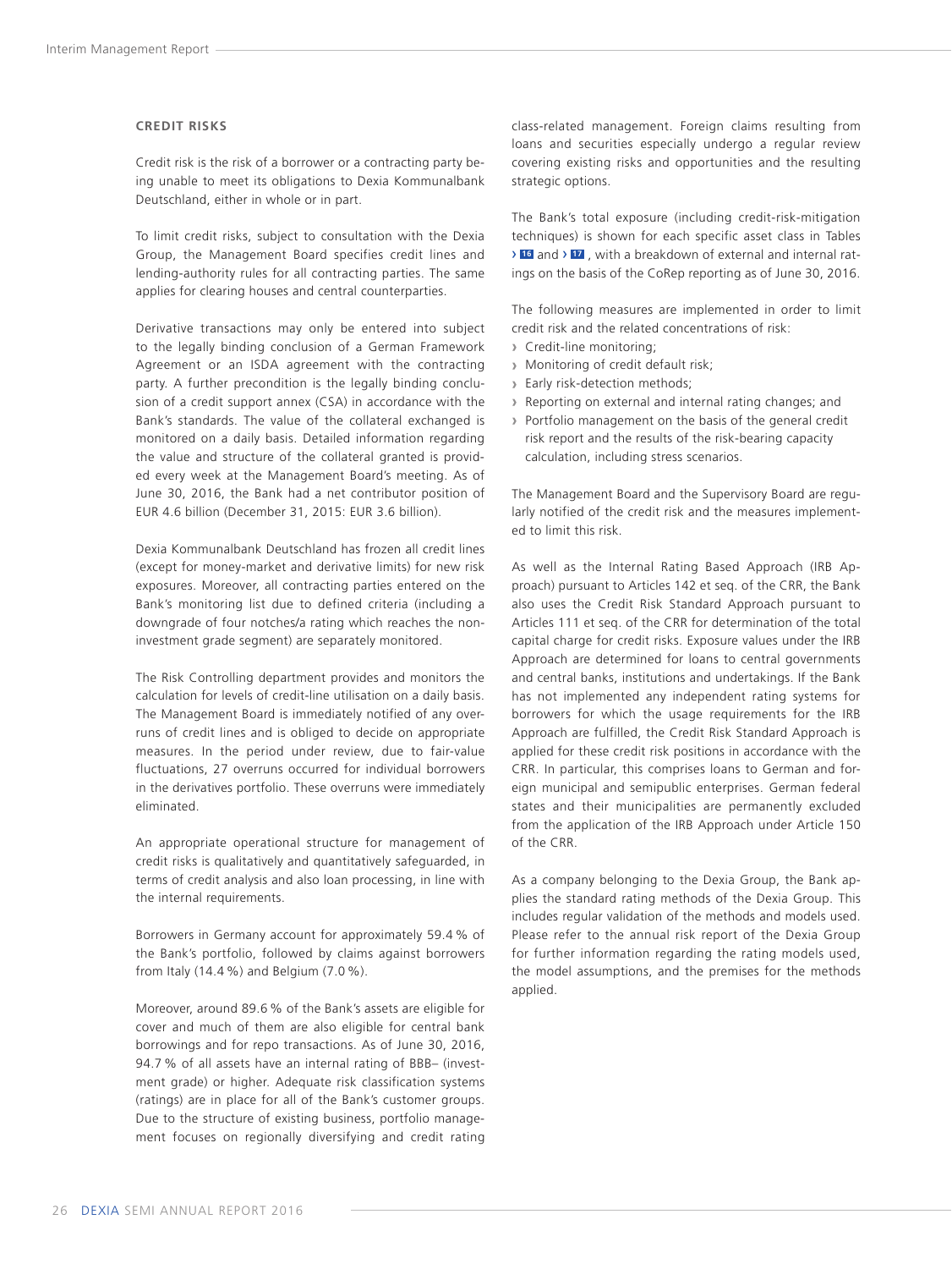### CREDIT RISKS

Credit risk is the risk of a borrower or a contracting party being unable to meet its obligations to Dexia Kommunalbank Deutschland, either in whole or in part.

To limit credit risks, subject to consultation with the Dexia Group, the Management Board specifies credit lines and lending-authority rules for all contracting parties. The same applies for clearing houses and central counterparties.

Derivative transactions may only be entered into subject to the legally binding conclusion of a German Framework Agreement or an ISDA agreement with the contracting party. A further precondition is the legally binding conclusion of a credit support annex (CSA) in accordance with the Bank's standards. The value of the collateral exchanged is monitored on a daily basis. Detailed information regarding the value and structure of the collateral granted is provided every week at the Management Board's meeting. As of June 30, 2016, the Bank had a net contributor position of EUR 4.6 billion (December 31, 2015: EUR 3.6 billion).

Dexia Kommunalbank Deutschland has frozen all credit lines (except for money-market and derivative limits) for new risk exposures. Moreover, all contracting parties entered on the Bank's monitoring list due to defined criteria (including a downgrade of four notches/a rating which reaches the non-investment grade segment) are separately monitored.

The Risk Controlling department provides and monitors the calculation for levels of credit-line utilisation on a daily basis. The Management Board is immediately notified of any overruns of credit lines and is obliged to decide on appropriate measures. In the period under review, due to fair-value fluctuations, 27 overruns occurred for individual borrowers in the derivatives portfolio. These overruns were immediately eliminated.

An appropriate operational structure for management of credit risks is qualitatively and quantitatively safeguarded, in terms of credit analysis and also loan processing, in line with the internal requirements.

Borrowers in Germany account for approximately 59.4 % of the Bank's portfolio, followed by claims against borrowers from Italy (14.4 %) and Belgium (7.0 %).

Moreover, around 89.6 % of the Bank's assets are eligible for cover and much of them are also eligible for central bank borrowings and for repo transactions. As of June 30, 2016, 94.7 % of all assets have an internal rating of BBB– (investment grade) or higher. Adequate risk classification systems (ratings) are in place for all of the Bank's customer groups. Due to the structure of existing business, portfolio management focuses on regionally diversifying and credit rating class-related management. Foreign claims resulting from loans and securities especially undergo a regular review covering existing risks and opportunities and the resulting strategic options.

The Bank's total exposure (including credit-risk-mitigation techniques) is shown for each specific asset class in Tables › 16 and › 17 , with a breakdown of external and internal ratings on the basis of the CoRep reporting as of June 30, 2016.

The following measures are implemented in order to limit credit risk and the related concentrations of risk:

- Credit-line monitoring;
- Monitoring of credit default risk;
- Early risk-detection methods;
- Reporting on external and internal rating changes; and
- Portfolio management on the basis of the general credit risk report and the results of the risk-bearing capacity calculation, including stress scenarios.

The Management Board and the Supervisory Board are regularly notified of the credit risk and the measures implemented to limit this risk.

As well as the Internal Rating Based Approach (IRB Approach) pursuant to Articles 142 et seq. of the CRR, the Bank also uses the Credit Risk Standard Approach pursuant to Articles 111 et seq. of the CRR for determination of the total capital charge for credit risks. Exposure values under the IRB Approach are determined for loans to central governments and central banks, institutions and undertakings. If the Bank has not implemented any independent rating systems for borrowers for which the usage requirements for the IRB Approach are fulfilled, the Credit Risk Standard Approach is applied for these credit risk positions in accordance with the CRR. In particular, this comprises loans to German and foreign municipal and semipublic enterprises. German federal states and their municipalities are permanently excluded from the application of the IRB Approach under Article 150 of the CRR.

As a company belonging to the Dexia Group, the Bank applies the standard rating methods of the Dexia Group. This includes regular validation of the methods and models used. Please refer to the annual risk report of the Dexia Group for further information regarding the rating models used, the model assumptions, and the premises for the methods applied.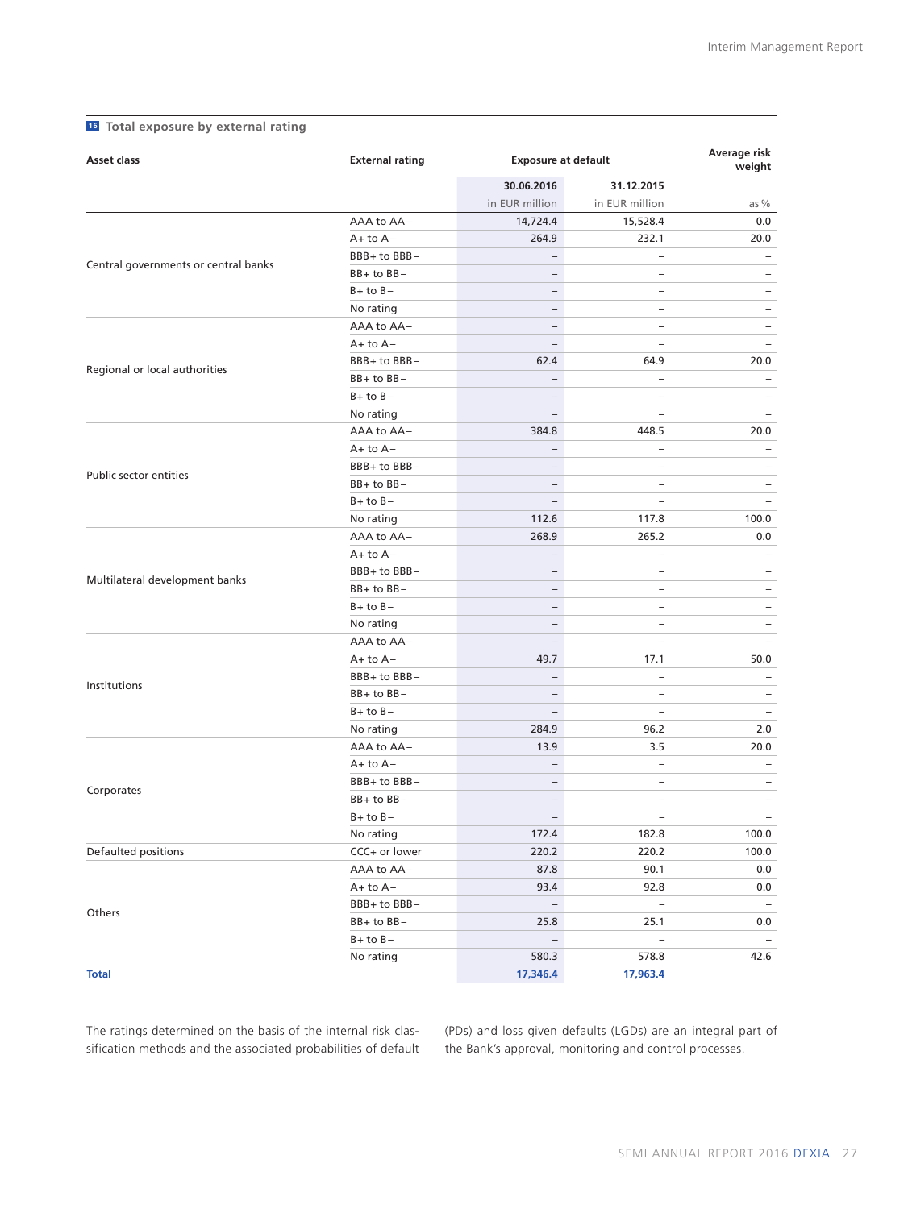**16 Total exposure by external rating**

| Asset class | External rating | Exposure at default | | Average risk weight |
|---|---|---|---|---|
| | | 30.06.2016 | 31.12.2015 | |
| | | in EUR million | in EUR million | as % |
| Central governments or central banks | AAA to AA– | 14,724.4 | 15,528.4 | 0.0 |
| | A+ to A– | 264.9 | 232.1 | 20.0 |
| | BBB+ to BBB– | – | – | – |
| | BB+ to BB– | – | – | – |
| | B+ to B– | – | – | – |
| | No rating | – | – | – |
| Regional or local authorities | AAA to AA– | – | – | – |
| | A+ to A– | – | – | – |
| | BBB+ to BBB– | 62.4 | 64.9 | 20.0 |
| | BB+ to BB– | – | – | – |
| | B+ to B– | – | – | – |
| | No rating | – | – | – |
| Public sector entities | AAA to AA– | 384.8 | 448.5 | 20.0 |
| | A+ to A– | – | – | – |
| | BBB+ to BBB– | – | – | – |
| | BB+ to BB– | – | – | – |
| | B+ to B– | – | – | – |
| | No rating | 112.6 | 117.8 | 100.0 |
| Multilateral development banks | AAA to AA– | 268.9 | 265.2 | 0.0 |
| | A+ to A– | – | – | – |
| | BBB+ to BBB– | – | – | – |
| | BB+ to BB– | – | – | – |
| | B+ to B– | – | – | – |
| | No rating | – | – | – |
| Institutions | AAA to AA– | – | – | – |
| | A+ to A– | 49.7 | 17.1 | 50.0 |
| | BBB+ to BBB– | – | – | – |
| | BB+ to BB– | – | – | – |
| | B+ to B– | – | – | – |
| | No rating | 284.9 | 96.2 | 2.0 |
| Corporates | AAA to AA– | 13.9 | 3.5 | 20.0 |
| | A+ to A– | – | – | – |
| | BBB+ to BBB– | – | – | – |
| | BB+ to BB– | – | – | – |
| | B+ to B– | – | – | – |
| | No rating | 172.4 | 182.8 | 100.0 |
| Defaulted positions | CCC+ or lower | 220.2 | 220.2 | 100.0 |
| Others | AAA to AA– | 87.8 | 90.1 | 0.0 |
| | A+ to A– | 93.4 | 92.8 | 0.0 |
| | BBB+ to BBB– | – | – | – |
| | BB+ to BB– | 25.8 | 25.1 | 0.0 |
| | B+ to B– | – | – | – |
| | No rating | 580.3 | 578.8 | 42.6 |
| **Total** | | **17,346.4** | **17,963.4** | |

The ratings determined on the basis of the internal risk classification methods and the associated probabilities of default (PDs) and loss given defaults (LGDs) are an integral part of the Bank's approval, monitoring and control processes.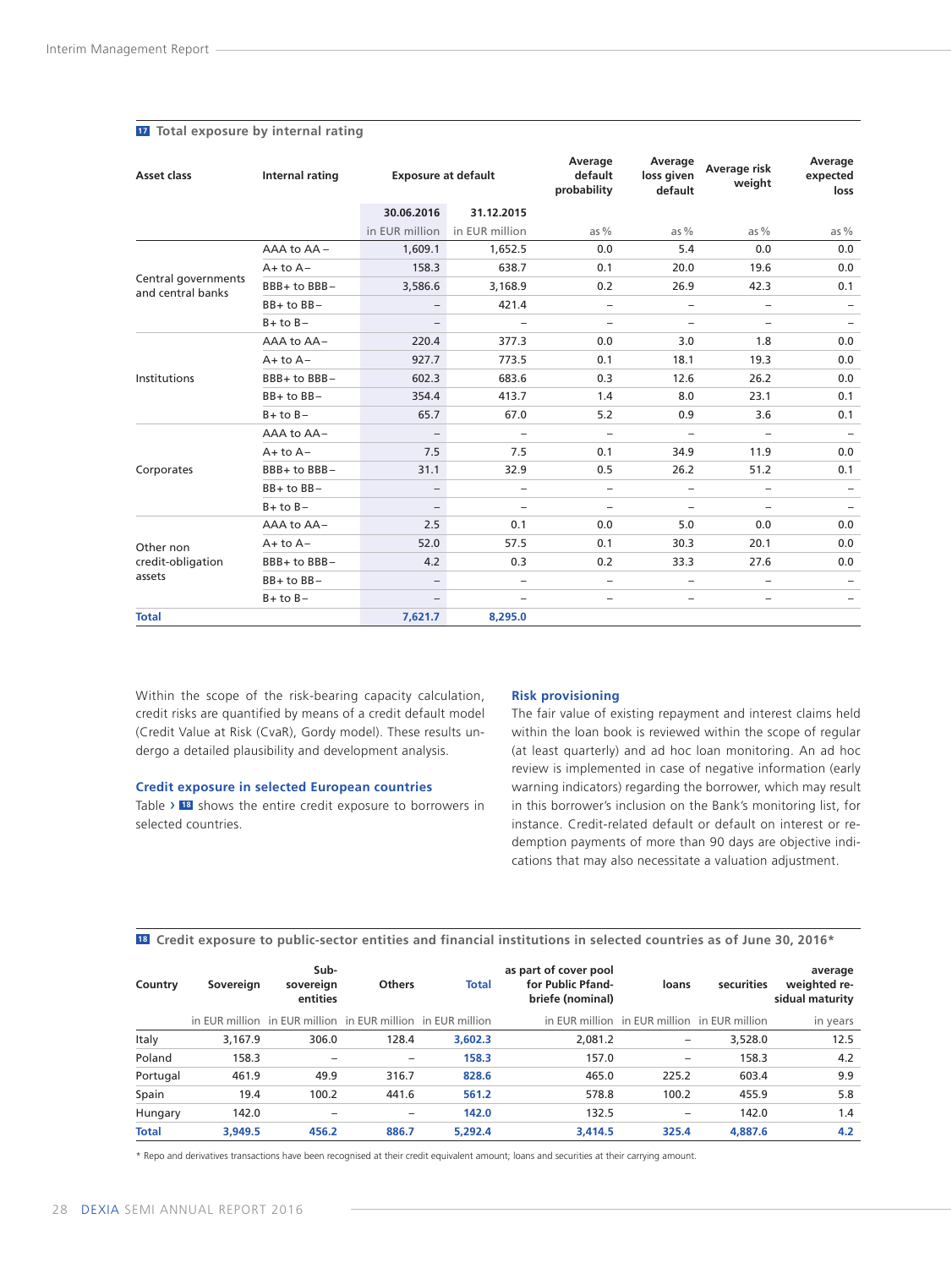**17 Total exposure by internal rating**

| Asset class | Internal rating | Exposure at default | | Average default probability | Average loss given default | Average risk weight | Average expected loss |
|---|---|---|---|---|---|---|---|
| | | 30.06.2016 | 31.12.2015 | | | | |
| | | in EUR million | in EUR million | as % | as % | as % | as % |
| Central governments and central banks | AAA to AA – | 1,609.1 | 1,652.5 | 0.0 | 5.4 | 0.0 | 0.0 |
| | A+ to A – | 158.3 | 638.7 | 0.1 | 20.0 | 19.6 | 0.0 |
| | BBB+ to BBB – | 3,586.6 | 3,168.9 | 0.2 | 26.9 | 42.3 | 0.1 |
| | BB+ to BB – | – | 421.4 | – | – | – | – |
| | B+ to B – | – | – | – | – | – | – |
| Institutions | AAA to AA – | 220.4 | 377.3 | 0.0 | 3.0 | 1.8 | 0.0 |
| | A+ to A – | 927.7 | 773.5 | 0.1 | 18.1 | 19.3 | 0.0 |
| | BBB+ to BBB – | 602.3 | 683.6 | 0.3 | 12.6 | 26.2 | 0.0 |
| | BB+ to BB – | 354.4 | 413.7 | 1.4 | 8.0 | 23.1 | 0.1 |
| | B+ to B – | 65.7 | 67.0 | 5.2 | 0.9 | 3.6 | 0.1 |
| Corporates | AAA to AA – | – | – | – | – | – | – |
| | A+ to A – | 7.5 | 7.5 | 0.1 | 34.9 | 11.9 | 0.0 |
| | BBB+ to BBB – | 31.1 | 32.9 | 0.5 | 26.2 | 51.2 | 0.1 |
| | BB+ to BB – | – | – | – | – | – | – |
| | B+ to B – | – | – | – | – | – | – |
| Other non credit-obligation assets | AAA to AA – | 2.5 | 0.1 | 0.0 | 5.0 | 0.0 | 0.0 |
| | A+ to A – | 52.0 | 57.5 | 0.1 | 30.3 | 20.1 | 0.0 |
| | BBB+ to BBB – | 4.2 | 0.3 | 0.2 | 33.3 | 27.6 | 0.0 |
| | BB+ to BB – | – | – | – | – | – | – |
| | B+ to B – | – | – | – | – | – | – |
| **Total** | | **7,621.7** | **8,295.0** | | | | |

Within the scope of the risk-bearing capacity calculation, credit risks are quantified by means of a credit default model (Credit Value at Risk (CvaR), Gordy model). These results undergo a detailed plausibility and development analysis.

### Credit exposure in selected European countries

Table › 18 shows the entire credit exposure to borrowers in selected countries.

### Risk provisioning

The fair value of existing repayment and interest claims held within the loan book is reviewed within the scope of regular (at least quarterly) and ad hoc loan monitoring. An ad hoc review is implemented in case of negative information (early warning indicators) regarding the borrower, which may result in this borrower's inclusion on the Bank's monitoring list, for instance. Credit-related default or default on interest or redemption payments of more than 90 days are objective indications that may also necessitate a valuation adjustment.

**18 Credit exposure to public-sector entities and financial institutions in selected countries as of June 30, 2016***

| Country | Sovereign | Sub-sovereign entities | Others | Total | as part of cover pool for Public Pfandbriefe (nominal) | loans | securities | average weighted residual maturity |
|---|---|---|---|---|---|---|---|---|
| | in EUR million | in EUR million | in EUR million | in EUR million | in EUR million | in EUR million | in EUR million | in years |
| Italy | 3,167.9 | 306.0 | 128.4 | **3,602.3** | 2,081.2 | – | 3,528.0 | 12.5 |
| Poland | 158.3 | – | – | **158.3** | 157.0 | – | 158.3 | 4.2 |
| Portugal | 461.9 | 49.9 | 316.7 | **828.6** | 465.0 | 225.2 | 603.4 | 9.9 |
| Spain | 19.4 | 100.2 | 441.6 | **561.2** | 578.8 | 100.2 | 455.9 | 5.8 |
| Hungary | 142.0 | – | – | **142.0** | 132.5 | – | 142.0 | 1.4 |
| **Total** | **3,949.5** | **456.2** | **886.7** | **5,292.4** | **3,414.5** | **325.4** | **4,887.6** | **4.2** |

\* Repo and derivatives transactions have been recognised at their credit equivalent amount; loans and securities at their carrying amount.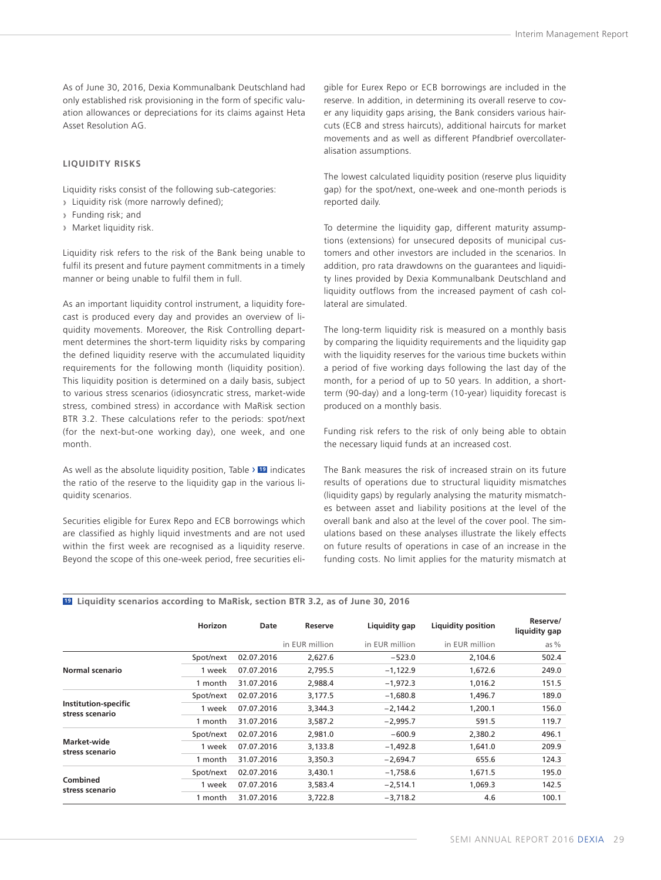As of June 30, 2016, Dexia Kommunalbank Deutschland had only established risk provisioning in the form of specific valuation allowances or depreciations for its claims against Heta Asset Resolution AG.

### LIQUIDITY RISKS

Liquidity risks consist of the following sub-categories:

- Liquidity risk (more narrowly defined);
- Funding risk; and
- Market liquidity risk.

Liquidity risk refers to the risk of the Bank being unable to fulfil its present and future payment commitments in a timely manner or being unable to fulfil them in full.

As an important liquidity control instrument, a liquidity forecast is produced every day and provides an overview of liquidity movements. Moreover, the Risk Controlling department determines the short-term liquidity risks by comparing the defined liquidity reserve with the accumulated liquidity requirements for the following month (liquidity position). This liquidity position is determined on a daily basis, subject to various stress scenarios (idiosyncratic stress, market-wide stress, combined stress) in accordance with MaRisk section BTR 3.2. These calculations refer to the periods: spot/next (for the next-but-one working day), one week, and one month.

As well as the absolute liquidity position, Table › 19 indicates the ratio of the reserve to the liquidity gap in the various liquidity scenarios.

Securities eligible for Eurex Repo and ECB borrowings which are classified as highly liquid investments and are not used within the first week are recognised as a liquidity reserve. Beyond the scope of this one-week period, free securities eligible for Eurex Repo or ECB borrowings are included in the reserve. In addition, in determining its overall reserve to cover any liquidity gaps arising, the Bank considers various haircuts (ECB and stress haircuts), additional haircuts for market movements and as well as different Pfandbrief overcollateralisation assumptions.

The lowest calculated liquidity position (reserve plus liquidity gap) for the spot/next, one-week and one-month periods is reported daily.

To determine the liquidity gap, different maturity assumptions (extensions) for unsecured deposits of municipal customers and other investors are included in the scenarios. In addition, pro rata drawdowns on the guarantees and liquidity lines provided by Dexia Kommunalbank Deutschland and liquidity outflows from the increased payment of cash collateral are simulated.

The long-term liquidity risk is measured on a monthly basis by comparing the liquidity requirements and the liquidity gap with the liquidity reserves for the various time buckets within a period of five working days following the last day of the month, for a period of up to 50 years. In addition, a short-term (90-day) and a long-term (10-year) liquidity forecast is produced on a monthly basis.

Funding risk refers to the risk of only being able to obtain the necessary liquid funds at an increased cost.

The Bank measures the risk of increased strain on its future results of operations due to structural liquidity mismatches (liquidity gaps) by regularly analysing the maturity mismatches between asset and liability positions at the level of the overall bank and also at the level of the cover pool. The simulations based on these analyses illustrate the likely effects on future results of operations in case of an increase in the funding costs. No limit applies for the maturity mismatch at

**19 Liquidity scenarios according to MaRisk, section BTR 3.2, as of June 30, 2016**

| | Horizon | Date | Reserve | Liquidity gap | Liquidity position | Reserve/ liquidity gap |
|---|---|---|---|---|---|---|
| | | | in EUR million | in EUR million | in EUR million | as % |
| Normal scenario | Spot/next | 02.07.2016 | 2,627.6 | −523.0 | 2,104.6 | 502.4 |
| | 1 week | 07.07.2016 | 2,795.5 | −1,122.9 | 1,672.6 | 249.0 |
| | 1 month | 31.07.2016 | 2,988.4 | −1,972.3 | 1,016.2 | 151.5 |
| Institution-specific stress scenario | Spot/next | 02.07.2016 | 3,177.5 | −1,680.8 | 1,496.7 | 189.0 |
| | 1 week | 07.07.2016 | 3,344.3 | −2,144.2 | 1,200.1 | 156.0 |
| | 1 month | 31.07.2016 | 3,587.2 | −2,995.7 | 591.5 | 119.7 |
| Market-wide stress scenario | Spot/next | 02.07.2016 | 2,981.0 | −600.9 | 2,380.2 | 496.1 |
| | 1 week | 07.07.2016 | 3,133.8 | −1,492.8 | 1,641.0 | 209.9 |
| | 1 month | 31.07.2016 | 3,350.3 | −2,694.7 | 655.6 | 124.3 |
| Combined stress scenario | Spot/next | 02.07.2016 | 3,430.1 | −1,758.6 | 1,671.5 | 195.0 |
| | 1 week | 07.07.2016 | 3,583.4 | −2,514.1 | 1,069.3 | 142.5 |
| | 1 month | 31.07.2016 | 3,722.8 | −3,718.2 | 4.6 | 100.1 |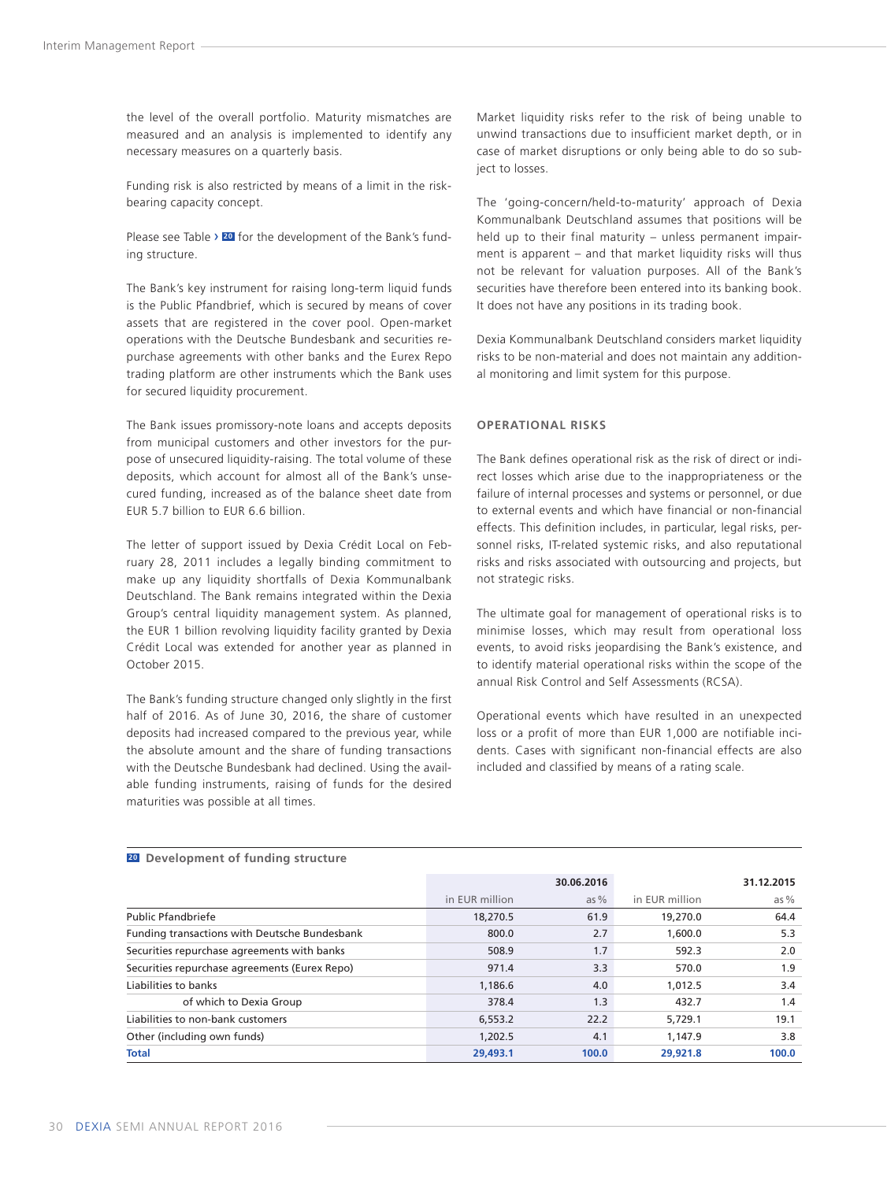the level of the overall portfolio. Maturity mismatches are measured and an analysis is implemented to identify any necessary measures on a quarterly basis.

Funding risk is also restricted by means of a limit in the risk-bearing capacity concept.

Please see Table › 20 for the development of the Bank's funding structure.

The Bank's key instrument for raising long-term liquid funds is the Public Pfandbrief, which is secured by means of cover assets that are registered in the cover pool. Open-market operations with the Deutsche Bundesbank and securities repurchase agreements with other banks and the Eurex Repo trading platform are other instruments which the Bank uses for secured liquidity procurement.

The Bank issues promissory-note loans and accepts deposits from municipal customers and other investors for the purpose of unsecured liquidity-raising. The total volume of these deposits, which account for almost all of the Bank's unsecured funding, increased as of the balance sheet date from EUR 5.7 billion to EUR 6.6 billion.

The letter of support issued by Dexia Crédit Local on February 28, 2011 includes a legally binding commitment to make up any liquidity shortfalls of Dexia Kommunalbank Deutschland. The Bank remains integrated within the Dexia Group's central liquidity management system. As planned, the EUR 1 billion revolving liquidity facility granted by Dexia Crédit Local was extended for another year as planned in October 2015.

The Bank's funding structure changed only slightly in the first half of 2016. As of June 30, 2016, the share of customer deposits had increased compared to the previous year, while the absolute amount and the share of funding transactions with the Deutsche Bundesbank had declined. Using the available funding instruments, raising of funds for the desired maturities was possible at all times.

Market liquidity risks refer to the risk of being unable to unwind transactions due to insufficient market depth, or in case of market disruptions or only being able to do so subject to losses.

The 'going-concern/held-to-maturity' approach of Dexia Kommunalbank Deutschland assumes that positions will be held up to their final maturity – unless permanent impairment is apparent – and that market liquidity risks will thus not be relevant for valuation purposes. All of the Bank's securities have therefore been entered into its banking book. It does not have any positions in its trading book.

Dexia Kommunalbank Deutschland considers market liquidity risks to be non-material and does not maintain any additional monitoring and limit system for this purpose.

### OPERATIONAL RISKS

The Bank defines operational risk as the risk of direct or indirect losses which arise due to the inappropriateness or the failure of internal processes and systems or personnel, or due to external events and which have financial or non-financial effects. This definition includes, in particular, legal risks, personnel risks, IT-related systemic risks, and also reputational risks and risks associated with outsourcing and projects, but not strategic risks.

The ultimate goal for management of operational risks is to minimise losses, which may result from operational loss events, to avoid risks jeopardising the Bank's existence, and to identify material operational risks within the scope of the annual Risk Control and Self Assessments (RCSA).

Operational events which have resulted in an unexpected loss or a profit of more than EUR 1,000 are notifiable incidents. Cases with significant non-financial effects are also included and classified by means of a rating scale.

**20 Development of funding structure**

| | 30.06.2016 | | 31.12.2015 | |
|---|---|---|---|---|
| | in EUR million | as % | in EUR million | as % |
| Public Pfandbriefe | 18,270.5 | 61.9 | 19,270.0 | 64.4 |
| Funding transactions with Deutsche Bundesbank | 800.0 | 2.7 | 1,600.0 | 5.3 |
| Securities repurchase agreements with banks | 508.9 | 1.7 | 592.3 | 2.0 |
| Securities repurchase agreements (Eurex Repo) | 971.4 | 3.3 | 570.0 | 1.9 |
| Liabilities to banks | 1,186.6 | 4.0 | 1,012.5 | 3.4 |
| of which to Dexia Group | 378.4 | 1.3 | 432.7 | 1.4 |
| Liabilities to non-bank customers | 6,553.2 | 22.2 | 5,729.1 | 19.1 |
| Other (including own funds) | 1,202.5 | 4.1 | 1,147.9 | 3.8 |
| **Total** | **29,493.1** | **100.0** | **29,921.8** | **100.0** |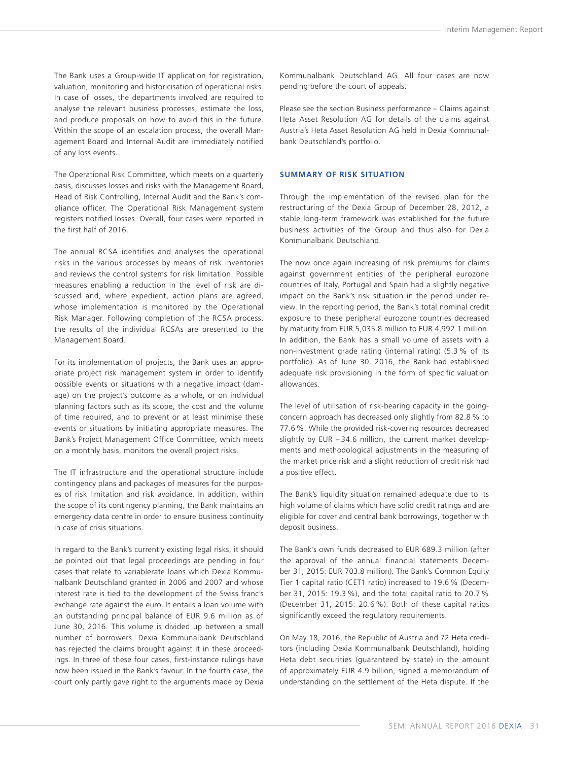The Bank uses a Group-wide IT application for registration, valuation, monitoring and historicisation of operational risks. In case of losses, the departments involved are required to analyse the relevant business processes, estimate the loss, and produce proposals on how to avoid this in the future. Within the scope of an escalation process, the overall Management Board and Internal Audit are immediately notified of any loss events.

The Operational Risk Committee, which meets on a quarterly basis, discusses losses and risks with the Management Board, Head of Risk Controlling, Internal Audit and the Bank's compliance officer. The Operational Risk Management system registers notified losses. Overall, four cases were reported in the first half of 2016.

The annual RCSA identifies and analyses the operational risks in the various processes by means of risk inventories and reviews the control systems for risk limitation. Possible measures enabling a reduction in the level of risk are discussed and, where expedient, action plans are agreed, whose implementation is monitored by the Operational Risk Manager. Following completion of the RCSA process, the results of the individual RCSAs are presented to the Management Board.

For its implementation of projects, the Bank uses an appropriate project risk management system in order to identify possible events or situations with a negative impact (damage) on the project's outcome as a whole, or on individual planning factors such as its scope, the cost and the volume of time required, and to prevent or at least minimise these events or situations by initiating appropriate measures. The Bank's Project Management Office Committee, which meets on a monthly basis, monitors the overall project risks.

The IT infrastructure and the operational structure include contingency plans and packages of measures for the purposes of risk limitation and risk avoidance. In addition, within the scope of its contingency planning, the Bank maintains an emergency data centre in order to ensure business continuity in case of crisis situations.

In regard to the Bank's currently existing legal risks, it should be pointed out that legal proceedings are pending in four cases that relate to variablerate loans which Dexia Kommunalbank Deutschland granted in 2006 and 2007 and whose interest rate is tied to the development of the Swiss franc's exchange rate against the euro. It entails a loan volume with an outstanding principal balance of EUR 9.6 million as of June 30, 2016. This volume is divided up between a small number of borrowers. Dexia Kommunalbank Deutschland has rejected the claims brought against it in these proceedings. In three of these four cases, first-instance rulings have now been issued in the Bank's favour. In the fourth case, the court only partly gave right to the arguments made by Dexia Kommunalbank Deutschland AG. All four cases are now pending before the court of appeals.

Please see the section Business performance – Claims against Heta Asset Resolution AG for details of the claims against Austria's Heta Asset Resolution AG held in Dexia Kommunalbank Deutschland's portfolio.

## SUMMARY OF RISK SITUATION

Through the implementation of the revised plan for the restructuring of the Dexia Group of December 28, 2012, a stable long-term framework was established for the future business activities of the Group and thus also for Dexia Kommunalbank Deutschland.

The now once again increasing of risk premiums for claims against government entities of the peripheral eurozone countries of Italy, Portugal and Spain had a slightly negative impact on the Bank's risk situation in the period under review. In the reporting period, the Bank's total nominal credit exposure to these peripheral eurozone countries decreased by maturity from EUR 5,035.8 million to EUR 4,992.1 million. In addition, the Bank has a small volume of assets with a non-investment grade rating (internal rating) (5.3 % of its portfolio). As of June 30, 2016, the Bank had established adequate risk provisioning in the form of specific valuation allowances.

The level of utilisation of risk-bearing capacity in the going-concern approach has decreased only slightly from 82.8 % to 77.6 %. While the provided risk-covering resources decreased slightly by EUR –34.6 million, the current market developments and methodological adjustments in the measuring of the market price risk and a slight reduction of credit risk had a positive effect.

The Bank's liquidity situation remained adequate due to its high volume of claims which have solid credit ratings and are eligible for cover and central bank borrowings, together with deposit business.

The Bank's own funds decreased to EUR 689.3 million (after the approval of the annual financial statements December 31, 2015: EUR 703.8 million). The Bank's Common Equity Tier 1 capital ratio (CET1 ratio) increased to 19.6 % (December 31, 2015: 19.3 %), and the total capital ratio to 20.7 % (December 31, 2015: 20.6 %). Both of these capital ratios significantly exceed the regulatory requirements.

On May 18, 2016, the Republic of Austria and 72 Heta creditors (including Dexia Kommunalbank Deutschland), holding Heta debt securities (guaranteed by state) in the amount of approximately EUR 4.9 billion, signed a memorandum of understanding on the settlement of the Heta dispute. If the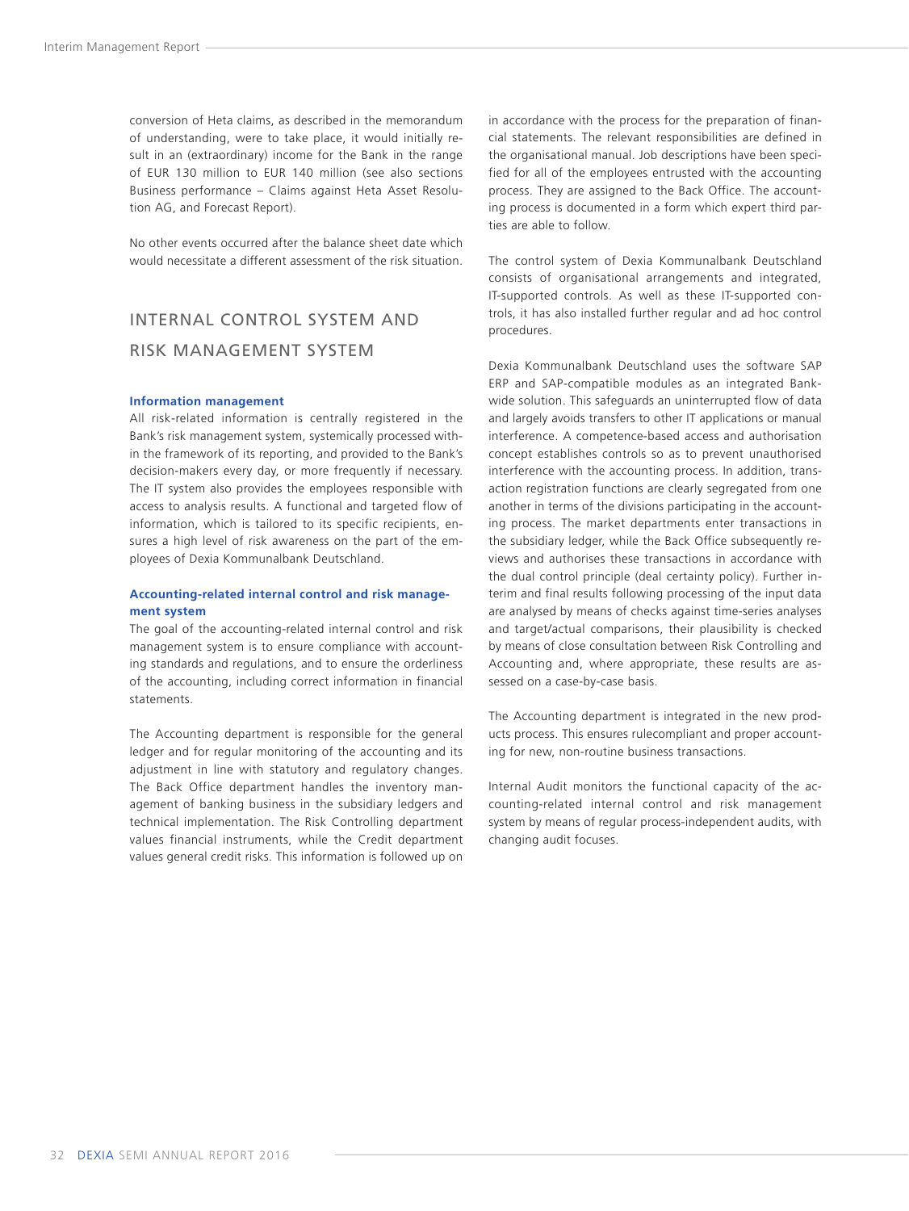conversion of Heta claims, as described in the memorandum of understanding, were to take place, it would initially result in an (extraordinary) income for the Bank in the range of EUR 130 million to EUR 140 million (see also sections Business performance – Claims against Heta Asset Resolution AG, and Forecast Report).

No other events occurred after the balance sheet date which would necessitate a different assessment of the risk situation.

## INTERNAL CONTROL SYSTEM AND RISK MANAGEMENT SYSTEM

### Information management

All risk-related information is centrally registered in the Bank's risk management system, systemically processed within the framework of its reporting, and provided to the Bank's decision-makers every day, or more frequently if necessary. The IT system also provides the employees responsible with access to analysis results. A functional and targeted flow of information, which is tailored to its specific recipients, ensures a high level of risk awareness on the part of the employees of Dexia Kommunalbank Deutschland.

### Accounting-related internal control and risk management system

The goal of the accounting-related internal control and risk management system is to ensure compliance with accounting standards and regulations, and to ensure the orderliness of the accounting, including correct information in financial statements.

The Accounting department is responsible for the general ledger and for regular monitoring of the accounting and its adjustment in line with statutory and regulatory changes. The Back Office department handles the inventory management of banking business in the subsidiary ledgers and technical implementation. The Risk Controlling department values financial instruments, while the Credit department values general credit risks. This information is followed up on in accordance with the process for the preparation of financial statements. The relevant responsibilities are defined in the organisational manual. Job descriptions have been specified for all of the employees entrusted with the accounting process. They are assigned to the Back Office. The accounting process is documented in a form which expert third parties are able to follow.

The control system of Dexia Kommunalbank Deutschland consists of organisational arrangements and integrated, IT-supported controls. As well as these IT-supported controls, it has also installed further regular and ad hoc control procedures.

Dexia Kommunalbank Deutschland uses the software SAP ERP and SAP-compatible modules as an integrated Bank-wide solution. This safeguards an uninterrupted flow of data and largely avoids transfers to other IT applications or manual interference. A competence-based access and authorisation concept establishes controls so as to prevent unauthorised interference with the accounting process. In addition, transaction registration functions are clearly segregated from one another in terms of the divisions participating in the accounting process. The market departments enter transactions in the subsidiary ledger, while the Back Office subsequently reviews and authorises these transactions in accordance with the dual control principle (deal certainty policy). Further interim and final results following processing of the input data are analysed by means of checks against time-series analyses and target/actual comparisons, their plausibility is checked by means of close consultation between Risk Controlling and Accounting and, where appropriate, these results are assessed on a case-by-case basis.

The Accounting department is integrated in the new products process. This ensures rulecompliant and proper accounting for new, non-routine business transactions.

Internal Audit monitors the functional capacity of the accounting-related internal control and risk management system by means of regular process-independent audits, with changing audit focuses.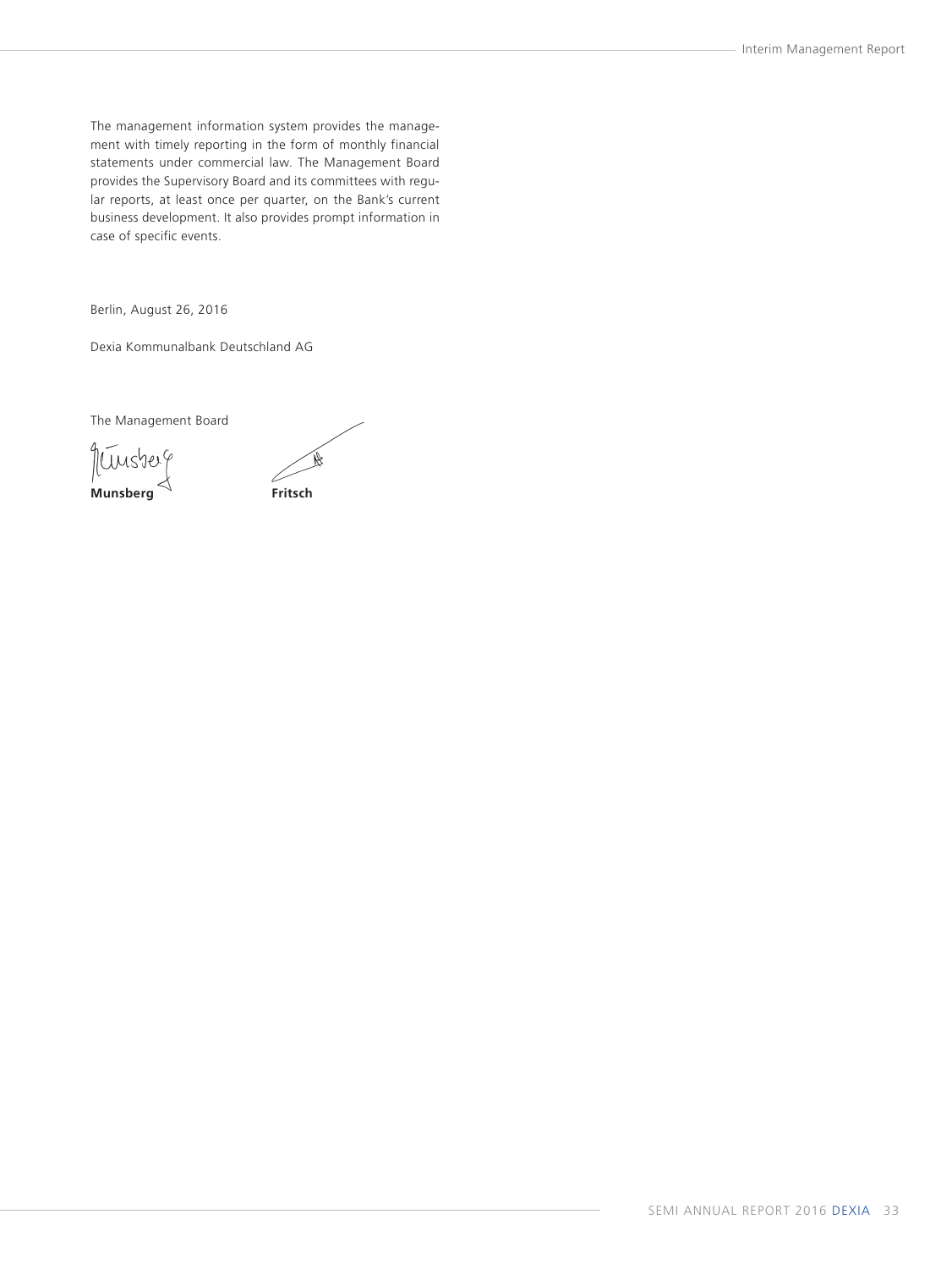The management information system provides the management with timely reporting in the form of monthly financial statements under commercial law. The Management Board provides the Supervisory Board and its committees with regular reports, at least once per quarter, on the Bank's current business development. It also provides prompt information in case of specific events.

Berlin, August 26, 2016

Dexia Kommunalbank Deutschland AG

The Management Board

**Munsberg** **Fritsch**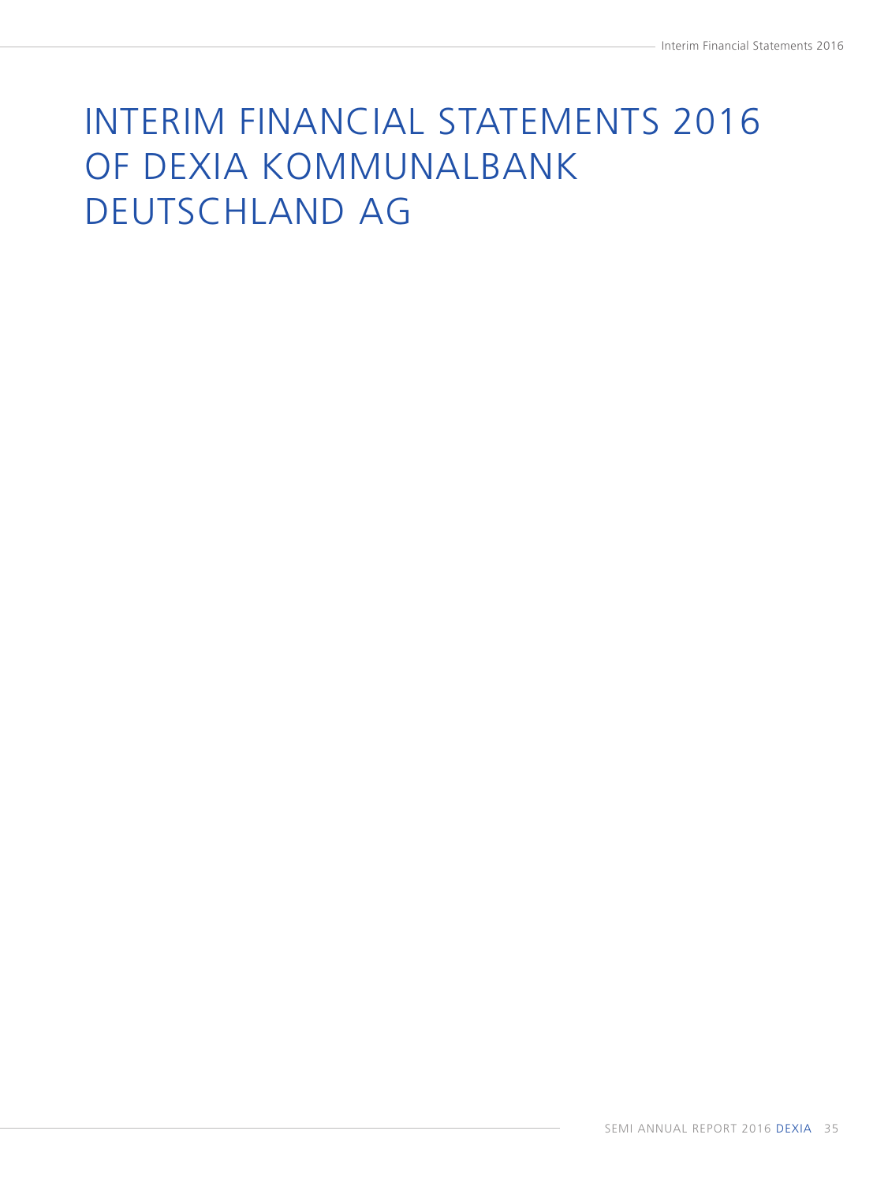# INTERIM FINANCIAL STATEMENTS 2016 OF DEXIA KOMMUNALBANK DEUTSCHLAND AG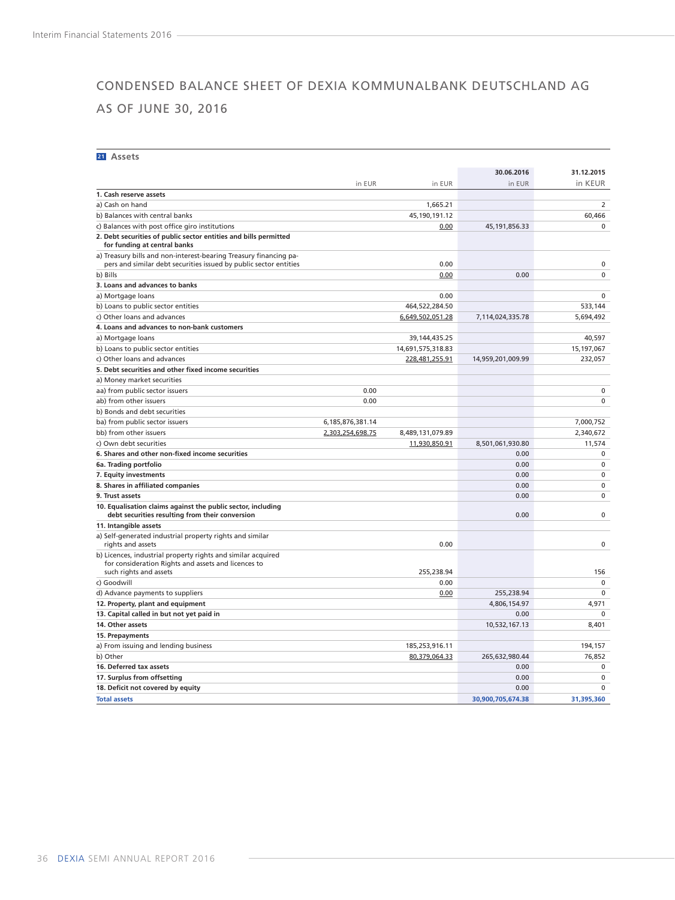# CONDENSED BALANCE SHEET OF DEXIA KOMMUNALBANK DEUTSCHLAND AG AS OF JUNE 30, 2016

**21 Assets**

| | in EUR | in EUR | 30.06.2016 in EUR | 31.12.2015 in KEUR |
|---|---|---|---|---|
| **1. Cash reserve assets** | | | | |
| a) Cash on hand | | 1,665.21 | | 2 |
| b) Balances with central banks | | 45,190,191.12 | | 60,466 |
| c) Balances with post office giro institutions | | 0.00 | 45,191,856.33 | 0 |
| **2. Debt securities of public sector entities and bills permitted for funding at central banks** | | | | |
| a) Treasury bills and non-interest-bearing Treasury financing papers and similar debt securities issued by public sector entities | | 0.00 | | 0 |
| b) Bills | | 0.00 | 0.00 | 0 |
| **3. Loans and advances to banks** | | | | |
| a) Mortgage loans | | 0.00 | | 0 |
| b) Loans to public sector entities | | 464,522,284.50 | | 533,144 |
| c) Other loans and advances | | 6,649,502,051.28 | 7,114,024,335.78 | 5,694,492 |
| **4. Loans and advances to non-bank customers** | | | | |
| a) Mortgage loans | | 39,144,435.25 | | 40,597 |
| b) Loans to public sector entities | | 14,691,575,318.83 | | 15,197,067 |
| c) Other loans and advances | | 228,481,255.91 | 14,959,201,009.99 | 232,057 |
| **5. Debt securities and other fixed income securities** | | | | |
| a) Money market securities | | | | |
| aa) from public sector issuers | 0.00 | | | 0 |
| ab) from other issuers | 0.00 | | | 0 |
| b) Bonds and debt securities | | | | |
| ba) from public sector issuers | 6,185,876,381.14 | | | 7,000,752 |
| bb) from other issuers | 2,303,254,698.75 | 8,489,131,079.89 | | 2,340,672 |
| c) Own debt securities | | 11,930,850.91 | 8,501,061,930.80 | 11,574 |
| **6. Shares and other non-fixed income securities** | | | 0.00 | 0 |
| **6a. Trading portfolio** | | | 0.00 | 0 |
| **7. Equity investments** | | | 0.00 | 0 |
| **8. Shares in affiliated companies** | | | 0.00 | 0 |
| **9. Trust assets** | | | 0.00 | 0 |
| **10. Equalisation claims against the public sector, including debt securities resulting from their conversion** | | | 0.00 | 0 |
| **11. Intangible assets** | | | | |
| a) Self-generated industrial property rights and similar rights and assets | | 0.00 | | 0 |
| b) Licences, industrial property rights and similar acquired for consideration Rights and assets and licences to such rights and assets | | 255,238.94 | | 156 |
| c) Goodwill | | 0.00 | | 0 |
| d) Advance payments to suppliers | | 0.00 | 255,238.94 | 0 |
| **12. Property, plant and equipment** | | | 4,806,154.97 | 4,971 |
| **13. Capital called in but not yet paid in** | | | 0.00 | 0 |
| **14. Other assets** | | | 10,532,167.13 | 8,401 |
| **15. Prepayments** | | | | |
| a) From issuing and lending business | | 185,253,916.11 | | 194,157 |
| b) Other | | 80,379,064.33 | 265,632,980.44 | 76,852 |
| **16. Deferred tax assets** | | | 0.00 | 0 |
| **17. Surplus from offsetting** | | | 0.00 | 0 |
| **18. Deficit not covered by equity** | | | 0.00 | 0 |
| **Total assets** | | | **30,900,705,674.38** | **31,395,360** |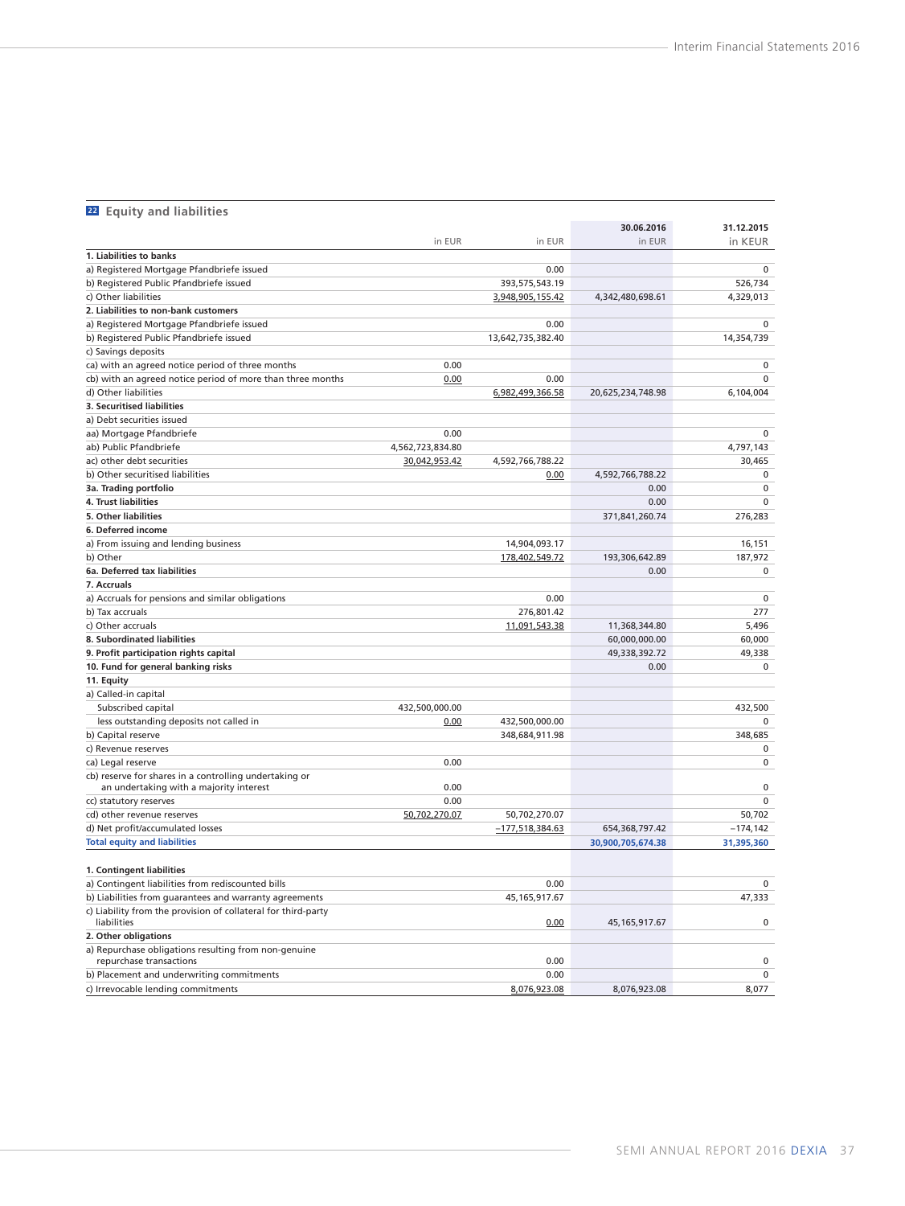## 22 Equity and liabilities

| | in EUR | in EUR | 30.06.2016 in EUR | 31.12.2015 in KEUR |
|---|---|---|---|---|
| **1. Liabilities to banks** | | | | |
| a) Registered Mortgage Pfandbriefe issued | | 0.00 | | 0 |
| b) Registered Public Pfandbriefe issued | | 393,575,543.19 | | 526,734 |
| c) Other liabilities | | 3,948,905,155.42 | 4,342,480,698.61 | 4,329,013 |
| **2. Liabilities to non-bank customers** | | | | |
| a) Registered Mortgage Pfandbriefe issued | | 0.00 | | 0 |
| b) Registered Public Pfandbriefe issued | | 13,642,735,382.40 | | 14,354,739 |
| c) Savings deposits | | | | |
| ca) with an agreed notice period of three months | 0.00 | | | 0 |
| cb) with an agreed notice period of more than three months | 0.00 | 0.00 | | 0 |
| d) Other liabilities | | 6,982,499,366.58 | 20,625,234,748.98 | 6,104,004 |
| **3. Securitised liabilities** | | | | |
| a) Debt securities issued | | | | |
| aa) Mortgage Pfandbriefe | 0.00 | | | 0 |
| ab) Public Pfandbriefe | 4,562,723,834.80 | | | 4,797,143 |
| ac) other debt securities | 30,042,953.42 | 4,592,766,788.22 | | 30,465 |
| b) Other securitised liabilities | | 0.00 | 4,592,766,788.22 | 0 |
| **3a. Trading portfolio** | | | 0.00 | 0 |
| **4. Trust liabilities** | | | 0.00 | 0 |
| **5. Other liabilities** | | | 371,841,260.74 | 276,283 |
| **6. Deferred income** | | | | |
| a) From issuing and lending business | | 14,904,093.17 | | 16,151 |
| b) Other | | 178,402,549.72 | 193,306,642.89 | 187,972 |
| **6a. Deferred tax liabilities** | | | 0.00 | 0 |
| **7. Accruals** | | | | |
| a) Accruals for pensions and similar obligations | | 0.00 | | 0 |
| b) Tax accruals | | 276,801.42 | | 277 |
| c) Other accruals | | 11,091,543.38 | 11,368,344.80 | 5,496 |
| **8. Subordinated liabilities** | | | 60,000,000.00 | 60,000 |
| **9. Profit participation rights capital** | | | 49,338,392.72 | 49,338 |
| **10. Fund for general banking risks** | | | 0.00 | 0 |
| **11. Equity** | | | | |
| a) Called-in capital | | | | |
| Subscribed capital | 432,500,000.00 | | | 432,500 |
| less outstanding deposits not called in | 0.00 | 432,500,000.00 | | 0 |
| b) Capital reserve | | 348,684,911.98 | | 348,685 |
| c) Revenue reserves | | | | 0 |
| ca) Legal reserve | 0.00 | | | 0 |
| cb) reserve for shares in a controlling undertaking or an undertaking with a majority interest | 0.00 | | | 0 |
| cc) statutory reserves | 0.00 | | | 0 |
| cd) other revenue reserves | 50,702,270.07 | 50,702,270.07 | | 50,702 |
| d) Net profit/accumulated losses | | –177,518,384.63 | 654,368,797.42 | –174,142 |
| **Total equity and liabilities** | | | **30,900,705,674.38** | **31,395,360** |
| | | | | |
| **1. Contingent liabilities** | | | | |
| a) Contingent liabilities from rediscounted bills | | 0.00 | | 0 |
| b) Liabilities from guarantees and warranty agreements | | 45,165,917.67 | | 47,333 |
| c) Liability from the provision of collateral for third-party liabilities | | 0.00 | 45,165,917.67 | 0 |
| **2. Other obligations** | | | | |
| a) Repurchase obligations resulting from non-genuine repurchase transactions | | 0.00 | | 0 |
| b) Placement and underwriting commitments | | 0.00 | | 0 |
| c) Irrevocable lending commitments | | 8,076,923.08 | 8,076,923.08 | 8,077 |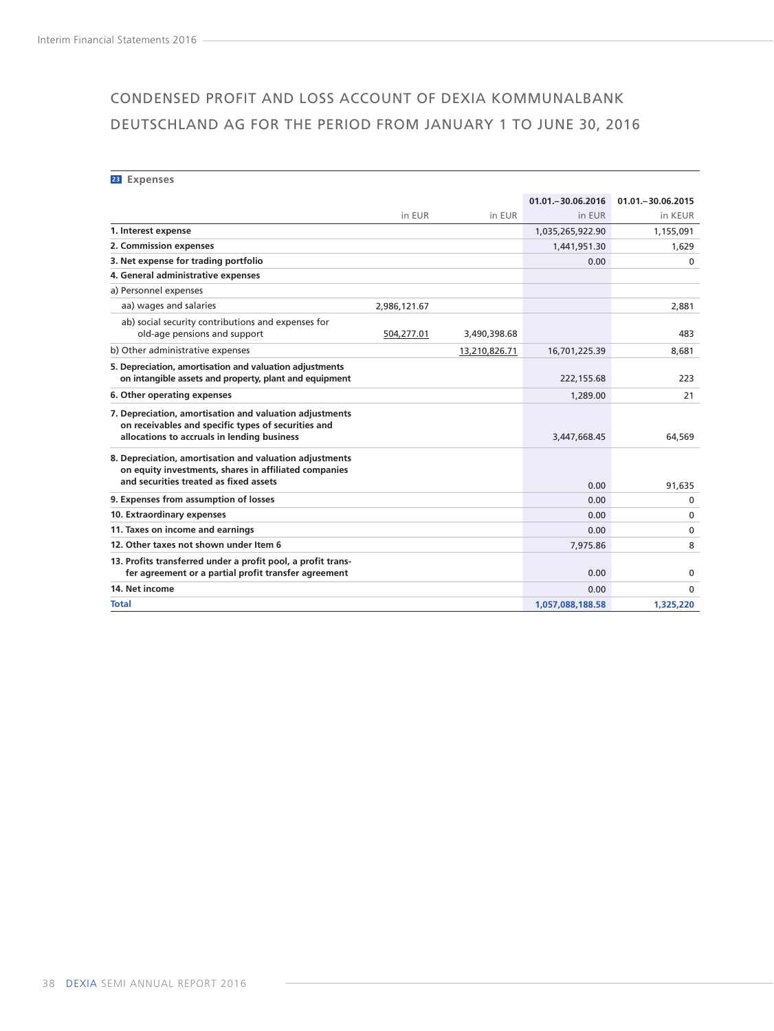# CONDENSED PROFIT AND LOSS ACCOUNT OF DEXIA KOMMUNALBANK DEUTSCHLAND AG FOR THE PERIOD FROM JANUARY 1 TO JUNE 30, 2016

**23 Expenses**

| | in EUR | in EUR | 01.01.–30.06.2016 in EUR | 01.01.–30.06.2015 in KEUR |
|---|---|---|---|---|
| **1. Interest expense** | | | 1,035,265,922.90 | 1,155,091 |
| **2. Commission expenses** | | | 1,441,951.30 | 1,629 |
| **3. Net expense for trading portfolio** | | | 0.00 | 0 |
| **4. General administrative expenses** | | | | |
| a) Personnel expenses | | | | |
| aa) wages and salaries | 2,986,121.67 | | | 2,881 |
| ab) social security contributions and expenses for old-age pensions and support | 504,277.01 | 3,490,398.68 | | 483 |
| b) Other administrative expenses | | 13,210,826.71 | 16,701,225.39 | 8,681 |
| **5. Depreciation, amortisation and valuation adjustments on intangible assets and property, plant and equipment** | | | 222,155.68 | 223 |
| **6. Other operating expenses** | | | 1,289.00 | 21 |
| **7. Depreciation, amortisation and valuation adjustments on receivables and specific types of securities and allocations to accruals in lending business** | | | 3,447,668.45 | 64,569 |
| **8. Depreciation, amortisation and valuation adjustments on equity investments, shares in affiliated companies and securities treated as fixed assets** | | | 0.00 | 91,635 |
| **9. Expenses from assumption of losses** | | | 0.00 | 0 |
| **10. Extraordinary expenses** | | | 0.00 | 0 |
| **11. Taxes on income and earnings** | | | 0.00 | 0 |
| **12. Other taxes not shown under Item 6** | | | 7,975.86 | 8 |
| **13. Profits transferred under a profit pool, a profit transfer agreement or a partial profit transfer agreement** | | | 0.00 | 0 |
| **14. Net income** | | | 0.00 | 0 |
| **Total** | | | **1,057,088,188.58** | **1,325,220** |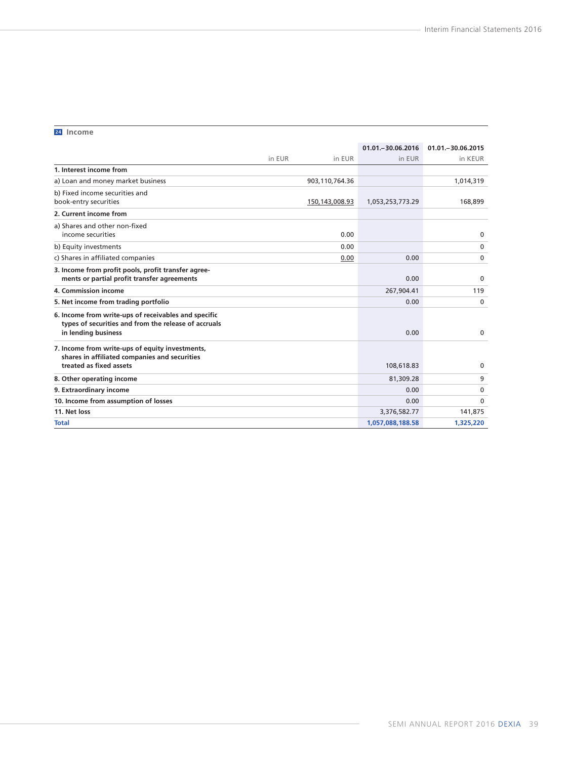## 24 Income

| | in EUR | in EUR | 01.01.–30.06.2016 in EUR | 01.01.–30.06.2015 in KEUR |
|---|---|---|---|---|
| **1. Interest income from** | | | | |
| a) Loan and money market business | | 903,110,764.36 | | 1,014,319 |
| b) Fixed income securities and book-entry securities | | 150,143,008.93 | 1,053,253,773.29 | 168,899 |
| **2. Current income from** | | | | |
| a) Shares and other non-fixed income securities | | 0.00 | | 0 |
| b) Equity investments | | 0.00 | | 0 |
| c) Shares in affiliated companies | | 0.00 | 0.00 | 0 |
| **3. Income from profit pools, profit transfer agreements or partial profit transfer agreements** | | | 0.00 | 0 |
| **4. Commission income** | | | 267,904.41 | 119 |
| **5. Net income from trading portfolio** | | | 0.00 | 0 |
| **6. Income from write-ups of receivables and specific types of securities and from the release of accruals in lending business** | | | 0.00 | 0 |
| **7. Income from write-ups of equity investments, shares in affiliated companies and securities treated as fixed assets** | | | 108,618.83 | 0 |
| **8. Other operating income** | | | 81,309.28 | 9 |
| **9. Extraordinary income** | | | 0.00 | 0 |
| **10. Income from assumption of losses** | | | 0.00 | 0 |
| **11. Net loss** | | | 3,376,582.77 | 141,875 |
| **Total** | | | **1,057,088,188.58** | **1,325,220** |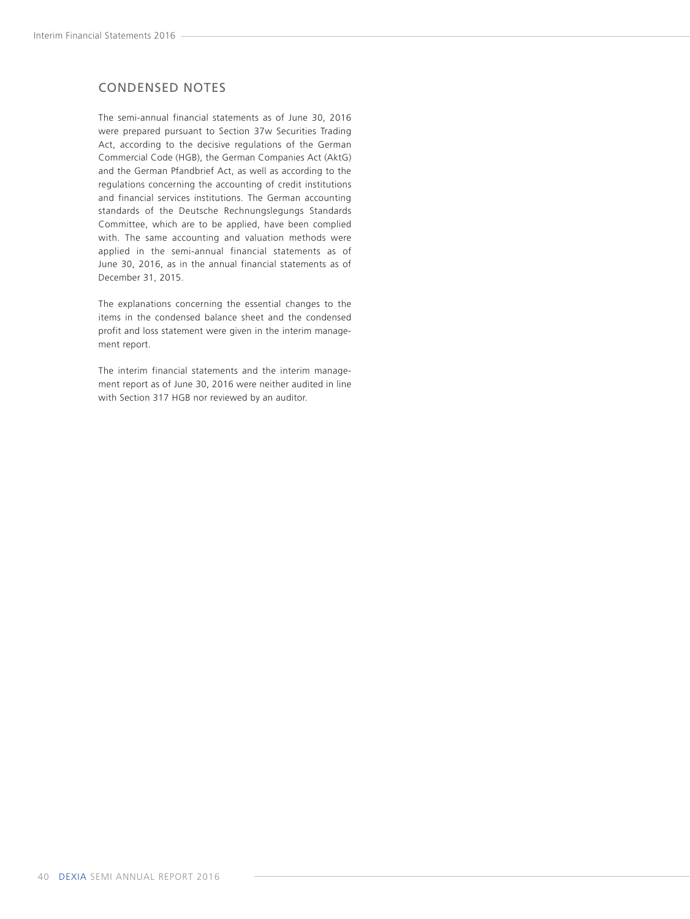## CONDENSED NOTES

The semi-annual financial statements as of June 30, 2016 were prepared pursuant to Section 37w Securities Trading Act, according to the decisive regulations of the German Commercial Code (HGB), the German Companies Act (AktG) and the German Pfandbrief Act, as well as according to the regulations concerning the accounting of credit institutions and financial services institutions. The German accounting standards of the Deutsche Rechnungslegungs Standards Committee, which are to be applied, have been complied with. The same accounting and valuation methods were applied in the semi-annual financial statements as of June 30, 2016, as in the annual financial statements as of December 31, 2015.

The explanations concerning the essential changes to the items in the condensed balance sheet and the condensed profit and loss statement were given in the interim management report.

The interim financial statements and the interim management report as of June 30, 2016 were neither audited in line with Section 317 HGB nor reviewed by an auditor.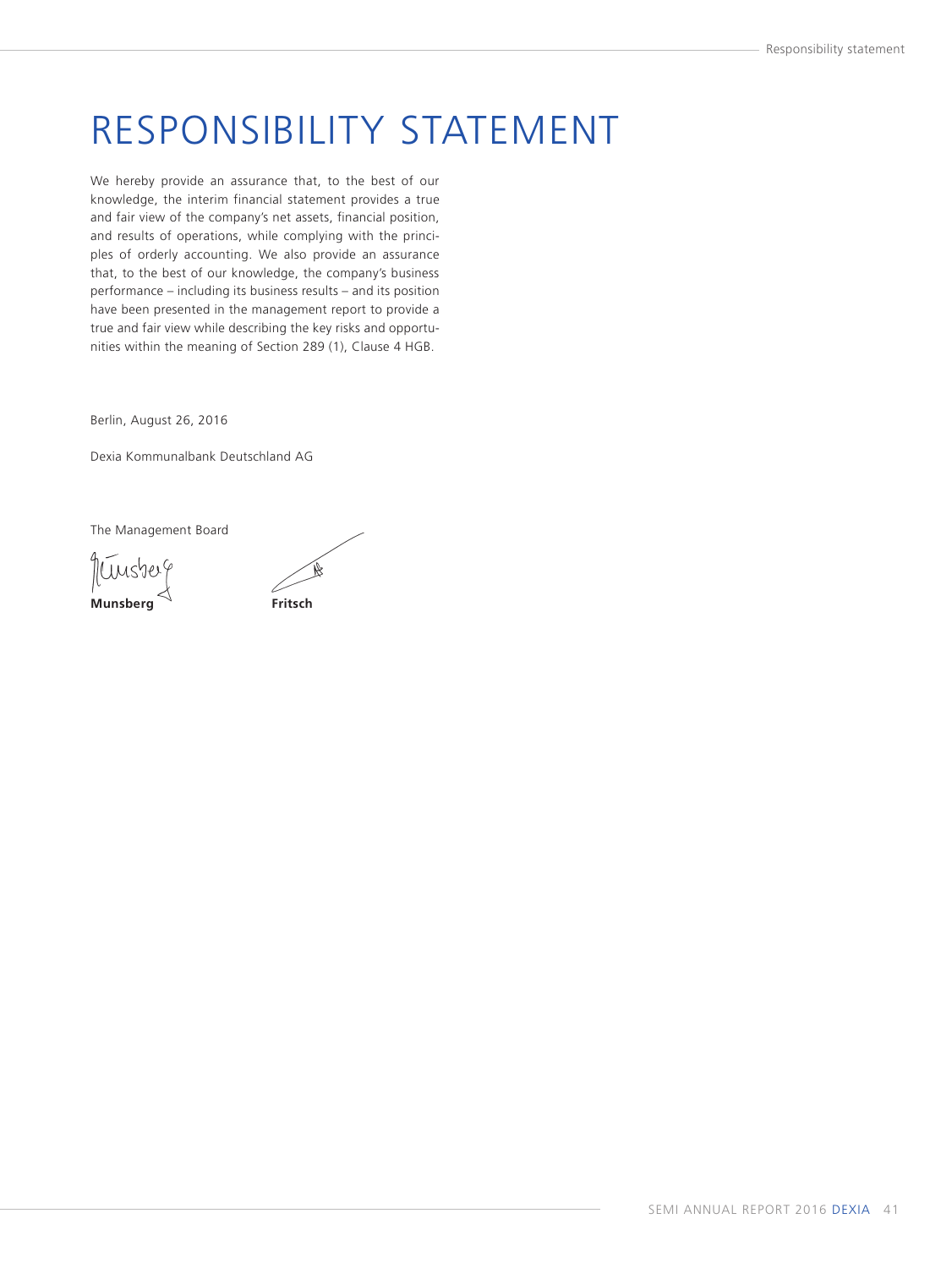# RESPONSIBILITY STATEMENT

We hereby provide an assurance that, to the best of our knowledge, the interim financial statement provides a true and fair view of the company's net assets, financial position, and results of operations, while complying with the principles of orderly accounting. We also provide an assurance that, to the best of our knowledge, the company's business performance – including its business results – and its position have been presented in the management report to provide a true and fair view while describing the key risks and opportunities within the meaning of Section 289 (1), Clause 4 HGB.

Berlin, August 26, 2016

Dexia Kommunalbank Deutschland AG

The Management Board

**Munsberg** **Fritsch**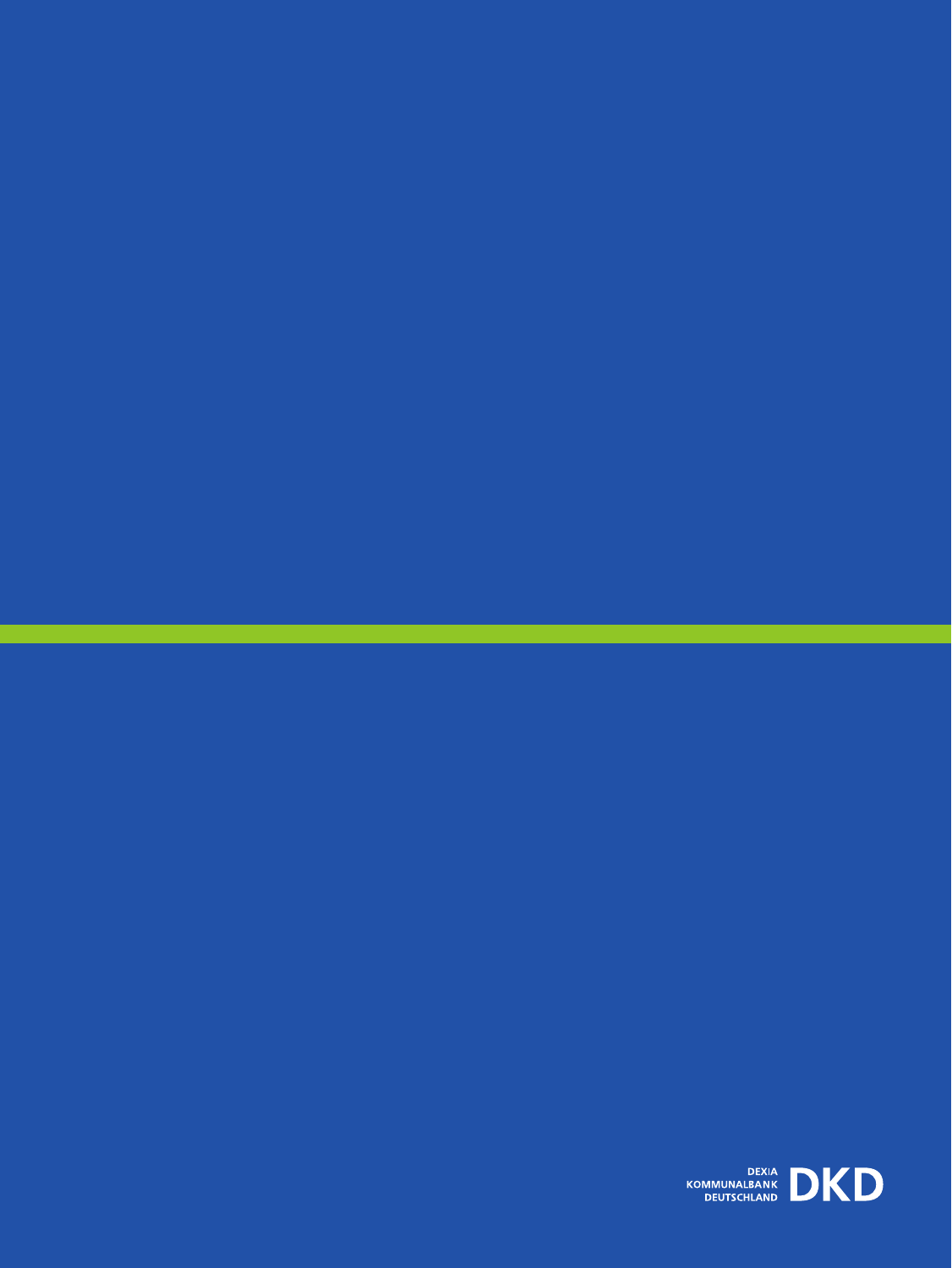DEXIA
KOMMUNALBANK
DEUTSCHLAND DKD